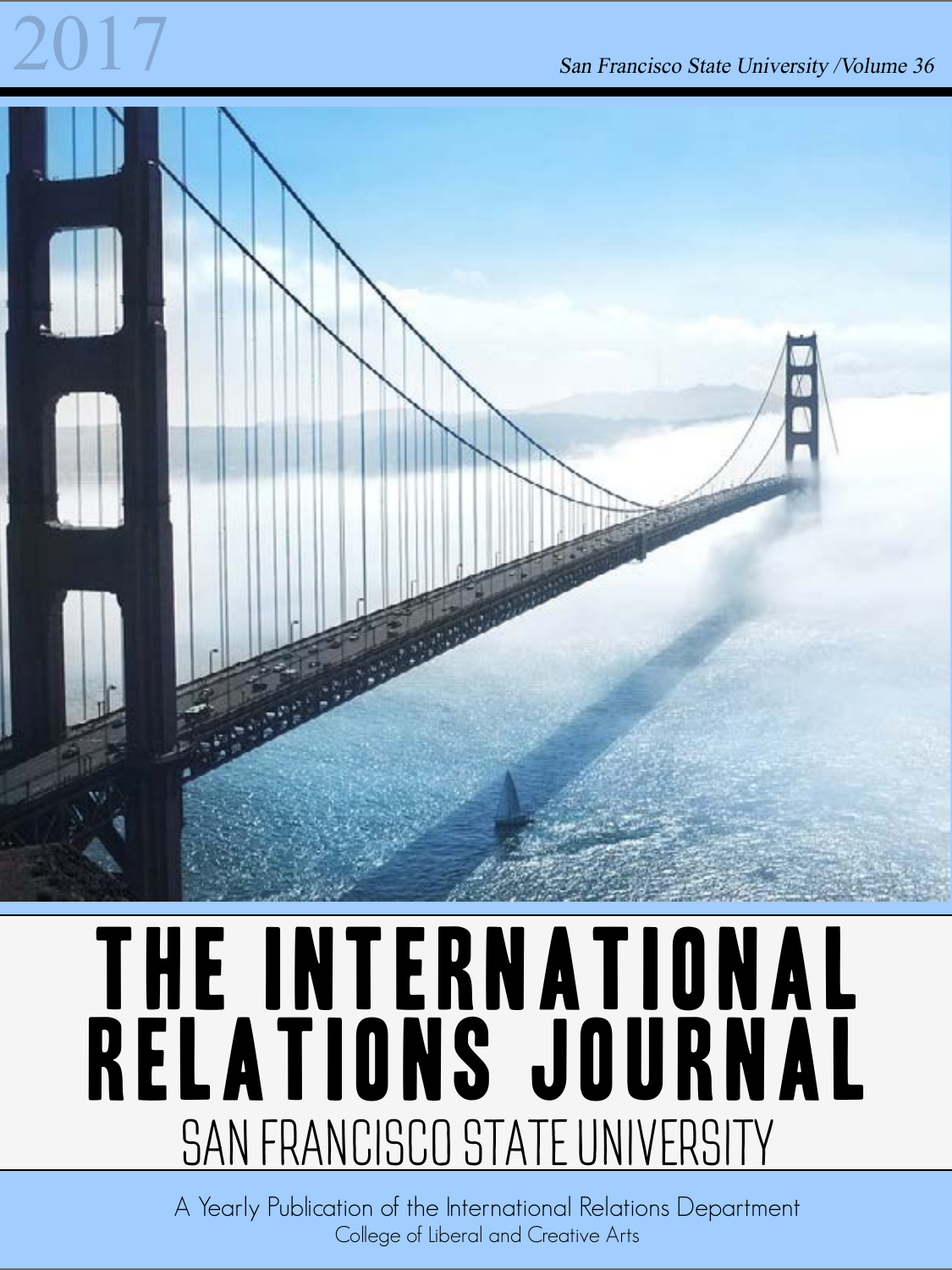2017

*San Francisco State University /Volume 36*

# THE INTERNATIONAL RELATIONS JOURNAL

## SAN FRANCISCO STATE UNIVERSITY

A Yearly Publication of the International Relations Department

College of Liberal and Creative Arts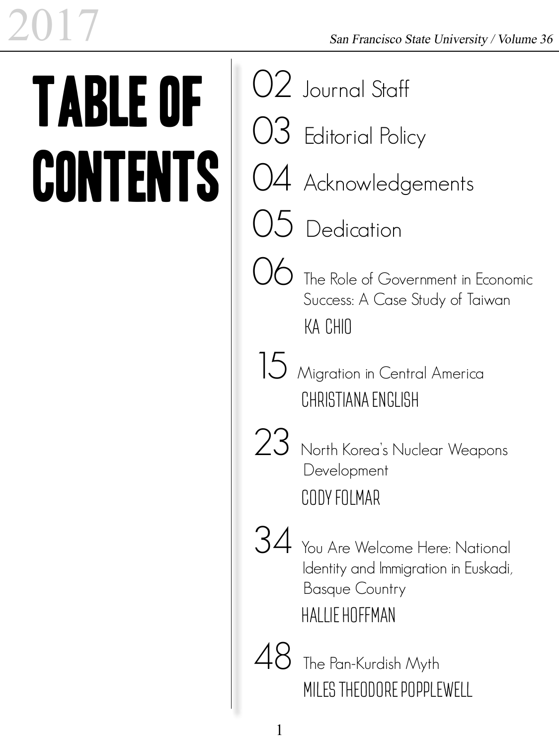# TABLE OF CONTENTS

02 Journal Staff

03 Editorial Policy

04 Acknowledgements

05 Dedication

06 The Role of Government in Economic Success: A Case Study of Taiwan
KA CHIO

15 Migration in Central America
CHRISTIANA ENGLISH

23 North Korea's Nuclear Weapons Development
CODY FOLMAR

34 You Are Welcome Here: National Identity and Immigration in Euskadi, Basque Country
HALLIE HOFFMAN

48 The Pan-Kurdish Myth
MILES THEODORE POPPLEWELL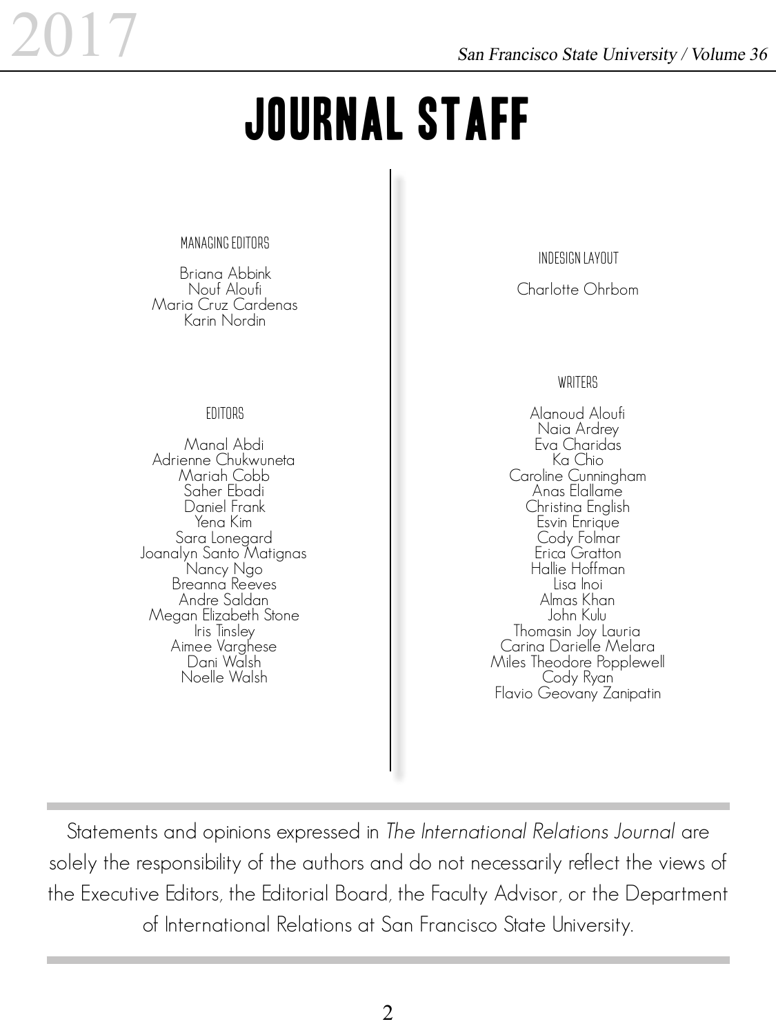# JOURNAL STAFF

### MANAGING EDITORS

Briana Abbink
Nouf Aloufi
Maria Cruz Cardenas
Karin Nordin

### EDITORS

Manal Abdi
Adrienne Chukwuneta
Mariah Cobb
Saher Ebadi
Daniel Frank
Yena Kim
Sara Lonegard
Joanalyn Santo Matignas
Nancy Ngo
Breanna Reeves
Andre Saldan
Megan Elizabeth Stone
Iris Tinsley
Aimee Varghese
Dani Walsh
Noelle Walsh

### INDESIGN LAYOUT

Charlotte Ohrbom

### WRITERS

Alanoud Aloufi
Naia Ardrey
Eva Charidas
Ka Chio
Caroline Cunningham
Anas Elallame
Christina English
Esvin Enrique
Cody Folmar
Erica Gratton
Hallie Hoffman
Lisa Inoi
Almas Khan
John Kulu
Thomasin Joy Lauria
Carina Darielle Melara
Miles Theodore Popplewell
Cody Ryan
Flavio Geovany Zanipatin

---

Statements and opinions expressed in *The International Relations Journal* are solely the responsibility of the authors and do not necessarily reflect the views of the Executive Editors, the Editorial Board, the Faculty Advisor, or the Department of International Relations at San Francisco State University.

---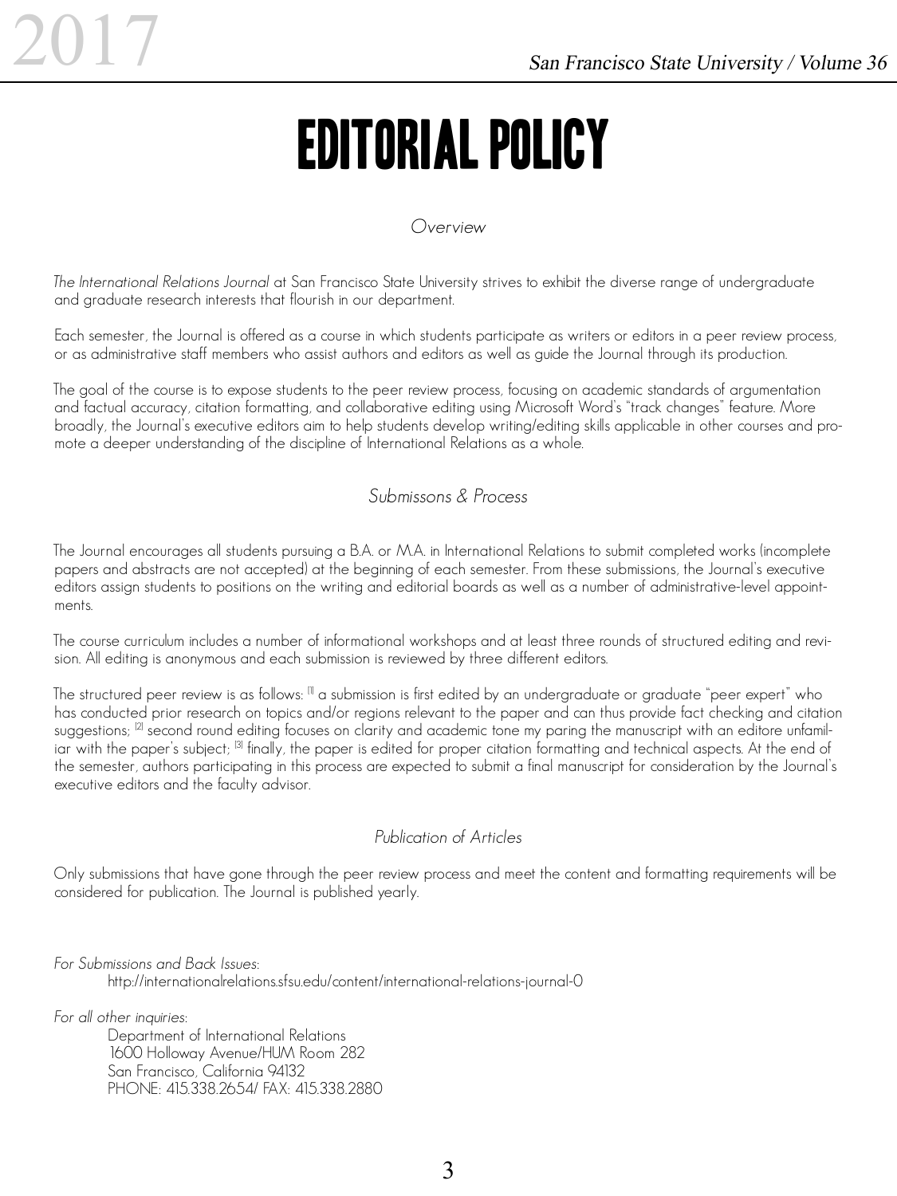# EDITORIAL POLICY

## *Overview*

*The International Relations Journal* at San Francisco State University strives to exhibit the diverse range of undergraduate and graduate research interests that flourish in our department.

Each semester, the Journal is offered as a course in which students participate as writers or editors in a peer review process, or as administrative staff members who assist authors and editors as well as guide the Journal through its production.

The goal of the course is to expose students to the peer review process, focusing on academic standards of argumentation and factual accuracy, citation formatting, and collaborative editing using Microsoft Word's "track changes" feature. More broadly, the Journal's executive editors aim to help students develop writing/editing skills applicable in other courses and promote a deeper understanding of the discipline of International Relations as a whole.

## *Submissons & Process*

The Journal encourages all students pursuing a B.A. or M.A. in International Relations to submit completed works (incomplete papers and abstracts are not accepted) at the beginning of each semester. From these submissions, the Journal's executive editors assign students to positions on the writing and editorial boards as well as a number of administrative-level appointments.

The course curriculum includes a number of informational workshops and at least three rounds of structured editing and revision. All editing is anonymous and each submission is reviewed by three different editors.

The structured peer review is as follows: [1] a submission is first edited by an undergraduate or graduate "peer expert" who has conducted prior research on topics and/or regions relevant to the paper and can thus provide fact checking and citation suggestions; [2] second round editing focuses on clarity and academic tone my paring the manuscript with an editore unfamiliar with the paper's subject; [3] finally, the paper is edited for proper citation formatting and technical aspects. At the end of the semester, authors participating in this process are expected to submit a final manuscript for consideration by the Journal's executive editors and the faculty advisor.

## *Publication of Articles*

Only submissions that have gone through the peer review process and meet the content and formatting requirements will be considered for publication. The Journal is published yearly.

*For Submissions and Back Issues*:

http://internationalrelations.sfsu.edu/content/international-relations-journal-0

*For all other inquiries*:

Department of International Relations
1600 Holloway Avenue/HUM Room 282
San Francisco, California 94132
PHONE: 415.338.2654/ FAX: 415.338.2880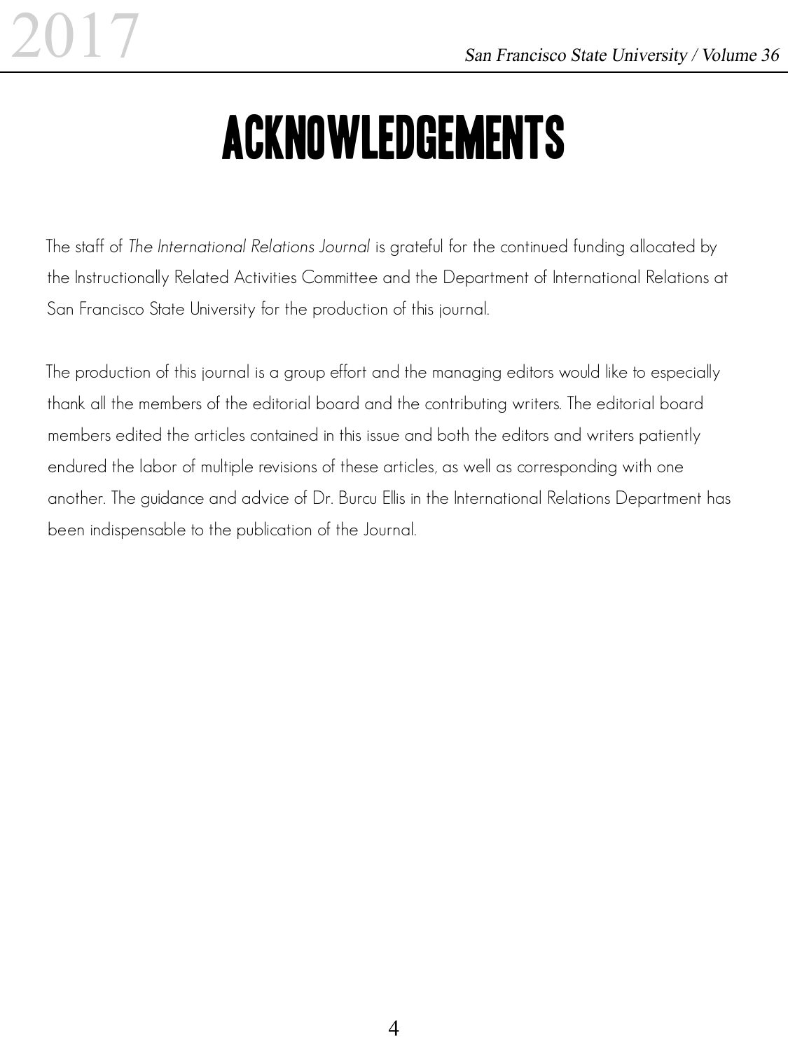# ACKNOWLEDGEMENTS

The staff of *The International Relations Journal* is grateful for the continued funding allocated by the Instructionally Related Activities Committee and the Department of International Relations at San Francisco State University for the production of this journal.

The production of this journal is a group effort and the managing editors would like to especially thank all the members of the editorial board and the contributing writers. The editorial board members edited the articles contained in this issue and both the editors and writers patiently endured the labor of multiple revisions of these articles, as well as corresponding with one another. The guidance and advice of Dr. Burcu Ellis in the International Relations Department has been indispensable to the publication of the Journal.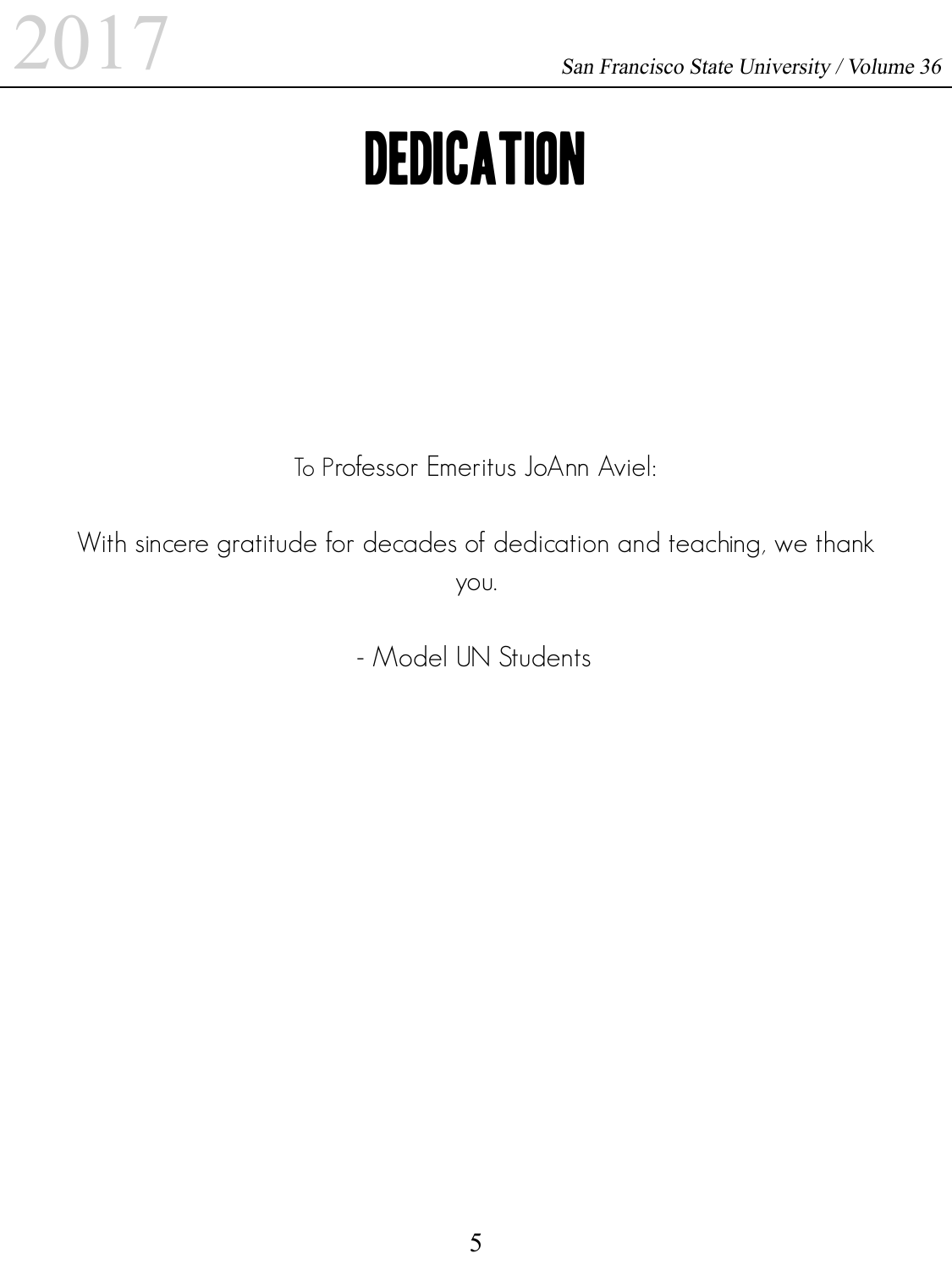# DEDICATION

To Professor Emeritus JoAnn Aviel:

With sincere gratitude for decades of dedication and teaching, we thank you.

- Model UN Students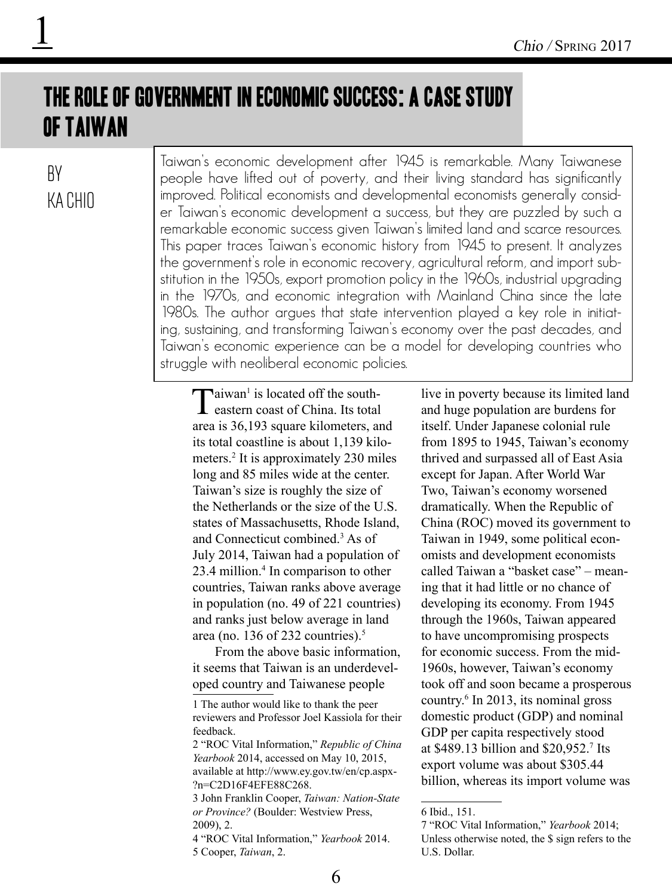# THE ROLE OF GOVERNMENT IN ECONOMIC SUCCESS: A CASE STUDY OF TAIWAN

BY KA CHIO

Taiwan's economic development after 1945 is remarkable. Many Taiwanese people have lifted out of poverty, and their living standard has significantly improved. Political economists and developmental economists generally consider Taiwan's economic development a success, but they are puzzled by such a remarkable economic success given Taiwan's limited land and scarce resources. This paper traces Taiwan's economic history from 1945 to present. It analyzes the government's role in economic recovery, agricultural reform, and import substitution in the 1950s, export promotion policy in the 1960s, industrial upgrading in the 1970s, and economic integration with Mainland China since the late 1980s. The author argues that state intervention played a key role in initiating, sustaining, and transforming Taiwan's economy over the past decades, and Taiwan's economic experience can be a model for developing countries who struggle with neoliberal economic policies.

Taiwan[1] is located off the southeastern coast of China. Its total area is 36,193 square kilometers, and its total coastline is about 1,139 kilometers.[2] It is approximately 230 miles long and 85 miles wide at the center. Taiwan's size is roughly the size of the Netherlands or the size of the U.S. states of Massachusetts, Rhode Island, and Connecticut combined.[3] As of July 2014, Taiwan had a population of 23.4 million.[4] In comparison to other countries, Taiwan ranks above average in population (no. 49 of 221 countries) and ranks just below average in land area (no. 136 of 232 countries).[5]

From the above basic information, it seems that Taiwan is an underdeveloped country and Taiwanese people live in poverty because its limited land and huge population are burdens for itself. Under Japanese colonial rule from 1895 to 1945, Taiwan's economy thrived and surpassed all of East Asia except for Japan. After World War Two, Taiwan's economy worsened dramatically. When the Republic of China (ROC) moved its government to Taiwan in 1949, some political economists and development economists called Taiwan a "basket case" – meaning that it had little or no chance of developing its economy. From 1945 through the 1960s, Taiwan appeared to have uncompromising prospects for economic success. From the mid-1960s, however, Taiwan's economy took off and soon became a prosperous country.[6] In 2013, its nominal gross domestic product (GDP) and nominal GDP per capita respectively stood at $489.13 billion and $20,952.[7] Its export volume was about $305.44 billion, whereas its import volume was

---

1 The author would like to thank the peer reviewers and Professor Joel Kassiola for their feedback.

2 "ROC Vital Information," *Republic of China Yearbook* 2014, accessed on May 10, 2015, available at http://www.ey.gov.tw/en/cp.aspx?n=C2D16F4EFE88C268.

3 John Franklin Cooper, *Taiwan: Nation-State or Province?* (Boulder: Westview Press, 2009), 2.

4 "ROC Vital Information," *Yearbook* 2014.

5 Cooper, *Taiwan*, 2.

6 Ibid., 151.

7 "ROC Vital Information," *Yearbook* 2014; Unless otherwise noted, the $ sign refers to the U.S. Dollar.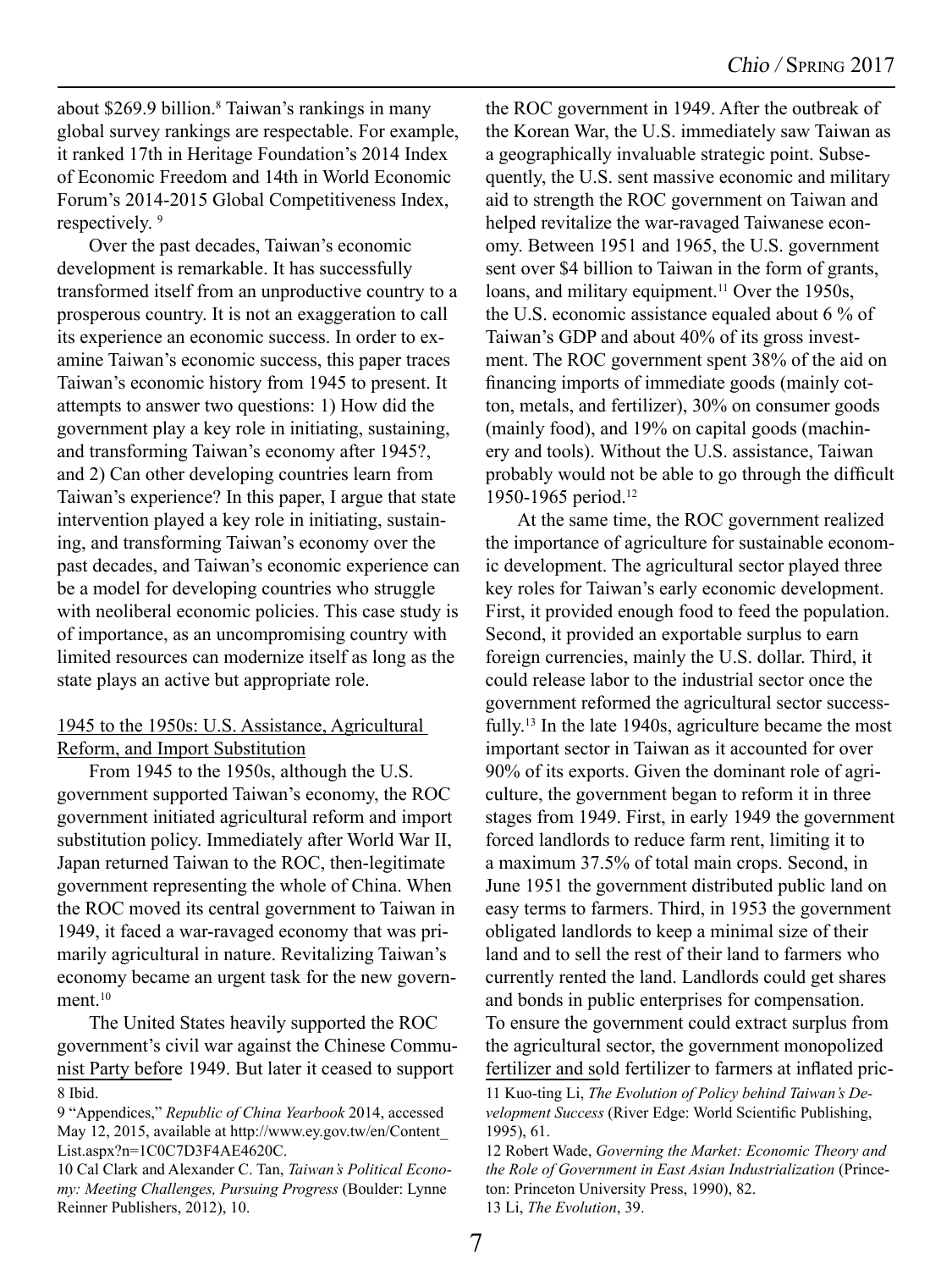about $269.9 billion.[8] Taiwan's rankings in many global survey rankings are respectable. For example, it ranked 17th in Heritage Foundation's 2014 Index of Economic Freedom and 14th in World Economic Forum's 2014-2015 Global Competitiveness Index, respectively. [9]

Over the past decades, Taiwan's economic development is remarkable. It has successfully transformed itself from an unproductive country to a prosperous country. It is not an exaggeration to call its experience an economic success. In order to examine Taiwan's economic success, this paper traces Taiwan's economic history from 1945 to present. It attempts to answer two questions: 1) How did the government play a key role in initiating, sustaining, and transforming Taiwan's economy after 1945?, and 2) Can other developing countries learn from Taiwan's experience? In this paper, I argue that state intervention played a key role in initiating, sustaining, and transforming Taiwan's economy over the past decades, and Taiwan's economic experience can be a model for developing countries who struggle with neoliberal economic policies. This case study is of importance, as an uncompromising country with limited resources can modernize itself as long as the state plays an active but appropriate role.

## 1945 to the 1950s: U.S. Assistance, Agricultural Reform, and Import Substitution

From 1945 to the 1950s, although the U.S. government supported Taiwan's economy, the ROC government initiated agricultural reform and import substitution policy. Immediately after World War II, Japan returned Taiwan to the ROC, then-legitimate government representing the whole of China. When the ROC moved its central government to Taiwan in 1949, it faced a war-ravaged economy that was primarily agricultural in nature. Revitalizing Taiwan's economy became an urgent task for the new government.[10]

The United States heavily supported the ROC government's civil war against the Chinese Communist Party before 1949. But later it ceased to support the ROC government in 1949. After the outbreak of the Korean War, the U.S. immediately saw Taiwan as a geographically invaluable strategic point. Subsequently, the U.S. sent massive economic and military aid to strength the ROC government on Taiwan and helped revitalize the war-ravaged Taiwanese economy. Between 1951 and 1965, the U.S. government sent over $4 billion to Taiwan in the form of grants, loans, and military equipment.[11] Over the 1950s, the U.S. economic assistance equaled about 6 % of Taiwan's GDP and about 40% of its gross investment. The ROC government spent 38% of the aid on financing imports of immediate goods (mainly cotton, metals, and fertilizer), 30% on consumer goods (mainly food), and 19% on capital goods (machinery and tools). Without the U.S. assistance, Taiwan probably would not be able to go through the difficult 1950-1965 period.[12]

At the same time, the ROC government realized the importance of agriculture for sustainable economic development. The agricultural sector played three key roles for Taiwan's early economic development. First, it provided enough food to feed the population. Second, it provided an exportable surplus to earn foreign currencies, mainly the U.S. dollar. Third, it could release labor to the industrial sector once the government reformed the agricultural sector successfully.[13] In the late 1940s, agriculture became the most important sector in Taiwan as it accounted for over 90% of its exports. Given the dominant role of agriculture, the government began to reform it in three stages from 1949. First, in early 1949 the government forced landlords to reduce farm rent, limiting it to a maximum 37.5% of total main crops. Second, in June 1951 the government distributed public land on easy terms to farmers. Third, in 1953 the government obligated landlords to keep a minimal size of their land and to sell the rest of their land to farmers who currently rented the land. Landlords could get shares and bonds in public enterprises for compensation. To ensure the government could extract surplus from the agricultural sector, the government monopolized fertilizer and sold fertilizer to farmers at inflated pric-

8 Ibid.

9 "Appendices," *Republic of China Yearbook* 2014, accessed May 12, 2015, available at http://www.ey.gov.tw/en/Content_List.aspx?n=1C0C7D3F4AE4620C.

10 Cal Clark and Alexander C. Tan, *Taiwan's Political Economy: Meeting Challenges, Pursuing Progress* (Boulder: Lynne Reinner Publishers, 2012), 10.

11 Kuo-ting Li, *The Evolution of Policy behind Taiwan's Development Success* (River Edge: World Scientific Publishing, 1995), 61.

12 Robert Wade, *Governing the Market: Economic Theory and the Role of Government in East Asian Industrialization* (Princeton: Princeton University Press, 1990), 82.

13 Li, *The Evolution*, 39.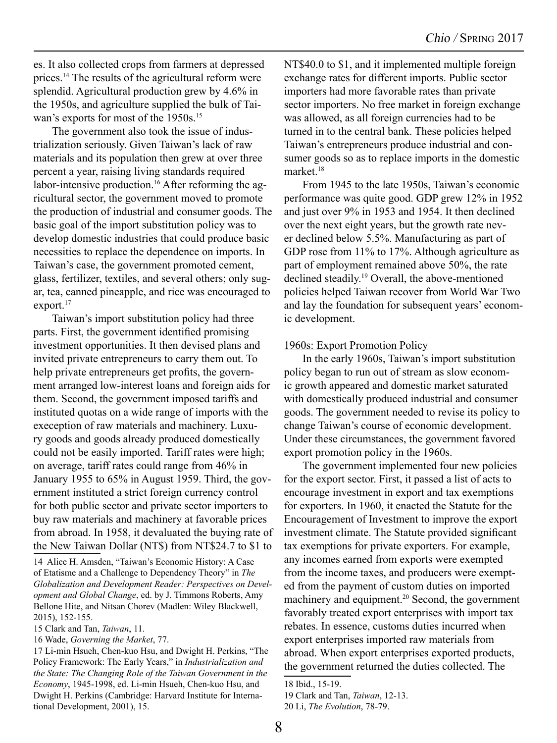es. It also collected crops from farmers at depressed prices.[14] The results of the agricultural reform were splendid. Agricultural production grew by 4.6% in the 1950s, and agriculture supplied the bulk of Taiwan's exports for most of the 1950s.[15]

The government also took the issue of industrialization seriously. Given Taiwan's lack of raw materials and its population then grew at over three percent a year, raising living standards required labor-intensive production.[16] After reforming the agricultural sector, the government moved to promote the production of industrial and consumer goods. The basic goal of the import substitution policy was to develop domestic industries that could produce basic necessities to replace the dependence on imports. In Taiwan's case, the government promoted cement, glass, fertilizer, textiles, and several others; only sugar, tea, canned pineapple, and rice was encouraged to export.[17]

Taiwan's import substitution policy had three parts. First, the government identified promising investment opportunities. It then devised plans and invited private entrepreneurs to carry them out. To help private entrepreneurs get profits, the government arranged low-interest loans and foreign aids for them. Second, the government imposed tariffs and instituted quotas on a wide range of imports with the exeception of raw materials and machinery. Luxury goods and goods already produced domestically could not be easily imported. Tariff rates were high; on average, tariff rates could range from 46% in January 1955 to 65% in August 1959. Third, the government instituted a strict foreign currency control for both public sector and private sector importers to buy raw materials and machinery at favorable prices from abroad. In 1958, it devaluated the buying rate of the New Taiwan Dollar (NT$) from NT$24.7 to $1 to NT$40.0 to $1, and it implemented multiple foreign exchange rates for different imports. Public sector importers had more favorable rates than private sector importers. No free market in foreign exchange was allowed, as all foreign currencies had to be turned in to the central bank. These policies helped Taiwan's entrepreneurs produce industrial and consumer goods so as to replace imports in the domestic market.[18]

From 1945 to the late 1950s, Taiwan's economic performance was quite good. GDP grew 12% in 1952 and just over 9% in 1953 and 1954. It then declined over the next eight years, but the growth rate never declined below 5.5%. Manufacturing as part of GDP rose from 11% to 17%. Although agriculture as part of employment remained above 50%, the rate declined steadily.[19] Overall, the above-mentioned policies helped Taiwan recover from World War Two and lay the foundation for subsequent years' economic development.

### 1960s: Export Promotion Policy

In the early 1960s, Taiwan's import substitution policy began to run out of stream as slow economic growth appeared and domestic market saturated with domestically produced industrial and consumer goods. The government needed to revise its policy to change Taiwan's course of economic development. Under these circumstances, the government favored export promotion policy in the 1960s.

The government implemented four new policies for the export sector. First, it passed a list of acts to encourage investment in export and tax exemptions for exporters. In 1960, it enacted the Statute for the Encouragement of Investment to improve the export investment climate. The Statute provided significant tax exemptions for private exporters. For example, any incomes earned from exports were exempted from the income taxes, and producers were exempted from the payment of custom duties on imported machinery and equipment.[20] Second, the government favorably treated export enterprises with import tax rebates. In essence, customs duties incurred when export enterprises imported raw materials from abroad. When export enterprises exported products, the government returned the duties collected. The

---

14 Alice H. Amsden, "Taiwan's Economic History: A Case of Etatisme and a Challenge to Dependency Theory" in *The Globalization and Development Reader: Perspectives on Development and Global Change*, ed. by J. Timmons Roberts, Amy Bellone Hite, and Nitsan Chorev (Madlen: Wiley Blackwell, 2015), 152-155.

15 Clark and Tan, *Taiwan*, 11.

16 Wade, *Governing the Market*, 77.

17 Li-min Hsueh, Chen-kuo Hsu, and Dwight H. Perkins, "The Policy Framework: The Early Years," in *Industrialization and the State: The Changing Role of the Taiwan Government in the Economy*, 1945-1998, ed. Li-min Hsueh, Chen-kuo Hsu, and Dwight H. Perkins (Cambridge: Harvard Institute for International Development, 2001), 15.

18 Ibid., 15-19.

19 Clark and Tan, *Taiwan*, 12-13.

20 Li, *The Evolution*, 78-79.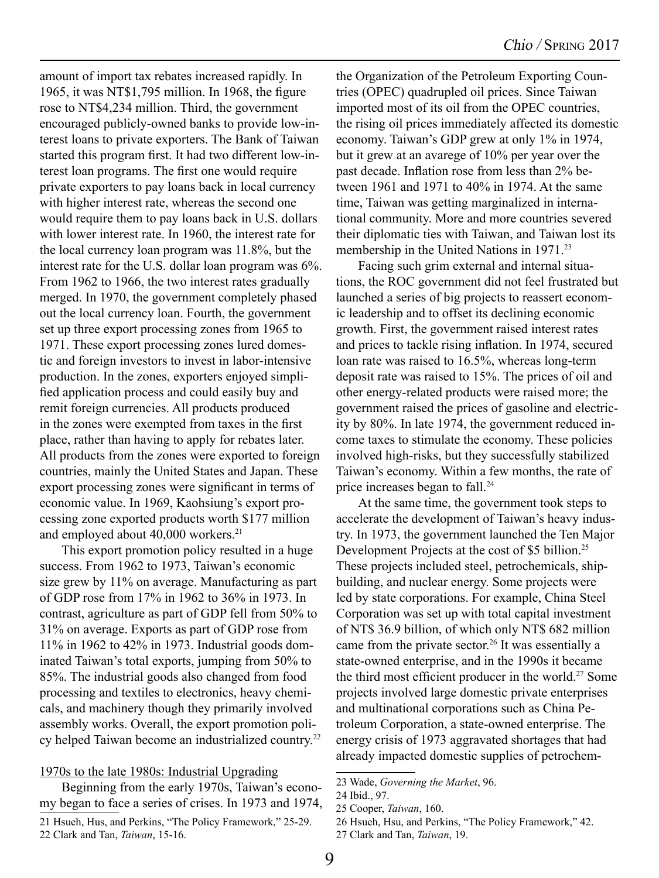amount of import tax rebates increased rapidly. In 1965, it was NT$1,795 million. In 1968, the figure rose to NT$4,234 million. Third, the government encouraged publicly-owned banks to provide low-interest loans to private exporters. The Bank of Taiwan started this program first. It had two different low-interest loan programs. The first one would require private exporters to pay loans back in local currency with higher interest rate, whereas the second one would require them to pay loans back in U.S. dollars with lower interest rate. In 1960, the interest rate for the local currency loan program was 11.8%, but the interest rate for the U.S. dollar loan program was 6%. From 1962 to 1966, the two interest rates gradually merged. In 1970, the government completely phased out the local currency loan. Fourth, the government set up three export processing zones from 1965 to 1971. These export processing zones lured domestic and foreign investors to invest in labor-intensive production. In the zones, exporters enjoyed simplified application process and could easily buy and remit foreign currencies. All products produced in the zones were exempted from taxes in the first place, rather than having to apply for rebates later. All products from the zones were exported to foreign countries, mainly the United States and Japan. These export processing zones were significant in terms of economic value. In 1969, Kaohsiung's export processing zone exported products worth $177 million and employed about 40,000 workers.[21]

This export promotion policy resulted in a huge success. From 1962 to 1973, Taiwan's economic size grew by 11% on average. Manufacturing as part of GDP rose from 17% in 1962 to 36% in 1973. In contrast, agriculture as part of GDP fell from 50% to 31% on average. Exports as part of GDP rose from 11% in 1962 to 42% in 1973. Industrial goods dominated Taiwan's total exports, jumping from 50% to 85%. The industrial goods also changed from food processing and textiles to electronics, heavy chemicals, and machinery though they primarily involved assembly works. Overall, the export promotion policy helped Taiwan become an industrialized country.[22]

## 1970s to the late 1980s: Industrial Upgrading

Beginning from the early 1970s, Taiwan's economy began to face a series of crises. In 1973 and 1974, the Organization of the Petroleum Exporting Countries (OPEC) quadrupled oil prices. Since Taiwan imported most of its oil from the OPEC countries, the rising oil prices immediately affected its domestic economy. Taiwan's GDP grew at only 1% in 1974, but it grew at an avarege of 10% per year over the past decade. Inflation rose from less than 2% between 1961 and 1971 to 40% in 1974. At the same time, Taiwan was getting marginalized in international community. More and more countries severed their diplomatic ties with Taiwan, and Taiwan lost its membership in the United Nations in 1971.[23]

Facing such grim external and internal situations, the ROC government did not feel frustrated but launched a series of big projects to reassert economic leadership and to offset its declining economic growth. First, the government raised interest rates and prices to tackle rising inflation. In 1974, secured loan rate was raised to 16.5%, whereas long-term deposit rate was raised to 15%. The prices of oil and other energy-related products were raised more; the government raised the prices of gasoline and electricity by 80%. In late 1974, the government reduced income taxes to stimulate the economy. These policies involved high-risks, but they successfully stabilized Taiwan's economy. Within a few months, the rate of price increases began to fall.[24]

At the same time, the government took steps to accelerate the development of Taiwan's heavy industry. In 1973, the government launched the Ten Major Development Projects at the cost of $5 billion.[25] These projects included steel, petrochemicals, shipbuilding, and nuclear energy. Some projects were led by state corporations. For example, China Steel Corporation was set up with total capital investment of NT$ 36.9 billion, of which only NT$ 682 million came from the private sector.[26] It was essentially a state-owned enterprise, and in the 1990s it became the third most efficient producer in the world.[27] Some projects involved large domestic private enterprises and multinational corporations such as China Petroleum Corporation, a state-owned enterprise. The energy crisis of 1973 aggravated shortages that had already impacted domestic supplies of petrochem-

---

21 Hsueh, Hus, and Perkins, "The Policy Framework," 25-29.

22 Clark and Tan, *Taiwan*, 15-16.

23 Wade, *Governing the Market*, 96.

24 Ibid., 97.

25 Cooper, *Taiwan*, 160.

26 Hsueh, Hsu, and Perkins, "The Policy Framework," 42.

27 Clark and Tan, *Taiwan*, 19.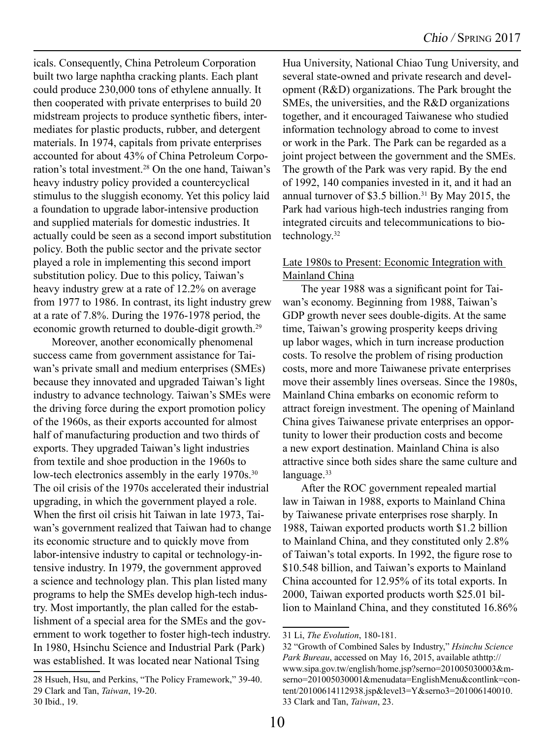icals. Consequently, China Petroleum Corporation built two large naphtha cracking plants. Each plant could produce 230,000 tons of ethylene annually. It then cooperated with private enterprises to build 20 midstream projects to produce synthetic fibers, intermediates for plastic products, rubber, and detergent materials. In 1974, capitals from private enterprises accounted for about 43% of China Petroleum Corporation's total investment.[28] On the one hand, Taiwan's heavy industry policy provided a countercyclical stimulus to the sluggish economy. Yet this policy laid a foundation to upgrade labor-intensive production and supplied materials for domestic industries. It actually could be seen as a second import substitution policy. Both the public sector and the private sector played a role in implementing this second import substitution policy. Due to this policy, Taiwan's heavy industry grew at a rate of 12.2% on average from 1977 to 1986. In contrast, its light industry grew at a rate of 7.8%. During the 1976-1978 period, the economic growth returned to double-digit growth.[29]

Moreover, another economically phenomenal success came from government assistance for Taiwan's private small and medium enterprises (SMEs) because they innovated and upgraded Taiwan's light industry to advance technology. Taiwan's SMEs were the driving force during the export promotion policy of the 1960s, as their exports accounted for almost half of manufacturing production and two thirds of exports. They upgraded Taiwan's light industries from textile and shoe production in the 1960s to low-tech electronics assembly in the early 1970s.[30] The oil crisis of the 1970s accelerated their industrial upgrading, in which the government played a role. When the first oil crisis hit Taiwan in late 1973, Taiwan's government realized that Taiwan had to change its economic structure and to quickly move from labor-intensive industry to capital or technology-intensive industry. In 1979, the government approved a science and technology plan. This plan listed many programs to help the SMEs develop high-tech industry. Most importantly, the plan called for the establishment of a special area for the SMEs and the government to work together to foster high-tech industry. In 1980, Hsinchu Science and Industrial Park (Park) was established. It was located near National Tsing Hua University, National Chiao Tung University, and several state-owned and private research and development (R&D) organizations. The Park brought the SMEs, the universities, and the R&D organizations together, and it encouraged Taiwanese who studied information technology abroad to come to invest or work in the Park. The Park can be regarded as a joint project between the government and the SMEs. The growth of the Park was very rapid. By the end of 1992, 140 companies invested in it, and it had an annual turnover of $3.5 billion.[31] By May 2015, the Park had various high-tech industries ranging from integrated circuits and telecommunications to biotechnology.[32]

## Late 1980s to Present: Economic Integration with Mainland China

The year 1988 was a significant point for Taiwan's economy. Beginning from 1988, Taiwan's GDP growth never sees double-digits. At the same time, Taiwan's growing prosperity keeps driving up labor wages, which in turn increase production costs. To resolve the problem of rising production costs, more and more Taiwanese private enterprises move their assembly lines overseas. Since the 1980s, Mainland China embarks on economic reform to attract foreign investment. The opening of Mainland China gives Taiwanese private enterprises an opportunity to lower their production costs and become a new export destination. Mainland China is also attractive since both sides share the same culture and language.[33]

After the ROC government repealed martial law in Taiwan in 1988, exports to Mainland China by Taiwanese private enterprises rose sharply. In 1988, Taiwan exported products worth $1.2 billion to Mainland China, and they constituted only 2.8% of Taiwan's total exports. In 1992, the figure rose to $10.548 billion, and Taiwan's exports to Mainland China accounted for 12.95% of its total exports. In 2000, Taiwan exported products worth $25.01 billion to Mainland China, and they constituted 16.86%

---

28 Hsueh, Hsu, and Perkins, "The Policy Framework," 39-40.
29 Clark and Tan, *Taiwan*, 19-20.
30 Ibid., 19.

31 Li, *The Evolution*, 180-181.
32 "Growth of Combined Sales by Industry," *Hsinchu Science Park Bureau*, accessed on May 16, 2015, available athttp://www.sipa.gov.tw/english/home.jsp?serno=201005030003&mserno=201005030001&menudata=EnglishMenu&contlink=content/20100614112938.jsp&level3=Y&serno3=201006140010.
33 Clark and Tan, *Taiwan*, 23.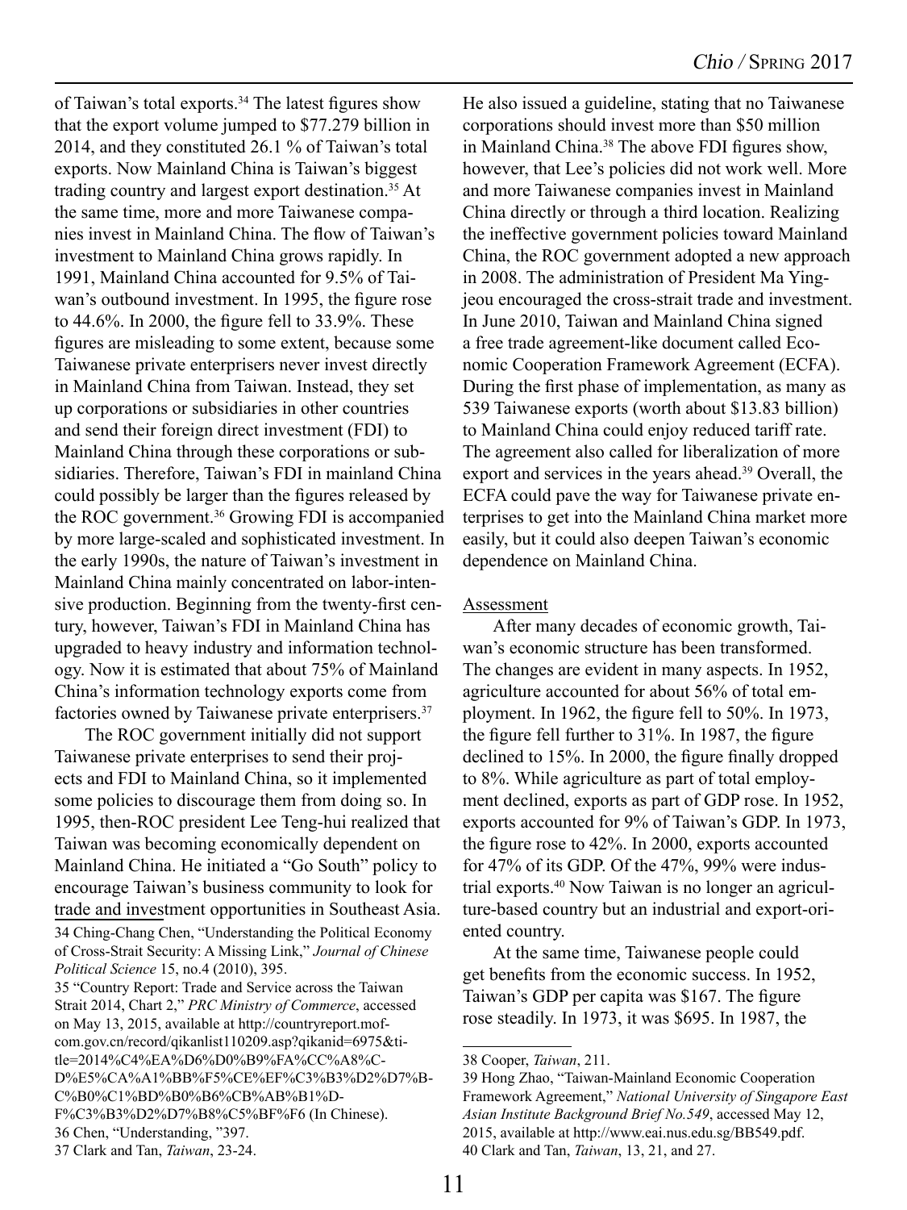of Taiwan's total exports.[34] The latest figures show that the export volume jumped to $77.279 billion in 2014, and they constituted 26.1 % of Taiwan's total exports. Now Mainland China is Taiwan's biggest trading country and largest export destination.[35] At the same time, more and more Taiwanese companies invest in Mainland China. The flow of Taiwan's investment to Mainland China grows rapidly. In 1991, Mainland China accounted for 9.5% of Taiwan's outbound investment. In 1995, the figure rose to 44.6%. In 2000, the figure fell to 33.9%. These figures are misleading to some extent, because some Taiwanese private enterprisers never invest directly in Mainland China from Taiwan. Instead, they set up corporations or subsidiaries in other countries and send their foreign direct investment (FDI) to Mainland China through these corporations or subsidiaries. Therefore, Taiwan's FDI in mainland China could possibly be larger than the figures released by the ROC government.[36] Growing FDI is accompanied by more large-scaled and sophisticated investment. In the early 1990s, the nature of Taiwan's investment in Mainland China mainly concentrated on labor-intensive production. Beginning from the twenty-first century, however, Taiwan's FDI in Mainland China has upgraded to heavy industry and information technology. Now it is estimated that about 75% of Mainland China's information technology exports come from factories owned by Taiwanese private enterprisers.[37]

The ROC government initially did not support Taiwanese private enterprises to send their projects and FDI to Mainland China, so it implemented some policies to discourage them from doing so. In 1995, then-ROC president Lee Teng-hui realized that Taiwan was becoming economically dependent on Mainland China. He initiated a "Go South" policy to encourage Taiwan's business community to look for trade and investment opportunities in Southeast Asia. He also issued a guideline, stating that no Taiwanese corporations should invest more than $50 million in Mainland China.[38] The above FDI figures show, however, that Lee's policies did not work well. More and more Taiwanese companies invest in Mainland China directly or through a third location. Realizing the ineffective government policies toward Mainland China, the ROC government adopted a new approach in 2008. The administration of President Ma Ying-jeou encouraged the cross-strait trade and investment. In June 2010, Taiwan and Mainland China signed a free trade agreement-like document called Economic Cooperation Framework Agreement (ECFA). During the first phase of implementation, as many as 539 Taiwanese exports (worth about $13.83 billion) to Mainland China could enjoy reduced tariff rate. The agreement also called for liberalization of more export and services in the years ahead.[39] Overall, the ECFA could pave the way for Taiwanese private enterprises to get into the Mainland China market more easily, but it could also deepen Taiwan's economic dependence on Mainland China.

## Assessment

After many decades of economic growth, Taiwan's economic structure has been transformed. The changes are evident in many aspects. In 1952, agriculture accounted for about 56% of total employment. In 1962, the figure fell to 50%. In 1973, the figure fell further to 31%. In 1987, the figure declined to 15%. In 2000, the figure finally dropped to 8%. While agriculture as part of total employment declined, exports as part of GDP rose. In 1952, exports accounted for 9% of Taiwan's GDP. In 1973, the figure rose to 42%. In 2000, exports accounted for 47% of its GDP. Of the 47%, 99% were industrial exports.[40] Now Taiwan is no longer an agriculture-based country but an industrial and export-oriented country.

At the same time, Taiwanese people could get benefits from the economic success. In 1952, Taiwan's GDP per capita was $167. The figure rose steadily. In 1973, it was $695. In 1987, the

---

34 Ching-Chang Chen, "Understanding the Political Economy of Cross-Strait Security: A Missing Link," *Journal of Chinese Political Science* 15, no.4 (2010), 395.

35 "Country Report: Trade and Service across the Taiwan Strait 2014, Chart 2," *PRC Ministry of Commerce*, accessed on May 13, 2015, available at http://countryreport.mofcom.gov.cn/record/qikanlist110209.asp?qikanid=6975&title=2014%C4%EA%D6%D0%B9%FA%CC%A8%CD%E5%CA%A1%BB%F5%CE%EF%C3%B3%D2%D7%BC%B0%C1%BD%B0%B6%CB%AB%B1%DF%C3%B3%D2%D7%B8%C5%BF%F6 (In Chinese).

36 Chen, "Understanding, "397.

37 Clark and Tan, *Taiwan*, 23-24.

38 Cooper, *Taiwan*, 211.

39 Hong Zhao, "Taiwan-Mainland Economic Cooperation Framework Agreement," *National University of Singapore East Asian Institute Background Brief No.549*, accessed May 12, 2015, available at http://www.eai.nus.edu.sg/BB549.pdf.

40 Clark and Tan, *Taiwan*, 13, 21, and 27.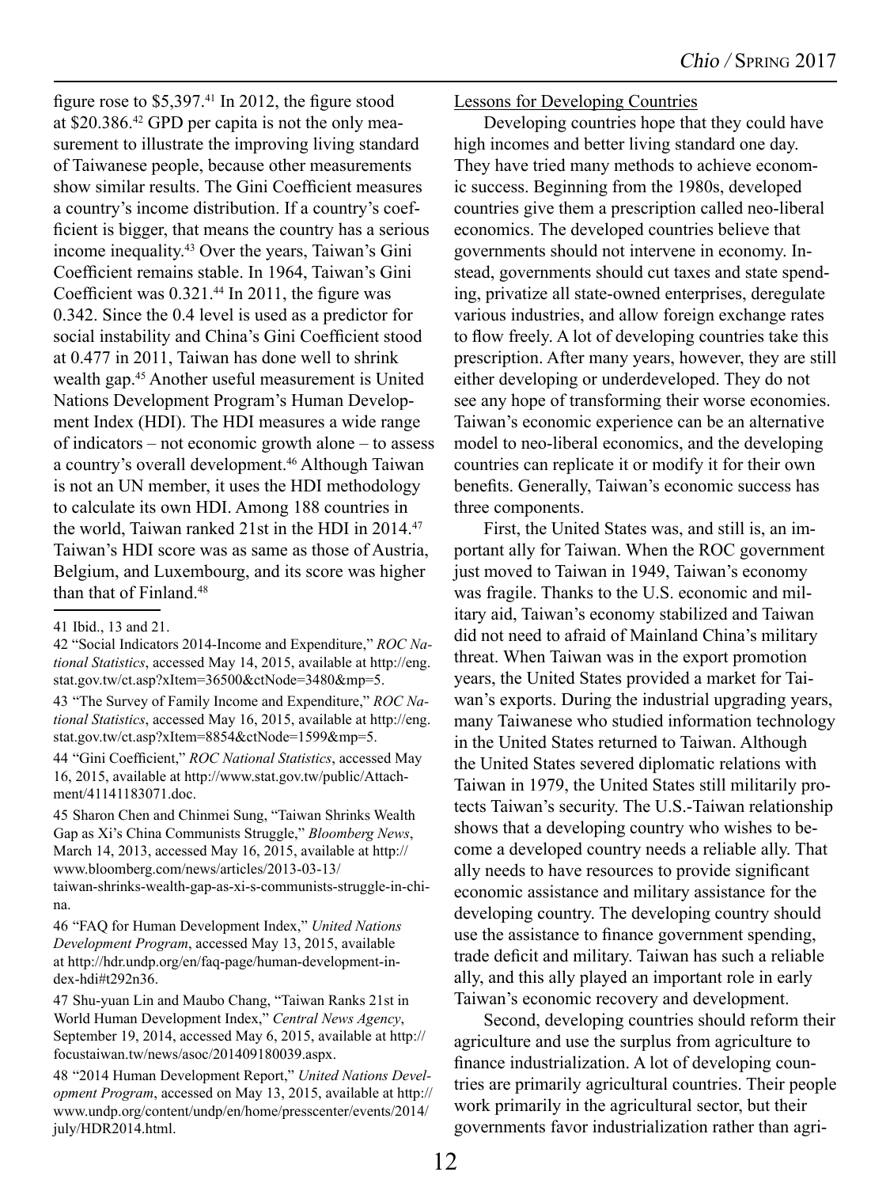figure rose to $5,397.[41] In 2012, the figure stood at $20.386.[42] GPD per capita is not the only measurement to illustrate the improving living standard of Taiwanese people, because other measurements show similar results. The Gini Coefficient measures a country's income distribution. If a country's coefficient is bigger, that means the country has a serious income inequality.[43] Over the years, Taiwan's Gini Coefficient remains stable. In 1964, Taiwan's Gini Coefficient was 0.321.[44] In 2011, the figure was 0.342. Since the 0.4 level is used as a predictor for social instability and China's Gini Coefficient stood at 0.477 in 2011, Taiwan has done well to shrink wealth gap.[45] Another useful measurement is United Nations Development Program's Human Development Index (HDI). The HDI measures a wide range of indicators – not economic growth alone – to assess a country's overall development.[46] Although Taiwan is not an UN member, it uses the HDI methodology to calculate its own HDI. Among 188 countries in the world, Taiwan ranked 21st in the HDI in 2014.[47] Taiwan's HDI score was as same as those of Austria, Belgium, and Luxembourg, and its score was higher than that of Finland.[48]

Lessons for Developing Countries

Developing countries hope that they could have high incomes and better living standard one day. They have tried many methods to achieve economic success. Beginning from the 1980s, developed countries give them a prescription called neo-liberal economics. The developed countries believe that governments should not intervene in economy. Instead, governments should cut taxes and state spending, privatize all state-owned enterprises, deregulate various industries, and allow foreign exchange rates to flow freely. A lot of developing countries take this prescription. After many years, however, they are still either developing or underdeveloped. They do not see any hope of transforming their worse economies. Taiwan's economic experience can be an alternative model to neo-liberal economics, and the developing countries can replicate it or modify it for their own benefits. Generally, Taiwan's economic success has three components.

First, the United States was, and still is, an important ally for Taiwan. When the ROC government just moved to Taiwan in 1949, Taiwan's economy was fragile. Thanks to the U.S. economic and military aid, Taiwan's economy stabilized and Taiwan did not need to afraid of Mainland China's military threat. When Taiwan was in the export promotion years, the United States provided a market for Taiwan's exports. During the industrial upgrading years, many Taiwanese who studied information technology in the United States returned to Taiwan. Although the United States severed diplomatic relations with Taiwan in 1979, the United States still militarily protects Taiwan's security. The U.S.-Taiwan relationship shows that a developing country who wishes to become a developed country needs a reliable ally. That ally needs to have resources to provide significant economic assistance and military assistance for the developing country. The developing country should use the assistance to finance government spending, trade deficit and military. Taiwan has such a reliable ally, and this ally played an important role in early Taiwan's economic recovery and development.

Second, developing countries should reform their agriculture and use the surplus from agriculture to finance industrialization. A lot of developing countries are primarily agricultural countries. Their people work primarily in the agricultural sector, but their governments favor industrialization rather than agri-

---

41 Ibid., 13 and 21.

42 "Social Indicators 2014-Income and Expenditure," *ROC National Statistics*, accessed May 14, 2015, available at http://eng.stat.gov.tw/ct.asp?xItem=36500&ctNode=3480&mp=5.

43 "The Survey of Family Income and Expenditure," *ROC National Statistics*, accessed May 16, 2015, available at http://eng.stat.gov.tw/ct.asp?xItem=8854&ctNode=1599&mp=5.

44 "Gini Coefficient," *ROC National Statistics*, accessed May 16, 2015, available at http://www.stat.gov.tw/public/Attachment/41141183071.doc.

45 Sharon Chen and Chinmei Sung, "Taiwan Shrinks Wealth Gap as Xi's China Communists Struggle," *Bloomberg News*, March 14, 2013, accessed May 16, 2015, available at http://www.bloomberg.com/news/articles/2013-03-13/taiwan-shrinks-wealth-gap-as-xi-s-communists-struggle-in-china.

46 "FAQ for Human Development Index," *United Nations Development Program*, accessed May 13, 2015, available at http://hdr.undp.org/en/faq-page/human-development-index-hdi#t292n36.

47 Shu-yuan Lin and Maubo Chang, "Taiwan Ranks 21st in World Human Development Index," *Central News Agency*, September 19, 2014, accessed May 6, 2015, available at http://focustaiwan.tw/news/asoc/201409180039.aspx.

48 "2014 Human Development Report," *United Nations Development Program*, accessed on May 13, 2015, available at http://www.undp.org/content/undp/en/home/presscenter/events/2014/july/HDR2014.html.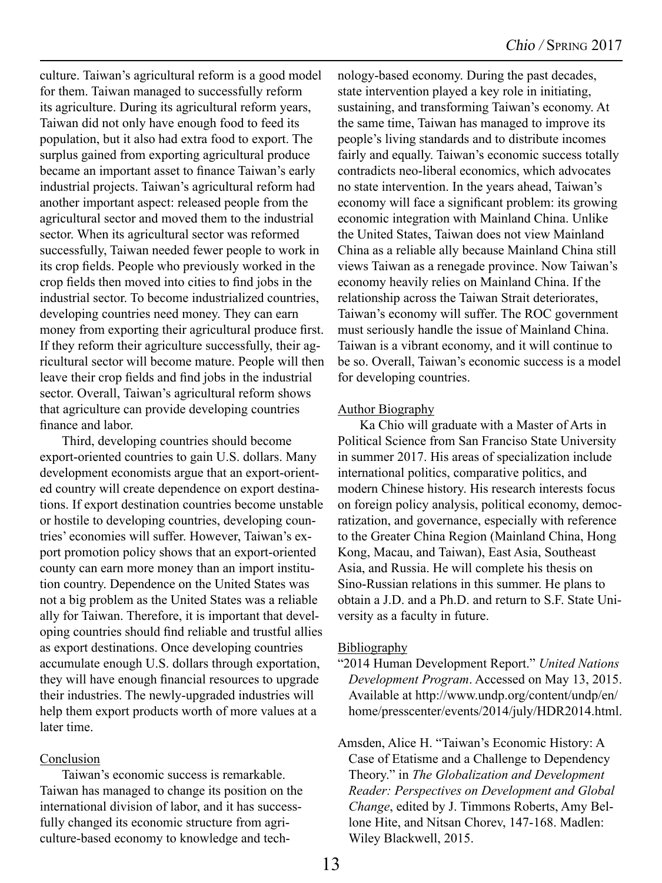culture. Taiwan's agricultural reform is a good model for them. Taiwan managed to successfully reform its agriculture. During its agricultural reform years, Taiwan did not only have enough food to feed its population, but it also had extra food to export. The surplus gained from exporting agricultural produce became an important asset to finance Taiwan's early industrial projects. Taiwan's agricultural reform had another important aspect: released people from the agricultural sector and moved them to the industrial sector. When its agricultural sector was reformed successfully, Taiwan needed fewer people to work in its crop fields. People who previously worked in the crop fields then moved into cities to find jobs in the industrial sector. To become industrialized countries, developing countries need money. They can earn money from exporting their agricultural produce first. If they reform their agriculture successfully, their agricultural sector will become mature. People will then leave their crop fields and find jobs in the industrial sector. Overall, Taiwan's agricultural reform shows that agriculture can provide developing countries finance and labor.

Third, developing countries should become export-oriented countries to gain U.S. dollars. Many development economists argue that an export-oriented country will create dependence on export destinations. If export destination countries become unstable or hostile to developing countries, developing countries' economies will suffer. However, Taiwan's export promotion policy shows that an export-oriented county can earn more money than an import institution country. Dependence on the United States was not a big problem as the United States was a reliable ally for Taiwan. Therefore, it is important that developing countries should find reliable and trustful allies as export destinations. Once developing countries accumulate enough U.S. dollars through exportation, they will have enough financial resources to upgrade their industries. The newly-upgraded industries will help them export products worth of more values at a later time.

## Conclusion

Taiwan's economic success is remarkable. Taiwan has managed to change its position on the international division of labor, and it has successfully changed its economic structure from agriculture-based economy to knowledge and technology-based economy. During the past decades, state intervention played a key role in initiating, sustaining, and transforming Taiwan's economy. At the same time, Taiwan has managed to improve its people's living standards and to distribute incomes fairly and equally. Taiwan's economic success totally contradicts neo-liberal economics, which advocates no state intervention. In the years ahead, Taiwan's economy will face a significant problem: its growing economic integration with Mainland China. Unlike the United States, Taiwan does not view Mainland China as a reliable ally because Mainland China still views Taiwan as a renegade province. Now Taiwan's economy heavily relies on Mainland China. If the relationship across the Taiwan Strait deteriorates, Taiwan's economy will suffer. The ROC government must seriously handle the issue of Mainland China. Taiwan is a vibrant economy, and it will continue to be so. Overall, Taiwan's economic success is a model for developing countries.

## Author Biography

Ka Chio will graduate with a Master of Arts in Political Science from San Francisco State University in summer 2017. His areas of specialization include international politics, comparative politics, and modern Chinese history. His research interests focus on foreign policy analysis, political economy, democratization, and governance, especially with reference to the Greater China Region (Mainland China, Hong Kong, Macau, and Taiwan), East Asia, Southeast Asia, and Russia. He will complete his thesis on Sino-Russian relations in this summer. He plans to obtain a J.D. and a Ph.D. and return to S.F. State University as a faculty in future.

## Bibliography

"2014 Human Development Report." *United Nations Development Program*. Accessed on May 13, 2015. Available at http://www.undp.org/content/undp/en/home/presscenter/events/2014/july/HDR2014.html.

Amsden, Alice H. "Taiwan's Economic History: A Case of Etatisme and a Challenge to Dependency Theory." in *The Globalization and Development Reader: Perspectives on Development and Global Change*, edited by J. Timmons Roberts, Amy Bellone Hite, and Nitsan Chorev, 147-168. Madlen: Wiley Blackwell, 2015.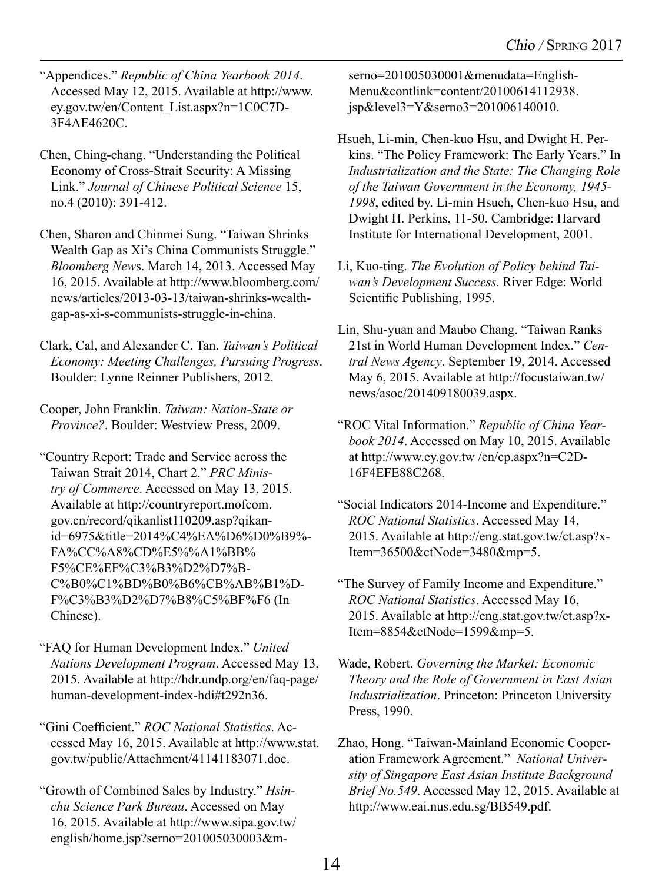"Appendices." *Republic of China Yearbook 2014*. Accessed May 12, 2015. Available at http://www.ey.gov.tw/en/Content_List.aspx?n=1C0C7D-3F4AE4620C.

Chen, Ching-chang. "Understanding the Political Economy of Cross-Strait Security: A Missing Link." *Journal of Chinese Political Science* 15, no.4 (2010): 391-412.

Chen, Sharon and Chinmei Sung. "Taiwan Shrinks Wealth Gap as Xi's China Communists Struggle." *Bloomberg News*. March 14, 2013. Accessed May 16, 2015. Available at http://www.bloomberg.com/news/articles/2013-03-13/taiwan-shrinks-wealth-gap-as-xi-s-communists-struggle-in-china.

Clark, Cal, and Alexander C. Tan. *Taiwan's Political Economy: Meeting Challenges, Pursuing Progress*. Boulder: Lynne Reinner Publishers, 2012.

Cooper, John Franklin. *Taiwan: Nation-State or Province?*. Boulder: Westview Press, 2009.

"Country Report: Trade and Service across the Taiwan Strait 2014, Chart 2." *PRC Ministry of Commerce*. Accessed on May 13, 2015. Available at http://countryreport.mofcom.gov.cn/record/qikanlist110209.asp?qikanid=6975&title=2014%C4%EA%D6%D0%B9%FA%CC%A8%CD%E5%%A1%BB%F5%CE%EF%C3%B3%D2%D7%BC%B0%C1%BD%B0%B6%CB%AB%B1%DF%C3%B3%D2%D7%B8%C5%BF%F6 (In Chinese).

"FAQ for Human Development Index." *United Nations Development Program*. Accessed May 13, 2015. Available at http://hdr.undp.org/en/faq-page/human-development-index-hdi#t292n36.

"Gini Coefficient." *ROC National Statistics*. Accessed May 16, 2015. Available at http://www.stat.gov.tw/public/Attachment/41141183071.doc.

"Growth of Combined Sales by Industry." *Hsinchu Science Park Bureau*. Accessed on May 16, 2015. Available at http://www.sipa.gov.tw/english/home.jsp?serno=201005030003&mserno=201005030001&menudata=EnglishMenu&contlink=content/20100614112938.jsp&level3=Y&serno3=201006140010.

Hsueh, Li-min, Chen-kuo Hsu, and Dwight H. Perkins. "The Policy Framework: The Early Years." In *Industrialization and the State: The Changing Role of the Taiwan Government in the Economy, 1945-1998*, edited by. Li-min Hsueh, Chen-kuo Hsu, and Dwight H. Perkins, 11-50. Cambridge: Harvard Institute for International Development, 2001.

Li, Kuo-ting. *The Evolution of Policy behind Taiwan's Development Success*. River Edge: World Scientific Publishing, 1995.

Lin, Shu-yuan and Maubo Chang. "Taiwan Ranks 21st in World Human Development Index." *Central News Agency*. September 19, 2014. Accessed May 6, 2015. Available at http://focustaiwan.tw/news/asoc/201409180039.aspx.

"ROC Vital Information." *Republic of China Yearbook 2014*. Accessed on May 10, 2015. Available at http://www.ey.gov.tw /en/cp.aspx?n=C2D-16F4EFE88C268.

"Social Indicators 2014-Income and Expenditure." *ROC National Statistics*. Accessed May 14, 2015. Available at http://eng.stat.gov.tw/ct.asp?xItem=36500&ctNode=3480&mp=5.

"The Survey of Family Income and Expenditure." *ROC National Statistics*. Accessed May 16, 2015. Available at http://eng.stat.gov.tw/ct.asp?xItem=8854&ctNode=1599&mp=5.

Wade, Robert. *Governing the Market: Economic Theory and the Role of Government in East Asian Industrialization*. Princeton: Princeton University Press, 1990.

Zhao, Hong. "Taiwan-Mainland Economic Cooperation Framework Agreement." *National University of Singapore East Asian Institute Background Brief No.549*. Accessed May 12, 2015. Available at http://www.eai.nus.edu.sg/BB549.pdf.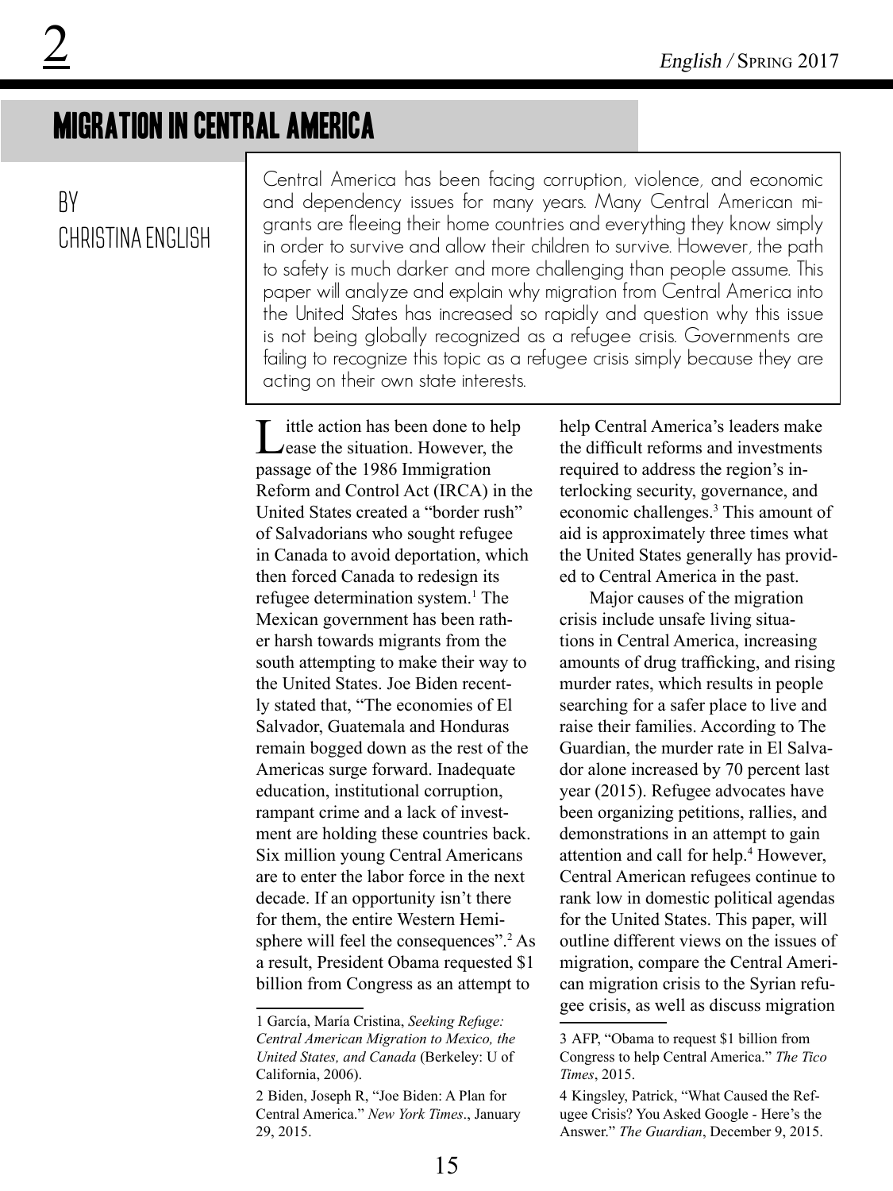# MIGRATION IN CENTRAL AMERICA

BY CHRISTINA ENGLISH

Central America has been facing corruption, violence, and economic and dependency issues for many years. Many Central American migrants are fleeing their home countries and everything they know simply in order to survive and allow their children to survive. However, the path to safety is much darker and more challenging than people assume. This paper will analyze and explain why migration from Central America into the United States has increased so rapidly and question why this issue is not being globally recognized as a refugee crisis. Governments are failing to recognize this topic as a refugee crisis simply because they are acting on their own state interests.

Little action has been done to help ease the situation. However, the passage of the 1986 Immigration Reform and Control Act (IRCA) in the United States created a "border rush" of Salvadorians who sought refugee in Canada to avoid deportation, which then forced Canada to redesign its refugee determination system.[1] The Mexican government has been rather harsh towards migrants from the south attempting to make their way to the United States. Joe Biden recently stated that, "The economies of El Salvador, Guatemala and Honduras remain bogged down as the rest of the Americas surge forward. Inadequate education, institutional corruption, rampant crime and a lack of investment are holding these countries back. Six million young Central Americans are to enter the labor force in the next decade. If an opportunity isn't there for them, the entire Western Hemisphere will feel the consequences".[2] As a result, President Obama requested $1 billion from Congress as an attempt to help Central America's leaders make the difficult reforms and investments required to address the region's interlocking security, governance, and economic challenges.[3] This amount of aid is approximately three times what the United States generally has provided to Central America in the past.

Major causes of the migration crisis include unsafe living situations in Central America, increasing amounts of drug trafficking, and rising murder rates, which results in people searching for a safer place to live and raise their families. According to The Guardian, the murder rate in El Salvador alone increased by 70 percent last year (2015). Refugee advocates have been organizing petitions, rallies, and demonstrations in an attempt to gain attention and call for help.[4] However, Central American refugees continue to rank low in domestic political agendas for the United States. This paper, will outline different views on the issues of migration, compare the Central American migration crisis to the Syrian refugee crisis, as well as discuss migration

---

1 García, María Cristina, *Seeking Refuge: Central American Migration to Mexico, the United States, and Canada* (Berkeley: U of California, 2006).

2 Biden, Joseph R, "Joe Biden: A Plan for Central America." *New York Times*., January 29, 2015.

3 AFP, "Obama to request $1 billion from Congress to help Central America." *The Tico Times*, 2015.

4 Kingsley, Patrick, "What Caused the Refugee Crisis? You Asked Google - Here's the Answer." *The Guardian*, December 9, 2015.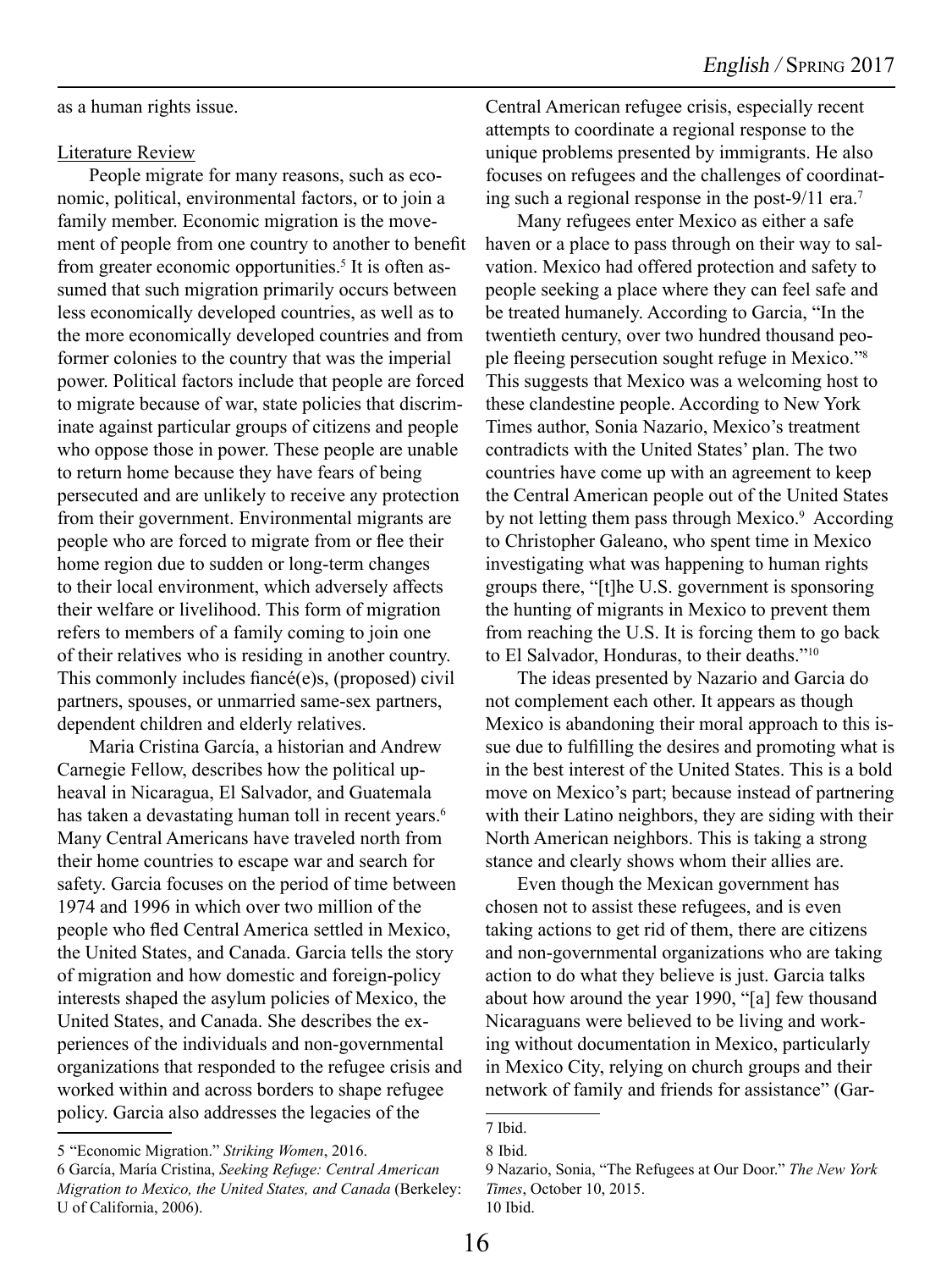as a human rights issue.

Literature Review

People migrate for many reasons, such as economic, political, environmental factors, or to join a family member. Economic migration is the movement of people from one country to another to benefit from greater economic opportunities.[5] It is often assumed that such migration primarily occurs between less economically developed countries, as well as to the more economically developed countries and from former colonies to the country that was the imperial power. Political factors include that people are forced to migrate because of war, state policies that discriminate against particular groups of citizens and people who oppose those in power. These people are unable to return home because they have fears of being persecuted and are unlikely to receive any protection from their government. Environmental migrants are people who are forced to migrate from or flee their home region due to sudden or long-term changes to their local environment, which adversely affects their welfare or livelihood. This form of migration refers to members of a family coming to join one of their relatives who is residing in another country. This commonly includes fiancé(e)s, (proposed) civil partners, spouses, or unmarried same-sex partners, dependent children and elderly relatives.

Maria Cristina García, a historian and Andrew Carnegie Fellow, describes how the political upheaval in Nicaragua, El Salvador, and Guatemala has taken a devastating human toll in recent years.[6] Many Central Americans have traveled north from their home countries to escape war and search for safety. Garcia focuses on the period of time between 1974 and 1996 in which over two million of the people who fled Central America settled in Mexico, the United States, and Canada. Garcia tells the story of migration and how domestic and foreign-policy interests shaped the asylum policies of Mexico, the United States, and Canada. She describes the experiences of the individuals and non-governmental organizations that responded to the refugee crisis and worked within and across borders to shape refugee policy. Garcia also addresses the legacies of the Central American refugee crisis, especially recent attempts to coordinate a regional response to the unique problems presented by immigrants. He also focuses on refugees and the challenges of coordinating such a regional response in the post-9/11 era.[7]

Many refugees enter Mexico as either a safe haven or a place to pass through on their way to salvation. Mexico had offered protection and safety to people seeking a place where they can feel safe and be treated humanely. According to Garcia, "In the twentieth century, over two hundred thousand people fleeing persecution sought refuge in Mexico."[8] This suggests that Mexico was a welcoming host to these clandestine people. According to New York Times author, Sonia Nazario, Mexico's treatment contradicts with the United States' plan. The two countries have come up with an agreement to keep the Central American people out of the United States by not letting them pass through Mexico.[9] According to Christopher Galeano, who spent time in Mexico investigating what was happening to human rights groups there, "[t]he U.S. government is sponsoring the hunting of migrants in Mexico to prevent them from reaching the U.S. It is forcing them to go back to El Salvador, Honduras, to their deaths."[10]

The ideas presented by Nazario and Garcia do not complement each other. It appears as though Mexico is abandoning their moral approach to this issue due to fulfilling the desires and promoting what is in the best interest of the United States. This is a bold move on Mexico's part; because instead of partnering with their Latino neighbors, they are siding with their North American neighbors. This is taking a strong stance and clearly shows whom their allies are.

Even though the Mexican government has chosen not to assist these refugees, and is even taking actions to get rid of them, there are citizens and non-governmental organizations who are taking action to do what they believe is just. Garcia talks about how around the year 1990, "[a] few thousand Nicaraguans were believed to be living and working without documentation in Mexico, particularly in Mexico City, relying on church groups and their network of family and friends for assistance" (Gar-

5 "Economic Migration." *Striking Women*, 2016.

6 García, María Cristina, *Seeking Refuge: Central American Migration to Mexico, the United States, and Canada* (Berkeley: U of California, 2006).

7 Ibid.

8 Ibid.

9 Nazario, Sonia, "The Refugees at Our Door." *The New York Times*, October 10, 2015.

10 Ibid.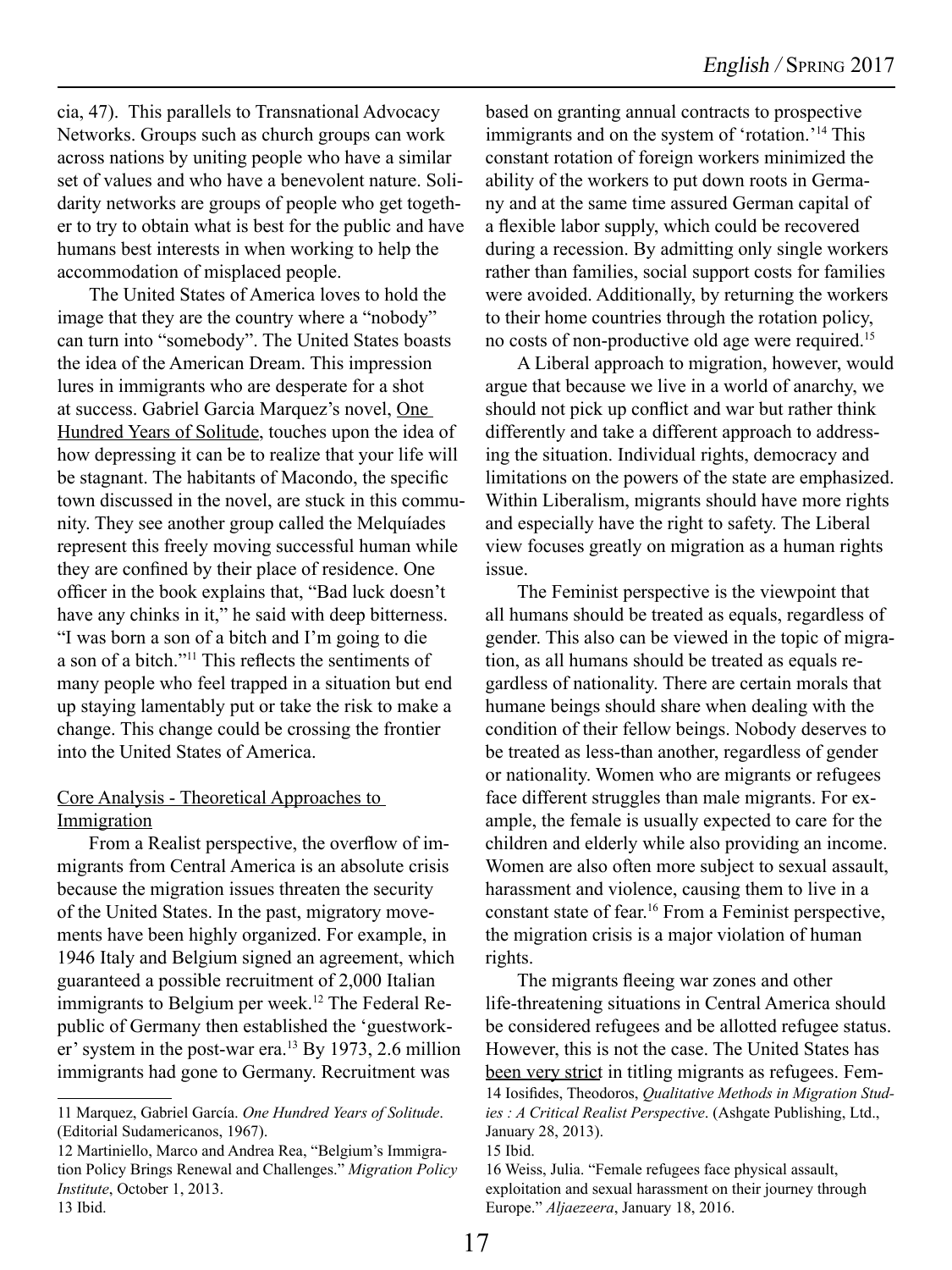cia, 47). This parallels to Transnational Advocacy Networks. Groups such as church groups can work across nations by uniting people who have a similar set of values and who have a benevolent nature. Solidarity networks are groups of people who get together to try to obtain what is best for the public and have humans best interests in when working to help the accommodation of misplaced people.

The United States of America loves to hold the image that they are the country where a "nobody" can turn into "somebody". The United States boasts the idea of the American Dream. This impression lures in immigrants who are desperate for a shot at success. Gabriel Garcia Marquez's novel, One Hundred Years of Solitude, touches upon the idea of how depressing it can be to realize that your life will be stagnant. The habitants of Macondo, the specific town discussed in the novel, are stuck in this community. They see another group called the Melquíades represent this freely moving successful human while they are confined by their place of residence. One officer in the book explains that, "Bad luck doesn't have any chinks in it," he said with deep bitterness. "I was born a son of a bitch and I'm going to die a son of a bitch."[11] This reflects the sentiments of many people who feel trapped in a situation but end up staying lamentably put or take the risk to make a change. This change could be crossing the frontier into the United States of America.

## Core Analysis - Theoretical Approaches to Immigration

From a Realist perspective, the overflow of immigrants from Central America is an absolute crisis because the migration issues threaten the security of the United States. In the past, migratory movements have been highly organized. For example, in 1946 Italy and Belgium signed an agreement, which guaranteed a possible recruitment of 2,000 Italian immigrants to Belgium per week.[12] The Federal Republic of Germany then established the 'guestworker' system in the post-war era.[13] By 1973, 2.6 million immigrants had gone to Germany. Recruitment was based on granting annual contracts to prospective immigrants and on the system of 'rotation.'[14] This constant rotation of foreign workers minimized the ability of the workers to put down roots in Germany and at the same time assured German capital of a flexible labor supply, which could be recovered during a recession. By admitting only single workers rather than families, social support costs for families were avoided. Additionally, by returning the workers to their home countries through the rotation policy, no costs of non-productive old age were required.[15]

A Liberal approach to migration, however, would argue that because we live in a world of anarchy, we should not pick up conflict and war but rather think differently and take a different approach to addressing the situation. Individual rights, democracy and limitations on the powers of the state are emphasized. Within Liberalism, migrants should have more rights and especially have the right to safety. The Liberal view focuses greatly on migration as a human rights issue.

The Feminist perspective is the viewpoint that all humans should be treated as equals, regardless of gender. This also can be viewed in the topic of migration, as all humans should be treated as equals regardless of nationality. There are certain morals that humane beings should share when dealing with the condition of their fellow beings. Nobody deserves to be treated as less-than another, regardless of gender or nationality. Women who are migrants or refugees face different struggles than male migrants. For example, the female is usually expected to care for the children and elderly while also providing an income. Women are also often more subject to sexual assault, harassment and violence, causing them to live in a constant state of fear.[16] From a Feminist perspective, the migration crisis is a major violation of human rights.

The migrants fleeing war zones and other life-threatening situations in Central America should be considered refugees and be allotted refugee status. However, this is not the case. The United States has been very strict in titling migrants as refugees. Fem-

---

11 Marquez, Gabriel García. *One Hundred Years of Solitude*. (Editorial Sudamericanos, 1967).

12 Martiniello, Marco and Andrea Rea, "Belgium's Immigration Policy Brings Renewal and Challenges." *Migration Policy Institute*, October 1, 2013.

13 Ibid.

14 Iosifides, Theodoros, *Qualitative Methods in Migration Studies : A Critical Realist Perspective*. (Ashgate Publishing, Ltd., January 28, 2013).

15 Ibid.

16 Weiss, Julia. "Female refugees face physical assault, exploitation and sexual harassment on their journey through Europe." *Aljaezeera*, January 18, 2016.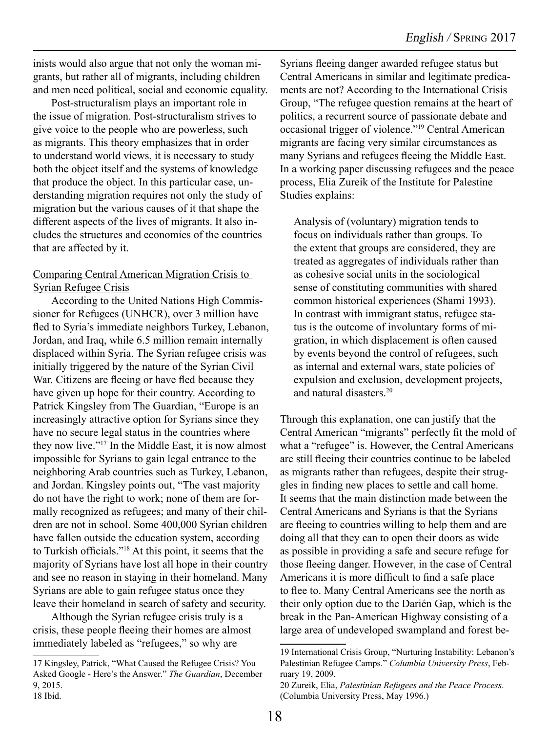inists would also argue that not only the woman migrants, but rather all of migrants, including children and men need political, social and economic equality.

Post-structuralism plays an important role in the issue of migration. Post-structuralism strives to give voice to the people who are powerless, such as migrants. This theory emphasizes that in order to understand world views, it is necessary to study both the object itself and the systems of knowledge that produce the object. In this particular case, understanding migration requires not only the study of migration but the various causes of it that shape the different aspects of the lives of migrants. It also includes the structures and economies of the countries that are affected by it.

## Comparing Central American Migration Crisis to Syrian Refugee Crisis

According to the United Nations High Commissioner for Refugees (UNHCR), over 3 million have fled to Syria's immediate neighbors Turkey, Lebanon, Jordan, and Iraq, while 6.5 million remain internally displaced within Syria. The Syrian refugee crisis was initially triggered by the nature of the Syrian Civil War. Citizens are fleeing or have fled because they have given up hope for their country. According to Patrick Kingsley from The Guardian, "Europe is an increasingly attractive option for Syrians since they have no secure legal status in the countries where they now live."[17] In the Middle East, it is now almost impossible for Syrians to gain legal entrance to the neighboring Arab countries such as Turkey, Lebanon, and Jordan. Kingsley points out, "The vast majority do not have the right to work; none of them are formally recognized as refugees; and many of their children are not in school. Some 400,000 Syrian children have fallen outside the education system, according to Turkish officials."[18] At this point, it seems that the majority of Syrians have lost all hope in their country and see no reason in staying in their homeland. Many Syrians are able to gain refugee status once they leave their homeland in search of safety and security.

Although the Syrian refugee crisis truly is a crisis, these people fleeing their homes are almost immediately labeled as "refugees," so why are Syrians fleeing danger awarded refugee status but Central Americans in similar and legitimate predicaments are not? According to the International Crisis Group, "The refugee question remains at the heart of politics, a recurrent source of passionate debate and occasional trigger of violence."[19] Central American migrants are facing very similar circumstances as many Syrians and refugees fleeing the Middle East. In a working paper discussing refugees and the peace process, Elia Zureik of the Institute for Palestine Studies explains:

> Analysis of (voluntary) migration tends to focus on individuals rather than groups. To the extent that groups are considered, they are treated as aggregates of individuals rather than as cohesive social units in the sociological sense of constituting communities with shared common historical experiences (Shami 1993). In contrast with immigrant status, refugee status is the outcome of involuntary forms of migration, in which displacement is often caused by events beyond the control of refugees, such as internal and external wars, state policies of expulsion and exclusion, development projects, and natural disasters.[20]

Through this explanation, one can justify that the Central American "migrants" perfectly fit the mold of what a "refugee" is. However, the Central Americans are still fleeing their countries continue to be labeled as migrants rather than refugees, despite their struggles in finding new places to settle and call home. It seems that the main distinction made between the Central Americans and Syrians is that the Syrians are fleeing to countries willing to help them and are doing all that they can to open their doors as wide as possible in providing a safe and secure refuge for those fleeing danger. However, in the case of Central Americans it is more difficult to find a safe place to flee to. Many Central Americans see the north as their only option due to the Darién Gap, which is the break in the Pan-American Highway consisting of a large area of undeveloped swampland and forest be-

---

17 Kingsley, Patrick, "What Caused the Refugee Crisis? You Asked Google - Here's the Answer." *The Guardian*, December 9, 2015.

18 Ibid.

19 International Crisis Group, "Nurturing Instability: Lebanon's Palestinian Refugee Camps." *Columbia University Press*, February 19, 2009.

20 Zureik, Elia, *Palestinian Refugees and the Peace Process*. (Columbia University Press, May 1996.)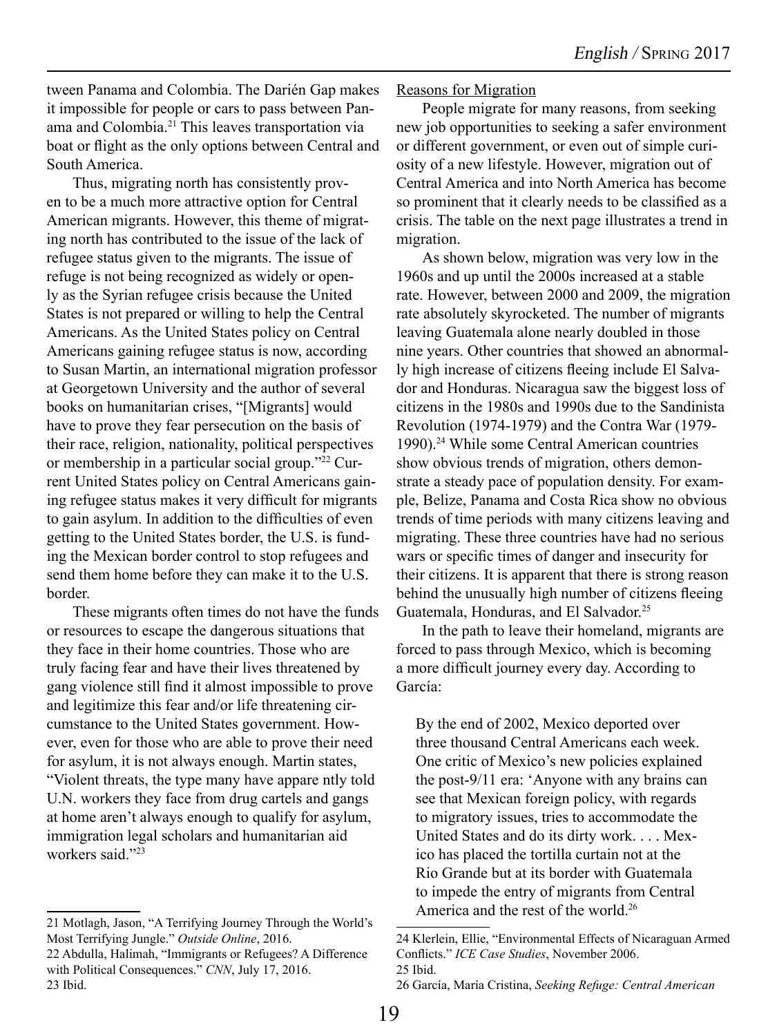tween Panama and Colombia. The Darién Gap makes it impossible for people or cars to pass between Panama and Colombia.[21] This leaves transportation via boat or flight as the only options between Central and South America.

Thus, migrating north has consistently proven to be a much more attractive option for Central American migrants. However, this theme of migrating north has contributed to the issue of the lack of refugee status given to the migrants. The issue of refuge is not being recognized as widely or openly as the Syrian refugee crisis because the United States is not prepared or willing to help the Central Americans. As the United States policy on Central Americans gaining refugee status is now, according to Susan Martin, an international migration professor at Georgetown University and the author of several books on humanitarian crises, "[Migrants] would have to prove they fear persecution on the basis of their race, religion, nationality, political perspectives or membership in a particular social group."[22] Current United States policy on Central Americans gaining refugee status makes it very difficult for migrants to gain asylum. In addition to the difficulties of even getting to the United States border, the U.S. is funding the Mexican border control to stop refugees and send them home before they can make it to the U.S. border.

These migrants often times do not have the funds or resources to escape the dangerous situations that they face in their home countries. Those who are truly facing fear and have their lives threatened by gang violence still find it almost impossible to prove and legitimize this fear and/or life threatening circumstance to the United States government. However, even for those who are able to prove their need for asylum, it is not always enough. Martin states, "Violent threats, the type many have appare ntly told U.N. workers they face from drug cartels and gangs at home aren't always enough to qualify for asylum, immigration legal scholars and humanitarian aid workers said."[23]

Reasons for Migration

People migrate for many reasons, from seeking new job opportunities to seeking a safer environment or different government, or even out of simple curiosity of a new lifestyle. However, migration out of Central America and into North America has become so prominent that it clearly needs to be classified as a crisis. The table on the next page illustrates a trend in migration.

As shown below, migration was very low in the 1960s and up until the 2000s increased at a stable rate. However, between 2000 and 2009, the migration rate absolutely skyrocketed. The number of migrants leaving Guatemala alone nearly doubled in those nine years. Other countries that showed an abnormally high increase of citizens fleeing include El Salvador and Honduras. Nicaragua saw the biggest loss of citizens in the 1980s and 1990s due to the Sandinista Revolution (1974-1979) and the Contra War (1979-1990).[24] While some Central American countries show obvious trends of migration, others demonstrate a steady pace of population density. For example, Belize, Panama and Costa Rica show no obvious trends of time periods with many citizens leaving and migrating. These three countries have had no serious wars or specific times of danger and insecurity for their citizens. It is apparent that there is strong reason behind the unusually high number of citizens fleeing Guatemala, Honduras, and El Salvador.[25]

In the path to leave their homeland, migrants are forced to pass through Mexico, which is becoming a more difficult journey every day. According to García:

> By the end of 2002, Mexico deported over three thousand Central Americans each week. One critic of Mexico's new policies explained the post-9/11 era: 'Anyone with any brains can see that Mexican foreign policy, with regards to migratory issues, tries to accommodate the United States and do its dirty work. . . . Mexico has placed the tortilla curtain not at the Rio Grande but at its border with Guatemala to impede the entry of migrants from Central America and the rest of the world.[26]

---

21 Motlagh, Jason, "A Terrifying Journey Through the World's Most Terrifying Jungle." *Outside Online*, 2016.

22 Abdulla, Halimah, "Immigrants or Refugees? A Difference with Political Consequences." *CNN*, July 17, 2016.

23 Ibid.

24 Klerlein, Ellie, "Environmental Effects of Nicaraguan Armed Conflicts." *ICE Case Studies*, November 2006.

25 Ibid.

26 García, María Cristina, *Seeking Refuge: Central American*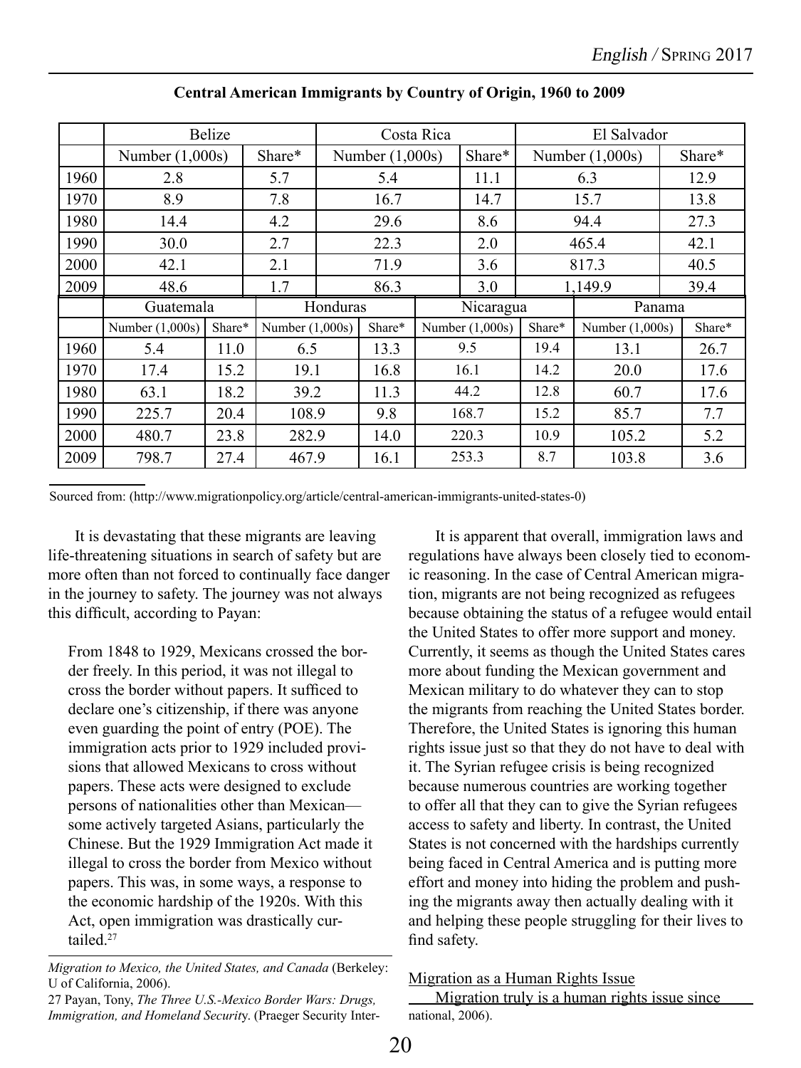**Central American Immigrants by Country of Origin, 1960 to 2009**

| | Belize | | Costa Rica | | El Salvador | |
|---|---|---|---|---|---|---|
| | Number (1,000s) | Share* | Number (1,000s) | Share* | Number (1,000s) | Share* |
| 1960 | 2.8 | 5.7 | 5.4 | 11.1 | 6.3 | 12.9 |
| 1970 | 8.9 | 7.8 | 16.7 | 14.7 | 15.7 | 13.8 |
| 1980 | 14.4 | 4.2 | 29.6 | 8.6 | 94.4 | 27.3 |
| 1990 | 30.0 | 2.7 | 22.3 | 2.0 | 465.4 | 42.1 |
| 2000 | 42.1 | 2.1 | 71.9 | 3.6 | 817.3 | 40.5 |
| 2009 | 48.6 | 1.7 | 86.3 | 3.0 | 1,149.9 | 39.4 |

| | Guatemala | | Honduras | | Nicaragua | | Panama | |
|---|---|---|---|---|---|---|---|---|
| | Number (1,000s) | Share* | Number (1,000s) | Share* | Number (1,000s) | Share* | Number (1,000s) | Share* |
| 1960 | 5.4 | 11.0 | 6.5 | 13.3 | 9.5 | 19.4 | 13.1 | 26.7 |
| 1970 | 17.4 | 15.2 | 19.1 | 16.8 | 16.1 | 14.2 | 20.0 | 17.6 |
| 1980 | 63.1 | 18.2 | 39.2 | 11.3 | 44.2 | 12.8 | 60.7 | 17.6 |
| 1990 | 225.7 | 20.4 | 108.9 | 9.8 | 168.7 | 15.2 | 85.7 | 7.7 |
| 2000 | 480.7 | 23.8 | 282.9 | 14.0 | 220.3 | 10.9 | 105.2 | 5.2 |
| 2009 | 798.7 | 27.4 | 467.9 | 16.1 | 253.3 | 8.7 | 103.8 | 3.6 |

Sourced from: (http://www.migrationpolicy.org/article/central-american-immigrants-united-states-0)

It is devastating that these migrants are leaving life-threatening situations in search of safety but are more often than not forced to continually face danger in the journey to safety. The journey was not always this difficult, according to Payan:

> From 1848 to 1929, Mexicans crossed the border freely. In this period, it was not illegal to cross the border without papers. It sufficed to declare one's citizenship, if there was anyone even guarding the point of entry (POE). The immigration acts prior to 1929 included provisions that allowed Mexicans to cross without papers. These acts were designed to exclude persons of nationalities other than Mexican—some actively targeted Asians, particularly the Chinese. But the 1929 Immigration Act made it illegal to cross the border from Mexico without papers. This was, in some ways, a response to the economic hardship of the 1920s. With this Act, open immigration was drastically curtailed.[27]

It is apparent that overall, immigration laws and regulations have always been closely tied to economic reasoning. In the case of Central American migration, migrants are not being recognized as refugees because obtaining the status of a refugee would entail the United States to offer more support and money. Currently, it seems as though the United States cares more about funding the Mexican government and Mexican military to do whatever they can to stop the migrants from reaching the United States border. Therefore, the United States is ignoring this human rights issue just so that they do not have to deal with it. The Syrian refugee crisis is being recognized because numerous countries are working together to offer all that they can to give the Syrian refugees access to safety and liberty. In contrast, the United States is not concerned with the hardships currently being faced in Central America and is putting more effort and money into hiding the problem and pushing the migrants away then actually dealing with it and helping these people struggling for their lives to find safety.

## Migration as a Human Rights Issue

Migration truly is a human rights issue since

---

*Migration to Mexico, the United States, and Canada* (Berkeley: U of California, 2006).

27 Payan, Tony, *The Three U.S.-Mexico Border Wars: Drugs, Immigration, and Homeland Security*. (Praeger Security International, 2006).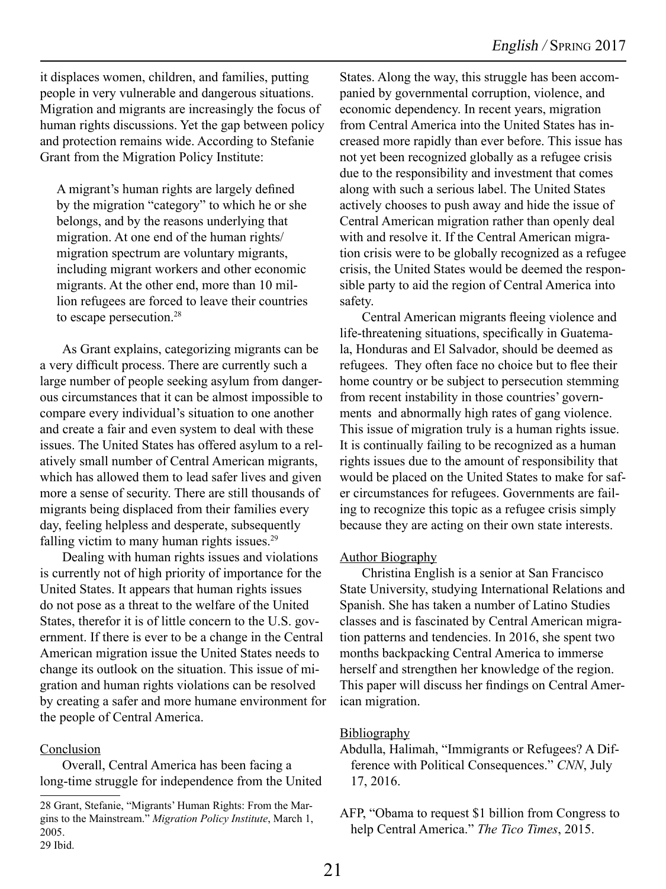it displaces women, children, and families, putting people in very vulnerable and dangerous situations. Migration and migrants are increasingly the focus of human rights discussions. Yet the gap between policy and protection remains wide. According to Stefanie Grant from the Migration Policy Institute:

> A migrant's human rights are largely defined by the migration "category" to which he or she belongs, and by the reasons underlying that migration. At one end of the human rights/ migration spectrum are voluntary migrants, including migrant workers and other economic migrants. At the other end, more than 10 million refugees are forced to leave their countries to escape persecution.[28]

As Grant explains, categorizing migrants can be a very difficult process. There are currently such a large number of people seeking asylum from dangerous circumstances that it can be almost impossible to compare every individual's situation to one another and create a fair and even system to deal with these issues. The United States has offered asylum to a relatively small number of Central American migrants, which has allowed them to lead safer lives and given more a sense of security. There are still thousands of migrants being displaced from their families every day, feeling helpless and desperate, subsequently falling victim to many human rights issues.[29]

Dealing with human rights issues and violations is currently not of high priority of importance for the United States. It appears that human rights issues do not pose as a threat to the welfare of the United States, therefor it is of little concern to the U.S. government. If there is ever to be a change in the Central American migration issue the United States needs to change its outlook on the situation. This issue of migration and human rights violations can be resolved by creating a safer and more humane environment for the people of Central America.

## Conclusion

Overall, Central America has been facing a long-time struggle for independence from the United States. Along the way, this struggle has been accompanied by governmental corruption, violence, and economic dependency. In recent years, migration from Central America into the United States has increased more rapidly than ever before. This issue has not yet been recognized globally as a refugee crisis due to the responsibility and investment that comes along with such a serious label. The United States actively chooses to push away and hide the issue of Central American migration rather than openly deal with and resolve it. If the Central American migration crisis were to be globally recognized as a refugee crisis, the United States would be deemed the responsible party to aid the region of Central America into safety.

Central American migrants fleeing violence and life-threatening situations, specifically in Guatemala, Honduras and El Salvador, should be deemed as refugees. They often face no choice but to flee their home country or be subject to persecution stemming from recent instability in those countries' governments and abnormally high rates of gang violence. This issue of migration truly is a human rights issue. It is continually failing to be recognized as a human rights issues due to the amount of responsibility that would be placed on the United States to make for safer circumstances for refugees. Governments are failing to recognize this topic as a refugee crisis simply because they are acting on their own state interests.

## Author Biography

Christina English is a senior at San Francisco State University, studying International Relations and Spanish. She has taken a number of Latino Studies classes and is fascinated by Central American migration patterns and tendencies. In 2016, she spent two months backpacking Central America to immerse herself and strengthen her knowledge of the region. This paper will discuss her findings on Central American migration.

## Bibliography

Abdulla, Halimah, "Immigrants or Refugees? A Difference with Political Consequences." *CNN*, July 17, 2016.

AFP, "Obama to request $1 billion from Congress to help Central America." *The Tico Times*, 2015.

---

28 Grant, Stefanie, "Migrants' Human Rights: From the Margins to the Mainstream." *Migration Policy Institute*, March 1, 2005.

29 Ibid.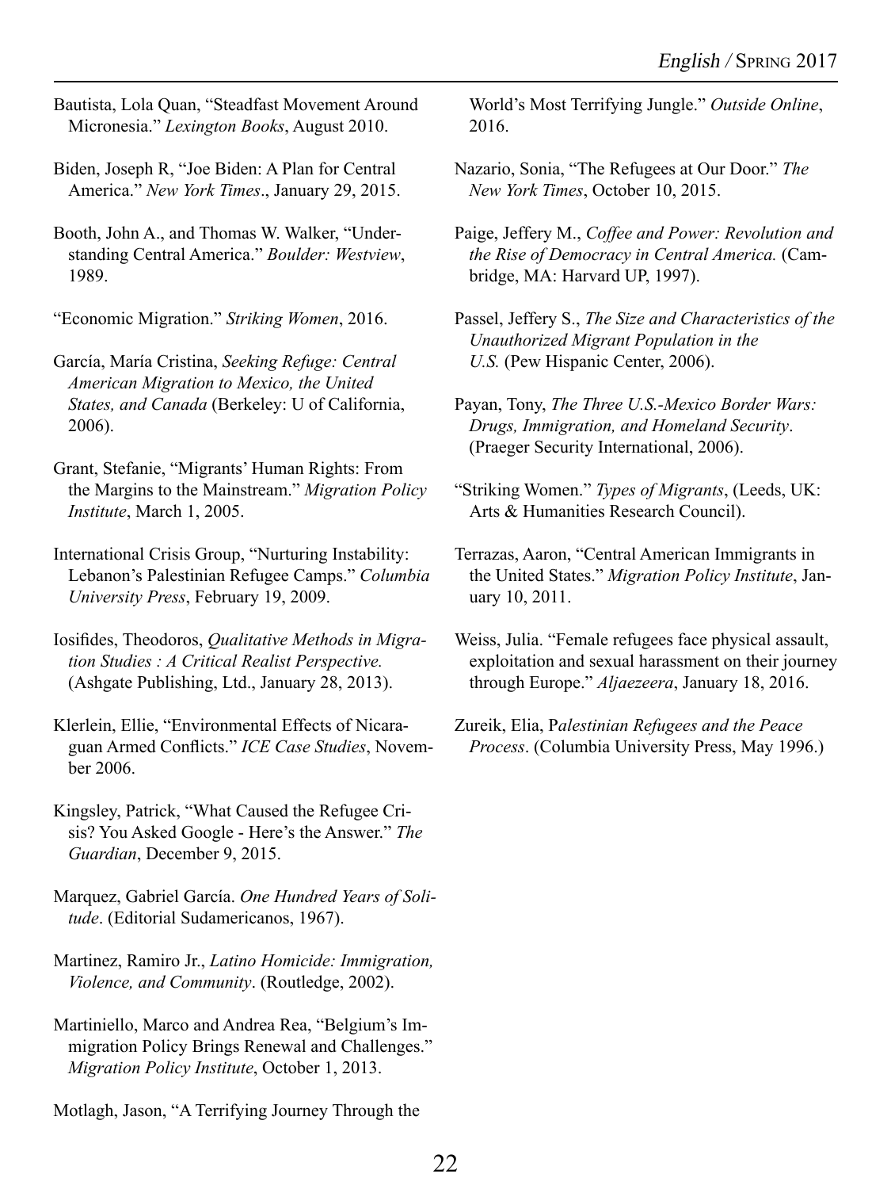Bautista, Lola Quan, "Steadfast Movement Around Micronesia." *Lexington Books*, August 2010.

Biden, Joseph R, "Joe Biden: A Plan for Central America." *New York Times*., January 29, 2015.

Booth, John A., and Thomas W. Walker, "Understanding Central America." *Boulder: Westview*, 1989.

"Economic Migration." *Striking Women*, 2016.

García, María Cristina, *Seeking Refuge: Central American Migration to Mexico, the United States, and Canada* (Berkeley: U of California, 2006).

Grant, Stefanie, "Migrants' Human Rights: From the Margins to the Mainstream." *Migration Policy Institute*, March 1, 2005.

International Crisis Group, "Nurturing Instability: Lebanon's Palestinian Refugee Camps." *Columbia University Press*, February 19, 2009.

Iosifides, Theodoros, *Qualitative Methods in Migration Studies : A Critical Realist Perspective.* (Ashgate Publishing, Ltd., January 28, 2013).

Klerlein, Ellie, "Environmental Effects of Nicaraguan Armed Conflicts." *ICE Case Studies*, November 2006.

Kingsley, Patrick, "What Caused the Refugee Crisis? You Asked Google - Here's the Answer." *The Guardian*, December 9, 2015.

Marquez, Gabriel García. *One Hundred Years of Solitude*. (Editorial Sudamericanos, 1967).

Martinez, Ramiro Jr., *Latino Homicide: Immigration, Violence, and Community*. (Routledge, 2002).

Martiniello, Marco and Andrea Rea, "Belgium's Immigration Policy Brings Renewal and Challenges." *Migration Policy Institute*, October 1, 2013.

Motlagh, Jason, "A Terrifying Journey Through the World's Most Terrifying Jungle." *Outside Online*, 2016.

Nazario, Sonia, "The Refugees at Our Door." *The New York Times*, October 10, 2015.

Paige, Jeffery M., *Coffee and Power: Revolution and the Rise of Democracy in Central America.* (Cambridge, MA: Harvard UP, 1997).

Passel, Jeffery S., *The Size and Characteristics of the Unauthorized Migrant Population in the U.S.* (Pew Hispanic Center, 2006).

Payan, Tony, *The Three U.S.-Mexico Border Wars: Drugs, Immigration, and Homeland Security*. (Praeger Security International, 2006).

"Striking Women." *Types of Migrants*, (Leeds, UK: Arts & Humanities Research Council).

Terrazas, Aaron, "Central American Immigrants in the United States." *Migration Policy Institute*, January 10, 2011.

Weiss, Julia. "Female refugees face physical assault, exploitation and sexual harassment on their journey through Europe." *Aljaezeera*, January 18, 2016.

Zureik, Elia, P*alestinian Refugees and the Peace Process*. (Columbia University Press, May 1996.)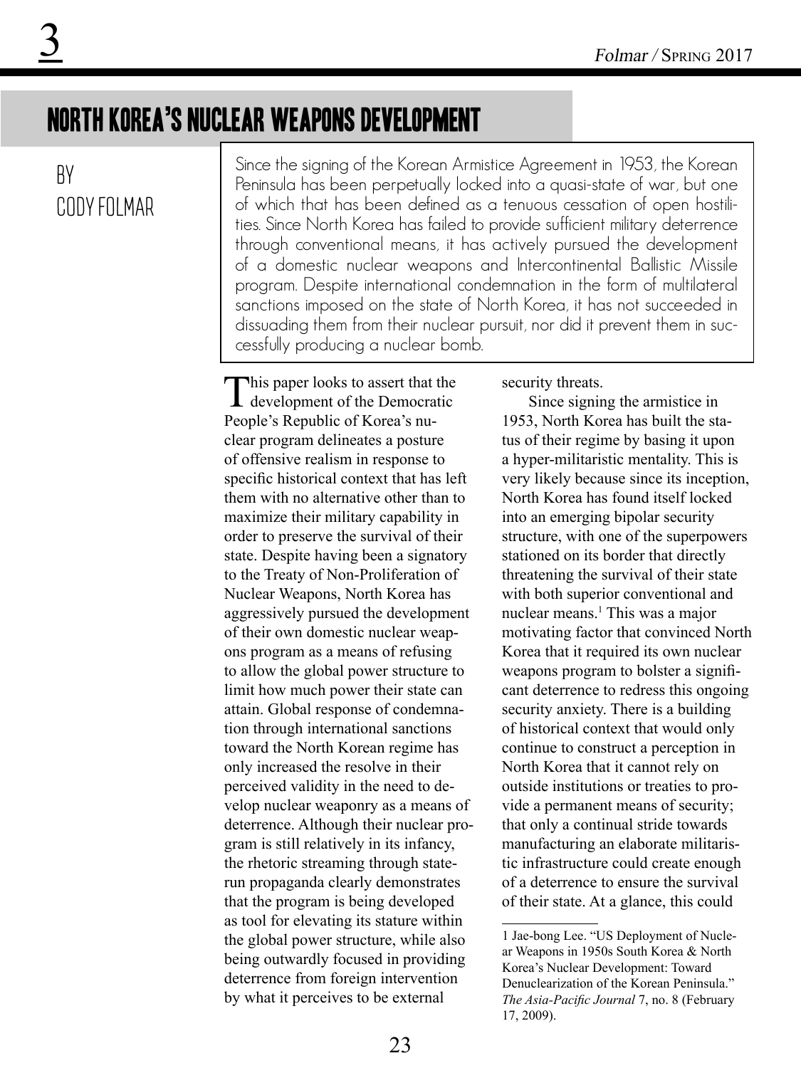# NORTH KOREA'S NUCLEAR WEAPONS DEVELOPMENT

BY
CODY FOLMAR

Since the signing of the Korean Armistice Agreement in 1953, the Korean Peninsula has been perpetually locked into a quasi-state of war, but one of which that has been defined as a tenuous cessation of open hostilities. Since North Korea has failed to provide sufficient military deterrence through conventional means, it has actively pursued the development of a domestic nuclear weapons and Intercontinental Ballistic Missile program. Despite international condemnation in the form of multilateral sanctions imposed on the state of North Korea, it has not succeeded in dissuading them from their nuclear pursuit, nor did it prevent them in successfully producing a nuclear bomb.

This paper looks to assert that the development of the Democratic People's Republic of Korea's nuclear program delineates a posture of offensive realism in response to specific historical context that has left them with no alternative other than to maximize their military capability in order to preserve the survival of their state. Despite having been a signatory to the Treaty of Non-Proliferation of Nuclear Weapons, North Korea has aggressively pursued the development of their own domestic nuclear weapons program as a means of refusing to allow the global power structure to limit how much power their state can attain. Global response of condemnation through international sanctions toward the North Korean regime has only increased the resolve in their perceived validity in the need to develop nuclear weaponry as a means of deterrence. Although their nuclear program is still relatively in its infancy, the rhetoric streaming through state-run propaganda clearly demonstrates that the program is being developed as tool for elevating its stature within the global power structure, while also being outwardly focused in providing deterrence from foreign intervention by what it perceives to be external security threats.

Since signing the armistice in 1953, North Korea has built the status of their regime by basing it upon a hyper-militaristic mentality. This is very likely because since its inception, North Korea has found itself locked into an emerging bipolar security structure, with one of the superpowers stationed on its border that directly threatening the survival of their state with both superior conventional and nuclear means.[1] This was a major motivating factor that convinced North Korea that it required its own nuclear weapons program to bolster a significant deterrence to redress this ongoing security anxiety. There is a building of historical context that would only continue to construct a perception in North Korea that it cannot rely on outside institutions or treaties to provide a permanent means of security; that only a continual stride towards manufacturing an elaborate militaristic infrastructure could create enough of a deterrence to ensure the survival of their state. At a glance, this could

---

1 Jae-bong Lee. "US Deployment of Nuclear Weapons in 1950s South Korea & North Korea's Nuclear Development: Toward Denuclearization of the Korean Peninsula." *The Asia-Pacific Journal* 7, no. 8 (February 17, 2009).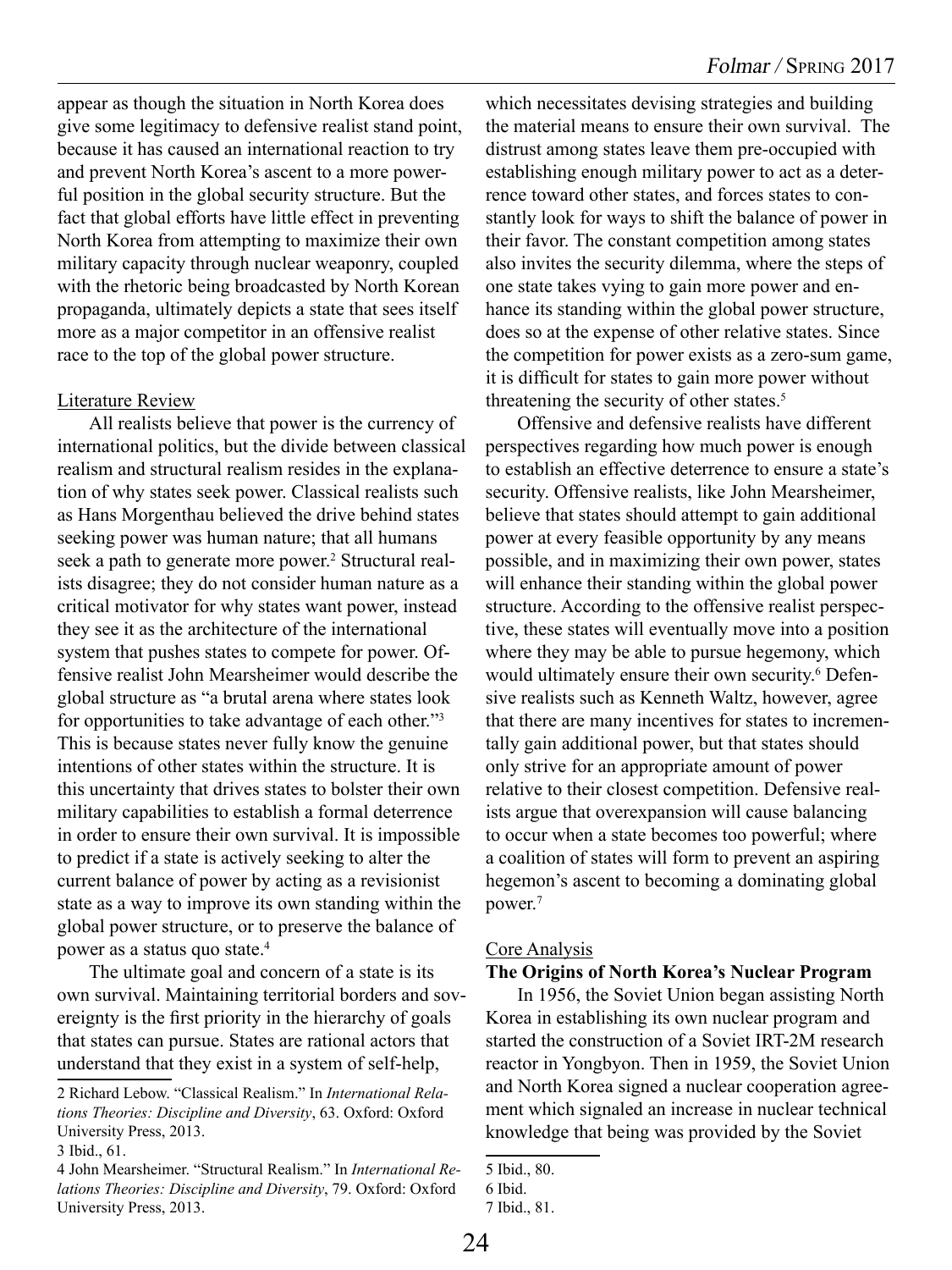appear as though the situation in North Korea does give some legitimacy to defensive realist stand point, because it has caused an international reaction to try and prevent North Korea's ascent to a more powerful position in the global security structure. But the fact that global efforts have little effect in preventing North Korea from attempting to maximize their own military capacity through nuclear weaponry, coupled with the rhetoric being broadcasted by North Korean propaganda, ultimately depicts a state that sees itself more as a major competitor in an offensive realist race to the top of the global power structure.

## Literature Review

All realists believe that power is the currency of international politics, but the divide between classical realism and structural realism resides in the explanation of why states seek power. Classical realists such as Hans Morgenthau believed the drive behind states seeking power was human nature; that all humans seek a path to generate more power.[2] Structural realists disagree; they do not consider human nature as a critical motivator for why states want power, instead they see it as the architecture of the international system that pushes states to compete for power. Offensive realist John Mearsheimer would describe the global structure as "a brutal arena where states look for opportunities to take advantage of each other."[3] This is because states never fully know the genuine intentions of other states within the structure. It is this uncertainty that drives states to bolster their own military capabilities to establish a formal deterrence in order to ensure their own survival. It is impossible to predict if a state is actively seeking to alter the current balance of power by acting as a revisionist state as a way to improve its own standing within the global power structure, or to preserve the balance of power as a status quo state.[4]

The ultimate goal and concern of a state is its own survival. Maintaining territorial borders and sovereignty is the first priority in the hierarchy of goals that states can pursue. States are rational actors that understand that they exist in a system of self-help, which necessitates devising strategies and building the material means to ensure their own survival. The distrust among states leave them pre-occupied with establishing enough military power to act as a deterrence toward other states, and forces states to constantly look for ways to shift the balance of power in their favor. The constant competition among states also invites the security dilemma, where the steps of one state takes vying to gain more power and enhance its standing within the global power structure, does so at the expense of other relative states. Since the competition for power exists as a zero-sum game, it is difficult for states to gain more power without threatening the security of other states.[5]

Offensive and defensive realists have different perspectives regarding how much power is enough to establish an effective deterrence to ensure a state's security. Offensive realists, like John Mearsheimer, believe that states should attempt to gain additional power at every feasible opportunity by any means possible, and in maximizing their own power, states will enhance their standing within the global power structure. According to the offensive realist perspective, these states will eventually move into a position where they may be able to pursue hegemony, which would ultimately ensure their own security.[6] Defensive realists such as Kenneth Waltz, however, agree that there are many incentives for states to incrementally gain additional power, but that states should only strive for an appropriate amount of power relative to their closest competition. Defensive realists argue that overexpansion will cause balancing to occur when a state becomes too powerful; where a coalition of states will form to prevent an aspiring hegemon's ascent to becoming a dominating global power.[7]

## Core Analysis

### The Origins of North Korea's Nuclear Program

In 1956, the Soviet Union began assisting North Korea in establishing its own nuclear program and started the construction of a Soviet IRT-2M research reactor in Yongbyon. Then in 1959, the Soviet Union and North Korea signed a nuclear cooperation agreement which signaled an increase in nuclear technical knowledge that being was provided by the Soviet

---

2 Richard Lebow. "Classical Realism." In *International Relations Theories: Discipline and Diversity*, 63. Oxford: Oxford University Press, 2013.

3 Ibid., 61.

4 John Mearsheimer. "Structural Realism." In *International Relations Theories: Discipline and Diversity*, 79. Oxford: Oxford University Press, 2013.

5 Ibid., 80.

6 Ibid.

7 Ibid., 81.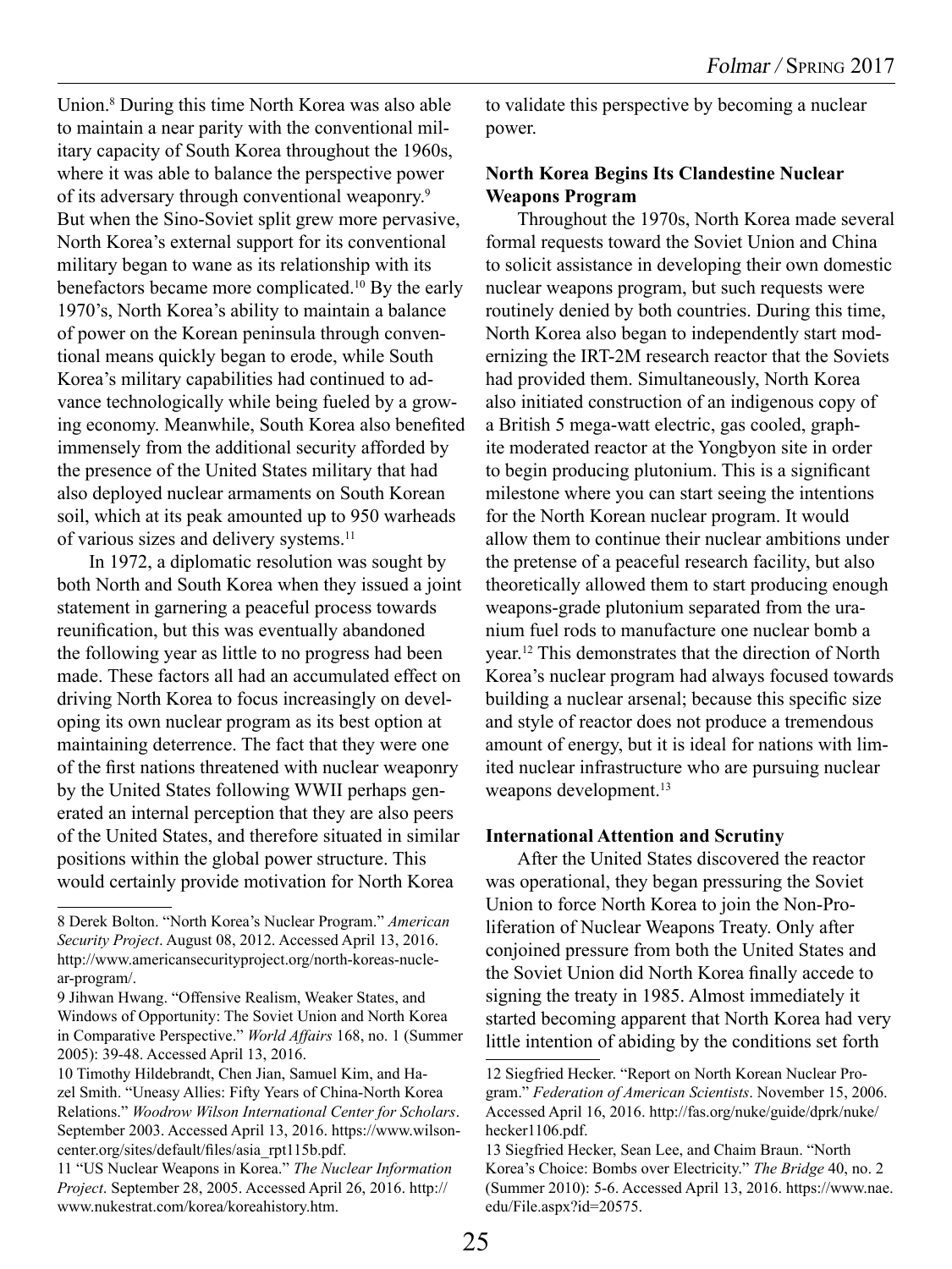Union.[8] During this time North Korea was also able to maintain a near parity with the conventional military capacity of South Korea throughout the 1960s, where it was able to balance the perspective power of its adversary through conventional weaponry.[9] But when the Sino-Soviet split grew more pervasive, North Korea's external support for its conventional military began to wane as its relationship with its benefactors became more complicated.[10] By the early 1970's, North Korea's ability to maintain a balance of power on the Korean peninsula through conventional means quickly began to erode, while South Korea's military capabilities had continued to advance technologically while being fueled by a growing economy. Meanwhile, South Korea also benefited immensely from the additional security afforded by the presence of the United States military that had also deployed nuclear armaments on South Korean soil, which at its peak amounted up to 950 warheads of various sizes and delivery systems.[11]

In 1972, a diplomatic resolution was sought by both North and South Korea when they issued a joint statement in garnering a peaceful process towards reunification, but this was eventually abandoned the following year as little to no progress had been made. These factors all had an accumulated effect on driving North Korea to focus increasingly on developing its own nuclear program as its best option at maintaining deterrence. The fact that they were one of the first nations threatened with nuclear weaponry by the United States following WWII perhaps generated an internal perception that they are also peers of the United States, and therefore situated in similar positions within the global power structure. This would certainly provide motivation for North Korea to validate this perspective by becoming a nuclear power.

### North Korea Begins Its Clandestine Nuclear Weapons Program

Throughout the 1970s, North Korea made several formal requests toward the Soviet Union and China to solicit assistance in developing their own domestic nuclear weapons program, but such requests were routinely denied by both countries. During this time, North Korea also began to independently start modernizing the IRT-2M research reactor that the Soviets had provided them. Simultaneously, North Korea also initiated construction of an indigenous copy of a British 5 mega-watt electric, gas cooled, graphite moderated reactor at the Yongbyon site in order to begin producing plutonium. This is a significant milestone where you can start seeing the intentions for the North Korean nuclear program. It would allow them to continue their nuclear ambitions under the pretense of a peaceful research facility, but also theoretically allowed them to start producing enough weapons-grade plutonium separated from the uranium fuel rods to manufacture one nuclear bomb a year.[12] This demonstrates that the direction of North Korea's nuclear program had always focused towards building a nuclear arsenal; because this specific size and style of reactor does not produce a tremendous amount of energy, but it is ideal for nations with limited nuclear infrastructure who are pursuing nuclear weapons development.[13]

### International Attention and Scrutiny

After the United States discovered the reactor was operational, they began pressuring the Soviet Union to force North Korea to join the Non-Proliferation of Nuclear Weapons Treaty. Only after conjoined pressure from both the United States and the Soviet Union did North Korea finally accede to signing the treaty in 1985. Almost immediately it started becoming apparent that North Korea had very little intention of abiding by the conditions set forth

---

8 Derek Bolton. "North Korea's Nuclear Program." *American Security Project*. August 08, 2012. Accessed April 13, 2016. http://www.americansecurityproject.org/north-koreas-nuclear-program/.

9 Jihwan Hwang. "Offensive Realism, Weaker States, and Windows of Opportunity: The Soviet Union and North Korea in Comparative Perspective." *World Affairs* 168, no. 1 (Summer 2005): 39-48. Accessed April 13, 2016.

10 Timothy Hildebrandt, Chen Jian, Samuel Kim, and Hazel Smith. "Uneasy Allies: Fifty Years of China-North Korea Relations." *Woodrow Wilson International Center for Scholars*. September 2003. Accessed April 13, 2016. https://www.wilsoncenter.org/sites/default/files/asia_rpt115b.pdf.

11 "US Nuclear Weapons in Korea." *The Nuclear Information Project*. September 28, 2005. Accessed April 26, 2016. http://www.nukestrat.com/korea/koreahistory.htm.

12 Siegfried Hecker. "Report on North Korean Nuclear Program." *Federation of American Scientists*. November 15, 2006. Accessed April 16, 2016. http://fas.org/nuke/guide/dprk/nuke/hecker1106.pdf.

13 Siegfried Hecker, Sean Lee, and Chaim Braun. "North Korea's Choice: Bombs over Electricity." *The Bridge* 40, no. 2 (Summer 2010): 5-6. Accessed April 13, 2016. https://www.nae.edu/File.aspx?id=20575.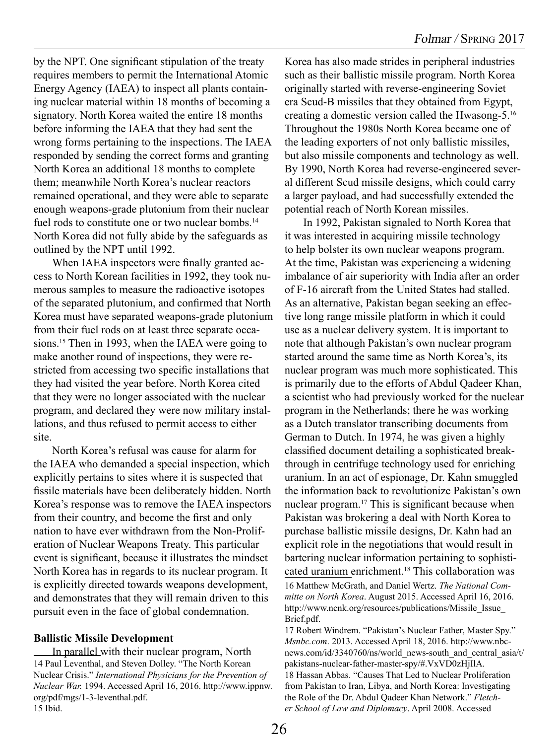by the NPT. One significant stipulation of the treaty requires members to permit the International Atomic Energy Agency (IAEA) to inspect all plants containing nuclear material within 18 months of becoming a signatory. North Korea waited the entire 18 months before informing the IAEA that they had sent the wrong forms pertaining to the inspections. The IAEA responded by sending the correct forms and granting North Korea an additional 18 months to complete them; meanwhile North Korea's nuclear reactors remained operational, and they were able to separate enough weapons-grade plutonium from their nuclear fuel rods to constitute one or two nuclear bombs.[14] North Korea did not fully abide by the safeguards as outlined by the NPT until 1992.

When IAEA inspectors were finally granted access to North Korean facilities in 1992, they took numerous samples to measure the radioactive isotopes of the separated plutonium, and confirmed that North Korea must have separated weapons-grade plutonium from their fuel rods on at least three separate occasions.[15] Then in 1993, when the IAEA were going to make another round of inspections, they were restricted from accessing two specific installations that they had visited the year before. North Korea cited that they were no longer associated with the nuclear program, and declared they were now military installations, and thus refused to permit access to either site.

North Korea's refusal was cause for alarm for the IAEA who demanded a special inspection, which explicitly pertains to sites where it is suspected that fissile materials have been deliberately hidden. North Korea's response was to remove the IAEA inspectors from their country, and become the first and only nation to have ever withdrawn from the Non-Proliferation of Nuclear Weapons Treaty. This particular event is significant, because it illustrates the mindset North Korea has in regards to its nuclear program. It is explicitly directed towards weapons development, and demonstrates that they will remain driven to this pursuit even in the face of global condemnation.

**Ballistic Missile Development**

In parallel with their nuclear program, North Korea has also made strides in peripheral industries such as their ballistic missile program. North Korea originally started with reverse-engineering Soviet era Scud-B missiles that they obtained from Egypt, creating a domestic version called the Hwasong-5.[16] Throughout the 1980s North Korea became one of the leading exporters of not only ballistic missiles, but also missile components and technology as well. By 1990, North Korea had reverse-engineered several different Scud missile designs, which could carry a larger payload, and had successfully extended the potential reach of North Korean missiles.

In 1992, Pakistan signaled to North Korea that it was interested in acquiring missile technology to help bolster its own nuclear weapons program. At the time, Pakistan was experiencing a widening imbalance of air superiority with India after an order of F-16 aircraft from the United States had stalled. As an alternative, Pakistan began seeking an effective long range missile platform in which it could use as a nuclear delivery system. It is important to note that although Pakistan's own nuclear program started around the same time as North Korea's, its nuclear program was much more sophisticated. This is primarily due to the efforts of Abdul Qadeer Khan, a scientist who had previously worked for the nuclear program in the Netherlands; there he was working as a Dutch translator transcribing documents from German to Dutch. In 1974, he was given a highly classified document detailing a sophisticated breakthrough in centrifuge technology used for enriching uranium. In an act of espionage, Dr. Kahn smuggled the information back to revolutionize Pakistan's own nuclear program.[17] This is significant because when Pakistan was brokering a deal with North Korea to purchase ballistic missile designs, Dr. Kahn had an explicit role in the negotiations that would result in bartering nuclear information pertaining to sophisticated uranium enrichment.[18] This collaboration was

14 Paul Leventhal, and Steven Dolley. "The North Korean Nuclear Crisis." *International Physicians for the Prevention of Nuclear War.* 1994. Accessed April 16, 2016. http://www.ippnw.org/pdf/mgs/1-3-leventhal.pdf.

15 Ibid.

16 Matthew McGrath, and Daniel Wertz. *The National Committe on North Korea*. August 2015. Accessed April 16, 2016. http://www.ncnk.org/resources/publications/Missile_Issue_Brief.pdf.

17 Robert Windrem. "Pakistan's Nuclear Father, Master Spy." *Msnbc.com*. 2013. Accessed April 18, 2016. http://www.nbcnews.com/id/3340760/ns/world_news-south_and_central_asia/t/pakistans-nuclear-father-master-spy/#.VxVD0zHjIlA.

18 Hassan Abbas. "Causes That Led to Nuclear Proliferation from Pakistan to Iran, Libya, and North Korea: Investigating the Role of the Dr. Abdul Qadeer Khan Network." *Fletcher School of Law and Diplomacy*. April 2008. Accessed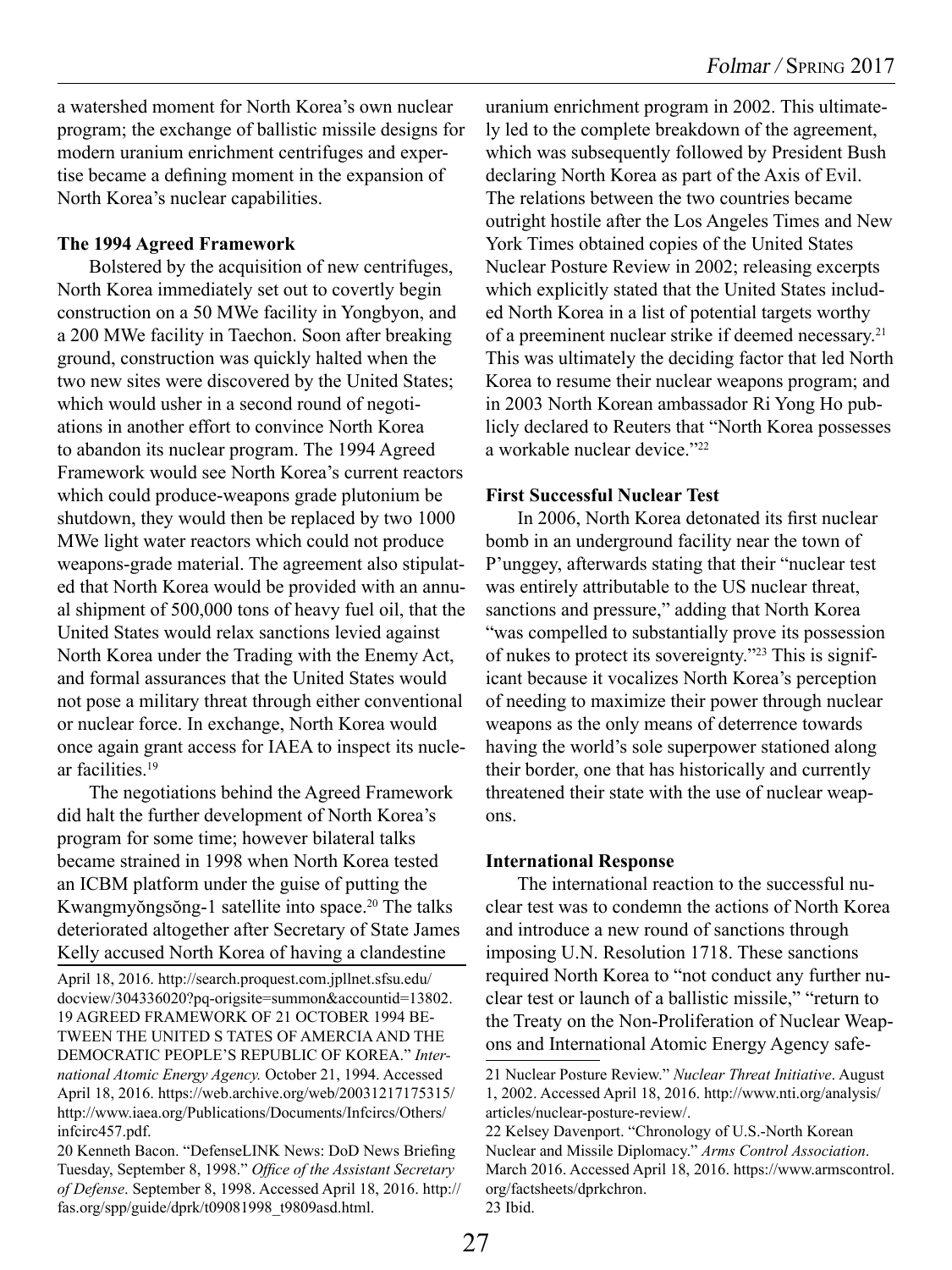a watershed moment for North Korea's own nuclear program; the exchange of ballistic missile designs for modern uranium enrichment centrifuges and expertise became a defining moment in the expansion of North Korea's nuclear capabilities.

**The 1994 Agreed Framework**

Bolstered by the acquisition of new centrifuges, North Korea immediately set out to covertly begin construction on a 50 MWe facility in Yongbyon, and a 200 MWe facility in Taechon. Soon after breaking ground, construction was quickly halted when the two new sites were discovered by the United States; which would usher in a second round of negotiations in another effort to convince North Korea to abandon its nuclear program. The 1994 Agreed Framework would see North Korea's current reactors which could produce-weapons grade plutonium be shutdown, they would then be replaced by two 1000 MWe light water reactors which could not produce weapons-grade material. The agreement also stipulated that North Korea would be provided with an annual shipment of 500,000 tons of heavy fuel oil, that the United States would relax sanctions levied against North Korea under the Trading with the Enemy Act, and formal assurances that the United States would not pose a military threat through either conventional or nuclear force. In exchange, North Korea would once again grant access for IAEA to inspect its nuclear facilities.[19]

The negotiations behind the Agreed Framework did halt the further development of North Korea's program for some time; however bilateral talks became strained in 1998 when North Korea tested an ICBM platform under the guise of putting the Kwangmyŏngsŏng-1 satellite into space.[20] The talks deteriorated altogether after Secretary of State James Kelly accused North Korea of having a clandestine uranium enrichment program in 2002. This ultimately led to the complete breakdown of the agreement, which was subsequently followed by President Bush declaring North Korea as part of the Axis of Evil. The relations between the two countries became outright hostile after the Los Angeles Times and New York Times obtained copies of the United States Nuclear Posture Review in 2002; releasing excerpts which explicitly stated that the United States included North Korea in a list of potential targets worthy of a preeminent nuclear strike if deemed necessary.[21] This was ultimately the deciding factor that led North Korea to resume their nuclear weapons program; and in 2003 North Korean ambassador Ri Yong Ho publicly declared to Reuters that "North Korea possesses a workable nuclear device."[22]

**First Successful Nuclear Test**

In 2006, North Korea detonated its first nuclear bomb in an underground facility near the town of P'unggey, afterwards stating that their "nuclear test was entirely attributable to the US nuclear threat, sanctions and pressure," adding that North Korea "was compelled to substantially prove its possession of nukes to protect its sovereignty."[23] This is significant because it vocalizes North Korea's perception of needing to maximize their power through nuclear weapons as the only means of deterrence towards having the world's sole superpower stationed along their border, one that has historically and currently threatened their state with the use of nuclear weapons.

**International Response**

The international reaction to the successful nuclear test was to condemn the actions of North Korea and introduce a new round of sanctions through imposing U.N. Resolution 1718. These sanctions required North Korea to "not conduct any further nuclear test or launch of a ballistic missile," "return to the Treaty on the Non-Proliferation of Nuclear Weapons and International Atomic Energy Agency safe-

---

April 18, 2016. http://search.proquest.com.jpllnet.sfsu.edu/docview/304336020?pq-origsite=summon&accountid=13802.

19 AGREED FRAMEWORK OF 21 OCTOBER 1994 BETWEEN THE UNITED S TATES OF AMERCIA AND THE DEMOCRATIC PEOPLE'S REPUBLIC OF KOREA." *International Atomic Energy Agency.* October 21, 1994. Accessed April 18, 2016. https://web.archive.org/web/20031217175315/http://www.iaea.org/Publications/Documents/Infcircs/Others/infcirc457.pdf.

20 Kenneth Bacon. "DefenseLINK News: DoD News Briefing Tuesday, September 8, 1998." *Office of the Assistant Secretary of Defense*. September 8, 1998. Accessed April 18, 2016. http://fas.org/spp/guide/dprk/t09081998_t9809asd.html.

21 Nuclear Posture Review." *Nuclear Threat Initiative*. August 1, 2002. Accessed April 18, 2016. http://www.nti.org/analysis/articles/nuclear-posture-review/.

22 Kelsey Davenport. "Chronology of U.S.-North Korean Nuclear and Missile Diplomacy." *Arms Control Association*. March 2016. Accessed April 18, 2016. https://www.armscontrol.org/factsheets/dprkchron.

23 Ibid.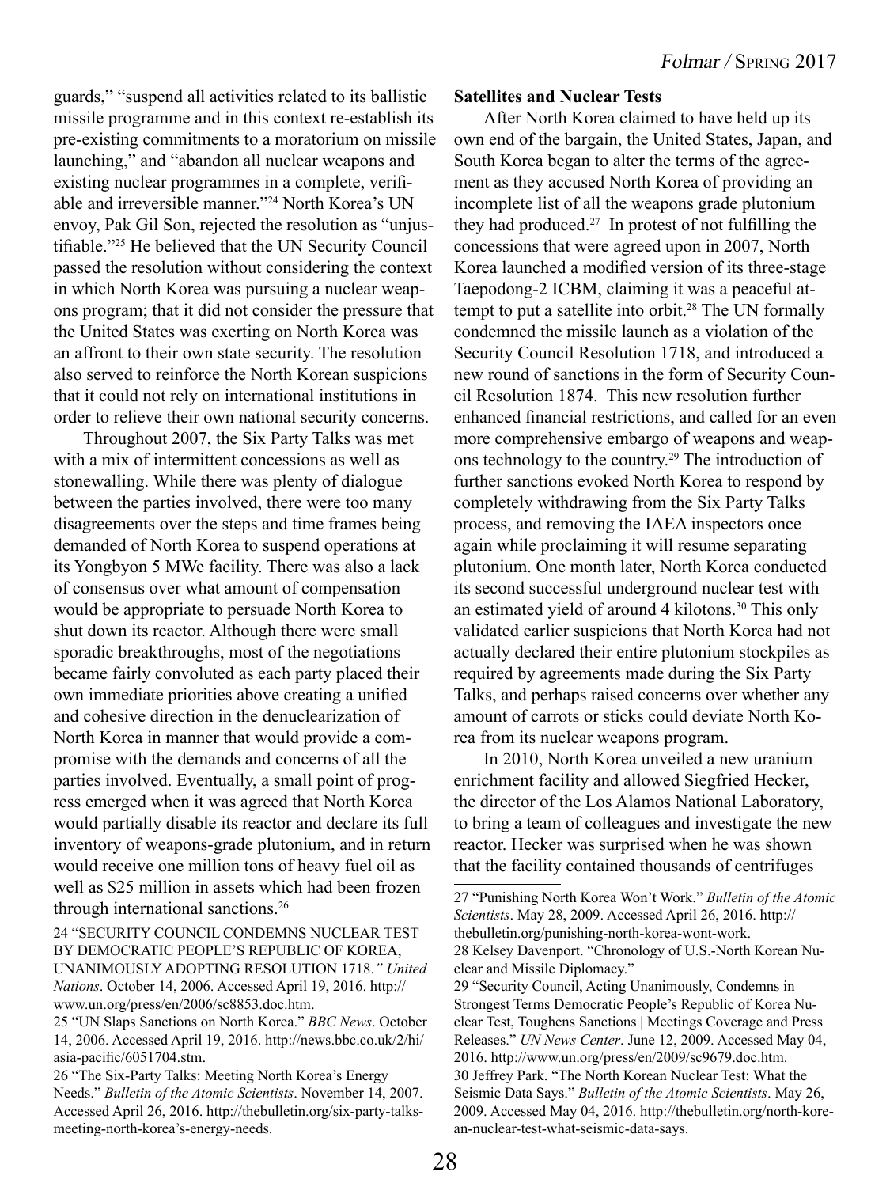guards," "suspend all activities related to its ballistic missile programme and in this context re-establish its pre-existing commitments to a moratorium on missile launching," and "abandon all nuclear weapons and existing nuclear programmes in a complete, verifiable and irreversible manner."[24] North Korea's UN envoy, Pak Gil Son, rejected the resolution as "unjustifiable."[25] He believed that the UN Security Council passed the resolution without considering the context in which North Korea was pursuing a nuclear weapons program; that it did not consider the pressure that the United States was exerting on North Korea was an affront to their own state security. The resolution also served to reinforce the North Korean suspicions that it could not rely on international institutions in order to relieve their own national security concerns.

Throughout 2007, the Six Party Talks was met with a mix of intermittent concessions as well as stonewalling. While there was plenty of dialogue between the parties involved, there were too many disagreements over the steps and time frames being demanded of North Korea to suspend operations at its Yongbyon 5 MWe facility. There was also a lack of consensus over what amount of compensation would be appropriate to persuade North Korea to shut down its reactor. Although there were small sporadic breakthroughs, most of the negotiations became fairly convoluted as each party placed their own immediate priorities above creating a unified and cohesive direction in the denuclearization of North Korea in manner that would provide a compromise with the demands and concerns of all the parties involved. Eventually, a small point of progress emerged when it was agreed that North Korea would partially disable its reactor and declare its full inventory of weapons-grade plutonium, and in return would receive one million tons of heavy fuel oil as well as $25 million in assets which had been frozen through international sanctions.[26]

**Satellites and Nuclear Tests**

After North Korea claimed to have held up its own end of the bargain, the United States, Japan, and South Korea began to alter the terms of the agreement as they accused North Korea of providing an incomplete list of all the weapons grade plutonium they had produced.[27] In protest of not fulfilling the concessions that were agreed upon in 2007, North Korea launched a modified version of its three-stage Taepodong-2 ICBM, claiming it was a peaceful attempt to put a satellite into orbit.[28] The UN formally condemned the missile launch as a violation of the Security Council Resolution 1718, and introduced a new round of sanctions in the form of Security Council Resolution 1874. This new resolution further enhanced financial restrictions, and called for an even more comprehensive embargo of weapons and weapons technology to the country.[29] The introduction of further sanctions evoked North Korea to respond by completely withdrawing from the Six Party Talks process, and removing the IAEA inspectors once again while proclaiming it will resume separating plutonium. One month later, North Korea conducted its second successful underground nuclear test with an estimated yield of around 4 kilotons.[30] This only validated earlier suspicions that North Korea had not actually declared their entire plutonium stockpiles as required by agreements made during the Six Party Talks, and perhaps raised concerns over whether any amount of carrots or sticks could deviate North Korea from its nuclear weapons program.

In 2010, North Korea unveiled a new uranium enrichment facility and allowed Siegfried Hecker, the director of the Los Alamos National Laboratory, to bring a team of colleagues and investigate the new reactor. Hecker was surprised when he was shown that the facility contained thousands of centrifuges

---

24 "SECURITY COUNCIL CONDEMNS NUCLEAR TEST BY DEMOCRATIC PEOPLE'S REPUBLIC OF KOREA, UNANIMOUSLY ADOPTING RESOLUTION 1718." *United Nations*. October 14, 2006. Accessed April 19, 2016. http://www.un.org/press/en/2006/sc8853.doc.htm.

25 "UN Slaps Sanctions on North Korea." *BBC News*. October 14, 2006. Accessed April 19, 2016. http://news.bbc.co.uk/2/hi/asia-pacific/6051704.stm.

26 "The Six-Party Talks: Meeting North Korea's Energy Needs." *Bulletin of the Atomic Scientists*. November 14, 2007. Accessed April 26, 2016. http://thebulletin.org/six-party-talks-meeting-north-korea's-energy-needs.

27 "Punishing North Korea Won't Work." *Bulletin of the Atomic Scientists*. May 28, 2009. Accessed April 26, 2016. http://thebulletin.org/punishing-north-korea-wont-work.

28 Kelsey Davenport. "Chronology of U.S.-North Korean Nuclear and Missile Diplomacy."

29 "Security Council, Acting Unanimously, Condemns in Strongest Terms Democratic People's Republic of Korea Nuclear Test, Toughens Sanctions | Meetings Coverage and Press Releases." *UN News Center*. June 12, 2009. Accessed May 04, 2016. http://www.un.org/press/en/2009/sc9679.doc.htm.

30 Jeffrey Park. "The North Korean Nuclear Test: What the Seismic Data Says." *Bulletin of the Atomic Scientists*. May 26, 2009. Accessed May 04, 2016. http://thebulletin.org/north-korean-nuclear-test-what-seismic-data-says.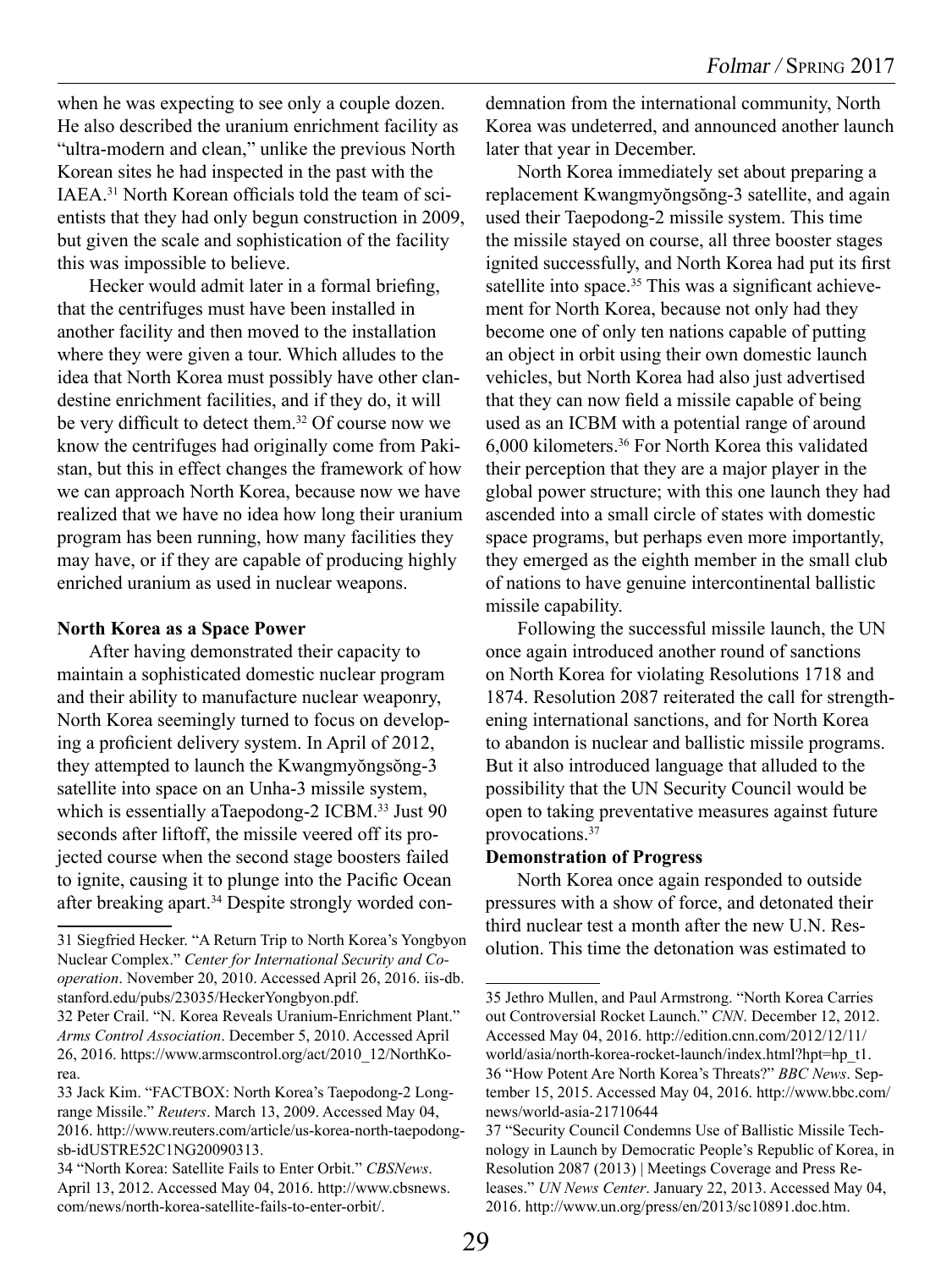when he was expecting to see only a couple dozen. He also described the uranium enrichment facility as "ultra-modern and clean," unlike the previous North Korean sites he had inspected in the past with the IAEA.[31] North Korean officials told the team of scientists that they had only begun construction in 2009, but given the scale and sophistication of the facility this was impossible to believe.

Hecker would admit later in a formal briefing, that the centrifuges must have been installed in another facility and then moved to the installation where they were given a tour. Which alludes to the idea that North Korea must possibly have other clandestine enrichment facilities, and if they do, it will be very difficult to detect them.[32] Of course now we know the centrifuges had originally come from Pakistan, but this in effect changes the framework of how we can approach North Korea, because now we have realized that we have no idea how long their uranium program has been running, how many facilities they may have, or if they are capable of producing highly enriched uranium as used in nuclear weapons.

**North Korea as a Space Power**

After having demonstrated their capacity to maintain a sophisticated domestic nuclear program and their ability to manufacture nuclear weaponry, North Korea seemingly turned to focus on developing a proficient delivery system. In April of 2012, they attempted to launch the Kwangmyŏngsŏng-3 satellite into space on an Unha-3 missile system, which is essentially aTaepodong-2 ICBM.[33] Just 90 seconds after liftoff, the missile veered off its projected course when the second stage boosters failed to ignite, causing it to plunge into the Pacific Ocean after breaking apart.[34] Despite strongly worded condemnation from the international community, North Korea was undeterred, and announced another launch later that year in December.

North Korea immediately set about preparing a replacement Kwangmyŏngsŏng-3 satellite, and again used their Taepodong-2 missile system. This time the missile stayed on course, all three booster stages ignited successfully, and North Korea had put its first satellite into space.[35] This was a significant achievement for North Korea, because not only had they become one of only ten nations capable of putting an object in orbit using their own domestic launch vehicles, but North Korea had also just advertised that they can now field a missile capable of being used as an ICBM with a potential range of around 6,000 kilometers.[36] For North Korea this validated their perception that they are a major player in the global power structure; with this one launch they had ascended into a small circle of states with domestic space programs, but perhaps even more importantly, they emerged as the eighth member in the small club of nations to have genuine intercontinental ballistic missile capability.

Following the successful missile launch, the UN once again introduced another round of sanctions on North Korea for violating Resolutions 1718 and 1874. Resolution 2087 reiterated the call for strengthening international sanctions, and for North Korea to abandon is nuclear and ballistic missile programs. But it also introduced language that alluded to the possibility that the UN Security Council would be open to taking preventative measures against future provocations.[37]

**Demonstration of Progress**

North Korea once again responded to outside pressures with a show of force, and detonated their third nuclear test a month after the new U.N. Resolution. This time the detonation was estimated to

---

31 Siegfried Hecker. "A Return Trip to North Korea's Yongbyon Nuclear Complex." *Center for International Security and Cooperation*. November 20, 2010. Accessed April 26, 2016. iis-db.stanford.edu/pubs/23035/HeckerYongbyon.pdf.

32 Peter Crail. "N. Korea Reveals Uranium-Enrichment Plant." *Arms Control Association*. December 5, 2010. Accessed April 26, 2016. https://www.armscontrol.org/act/2010_12/NorthKorea.

33 Jack Kim. "FACTBOX: North Korea's Taepodong-2 Long-range Missile." *Reuters*. March 13, 2009. Accessed May 04, 2016. http://www.reuters.com/article/us-korea-north-taepodong-sb-idUSTRE52C1NG20090313.

34 "North Korea: Satellite Fails to Enter Orbit." *CBSNews*. April 13, 2012. Accessed May 04, 2016. http://www.cbsnews.com/news/north-korea-satellite-fails-to-enter-orbit/.

35 Jethro Mullen, and Paul Armstrong. "North Korea Carries out Controversial Rocket Launch." *CNN*. December 12, 2012. Accessed May 04, 2016. http://edition.cnn.com/2012/12/11/world/asia/north-korea-rocket-launch/index.html?hpt=hp_t1.

36 "How Potent Are North Korea's Threats?" *BBC News*. September 15, 2015. Accessed May 04, 2016. http://www.bbc.com/news/world-asia-21710644

37 "Security Council Condemns Use of Ballistic Missile Technology in Launch by Democratic People's Republic of Korea, in Resolution 2087 (2013) | Meetings Coverage and Press Releases." *UN News Center*. January 22, 2013. Accessed May 04, 2016. http://www.un.org/press/en/2013/sc10891.doc.htm.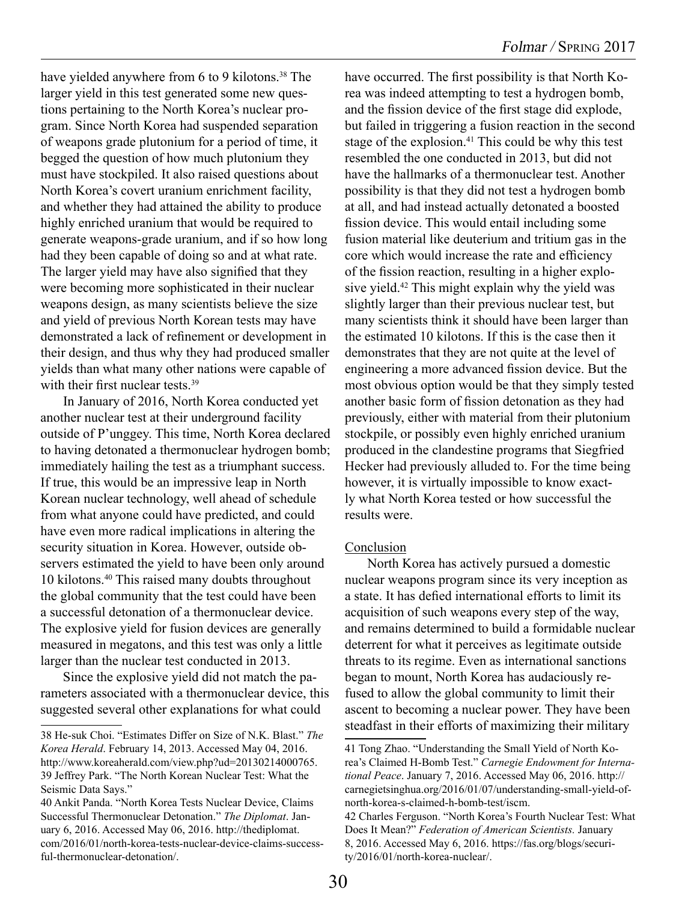have yielded anywhere from 6 to 9 kilotons.[38] The larger yield in this test generated some new questions pertaining to the North Korea's nuclear program. Since North Korea had suspended separation of weapons grade plutonium for a period of time, it begged the question of how much plutonium they must have stockpiled. It also raised questions about North Korea's covert uranium enrichment facility, and whether they had attained the ability to produce highly enriched uranium that would be required to generate weapons-grade uranium, and if so how long had they been capable of doing so and at what rate. The larger yield may have also signified that they were becoming more sophisticated in their nuclear weapons design, as many scientists believe the size and yield of previous North Korean tests may have demonstrated a lack of refinement or development in their design, and thus why they had produced smaller yields than what many other nations were capable of with their first nuclear tests.[39]

In January of 2016, North Korea conducted yet another nuclear test at their underground facility outside of P'unggey. This time, North Korea declared to having detonated a thermonuclear hydrogen bomb; immediately hailing the test as a triumphant success. If true, this would be an impressive leap in North Korean nuclear technology, well ahead of schedule from what anyone could have predicted, and could have even more radical implications in altering the security situation in Korea. However, outside observers estimated the yield to have been only around 10 kilotons.[40] This raised many doubts throughout the global community that the test could have been a successful detonation of a thermonuclear device. The explosive yield for fusion devices are generally measured in megatons, and this test was only a little larger than the nuclear test conducted in 2013.

Since the explosive yield did not match the parameters associated with a thermonuclear device, this suggested several other explanations for what could have occurred. The first possibility is that North Korea was indeed attempting to test a hydrogen bomb, and the fission device of the first stage did explode, but failed in triggering a fusion reaction in the second stage of the explosion.[41] This could be why this test resembled the one conducted in 2013, but did not have the hallmarks of a thermonuclear test. Another possibility is that they did not test a hydrogen bomb at all, and had instead actually detonated a boosted fission device. This would entail including some fusion material like deuterium and tritium gas in the core which would increase the rate and efficiency of the fission reaction, resulting in a higher explosive yield.[42] This might explain why the yield was slightly larger than their previous nuclear test, but many scientists think it should have been larger than the estimated 10 kilotons. If this is the case then it demonstrates that they are not quite at the level of engineering a more advanced fission device. But the most obvious option would be that they simply tested another basic form of fission detonation as they had previously, either with material from their plutonium stockpile, or possibly even highly enriched uranium produced in the clandestine programs that Siegfried Hecker had previously alluded to. For the time being however, it is virtually impossible to know exactly what North Korea tested or how successful the results were.

## Conclusion

North Korea has actively pursued a domestic nuclear weapons program since its very inception as a state. It has defied international efforts to limit its acquisition of such weapons every step of the way, and remains determined to build a formidable nuclear deterrent for what it perceives as legitimate outside threats to its regime. Even as international sanctions began to mount, North Korea has audaciously refused to allow the global community to limit their ascent to becoming a nuclear power. They have been steadfast in their efforts of maximizing their military

---

38 He-suk Choi. "Estimates Differ on Size of N.K. Blast." *The Korea Herald*. February 14, 2013. Accessed May 04, 2016. http://www.koreaherald.com/view.php?ud=20130214000765.

39 Jeffrey Park. "The North Korean Nuclear Test: What the Seismic Data Says."

40 Ankit Panda. "North Korea Tests Nuclear Device, Claims Successful Thermonuclear Detonation." *The Diplomat*. January 6, 2016. Accessed May 06, 2016. http://thediplomat.com/2016/01/north-korea-tests-nuclear-device-claims-successful-thermonuclear-detonation/.

41 Tong Zhao. "Understanding the Small Yield of North Korea's Claimed H-Bomb Test." *Carnegie Endowment for International Peace*. January 7, 2016. Accessed May 06, 2016. http://carnegietsinghua.org/2016/01/07/understanding-small-yield-of-north-korea-s-claimed-h-bomb-test/iscm.

42 Charles Ferguson. "North Korea's Fourth Nuclear Test: What Does It Mean?" *Federation of American Scientists.* January 8, 2016. Accessed May 6, 2016. https://fas.org/blogs/security/2016/01/north-korea-nuclear/.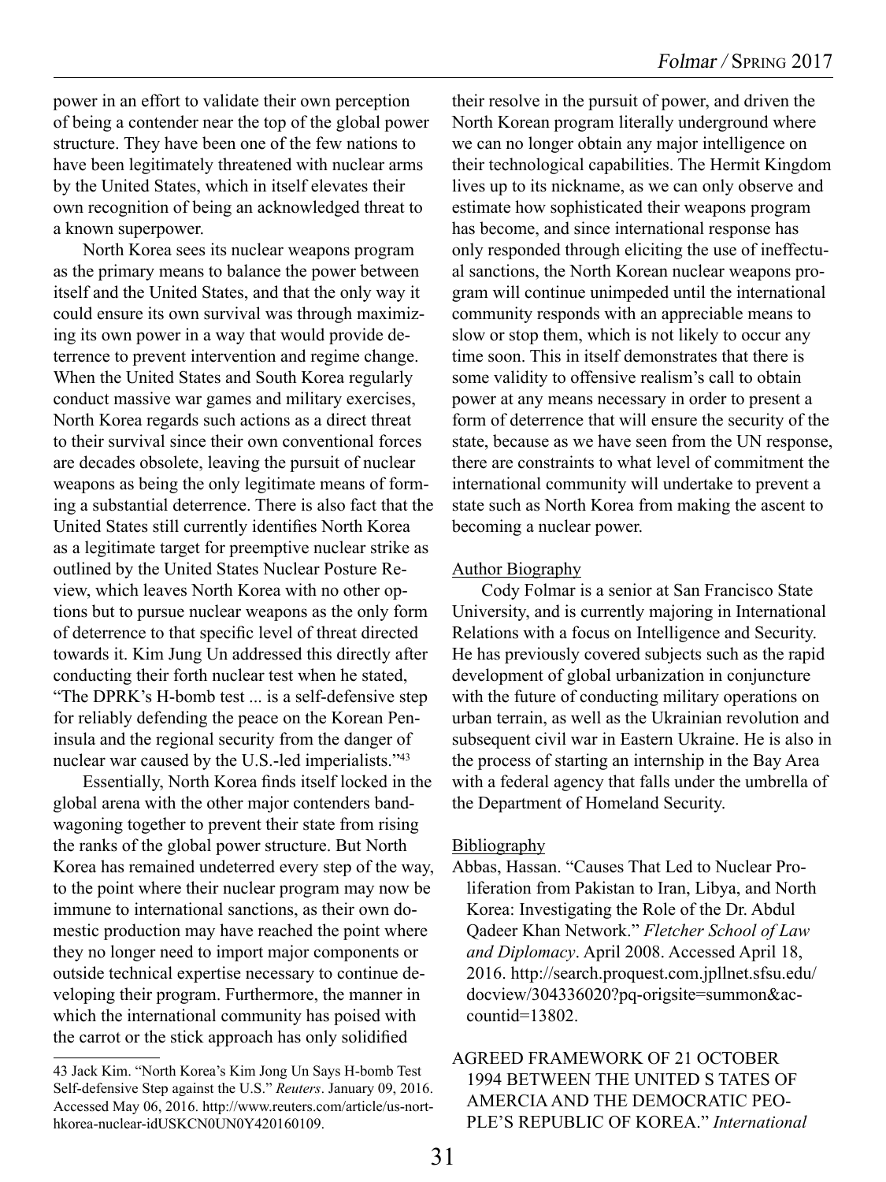power in an effort to validate their own perception of being a contender near the top of the global power structure. They have been one of the few nations to have been legitimately threatened with nuclear arms by the United States, which in itself elevates their own recognition of being an acknowledged threat to a known superpower.

North Korea sees its nuclear weapons program as the primary means to balance the power between itself and the United States, and that the only way it could ensure its own survival was through maximizing its own power in a way that would provide deterrence to prevent intervention and regime change. When the United States and South Korea regularly conduct massive war games and military exercises, North Korea regards such actions as a direct threat to their survival since their own conventional forces are decades obsolete, leaving the pursuit of nuclear weapons as being the only legitimate means of forming a substantial deterrence. There is also fact that the United States still currently identifies North Korea as a legitimate target for preemptive nuclear strike as outlined by the United States Nuclear Posture Review, which leaves North Korea with no other options but to pursue nuclear weapons as the only form of deterrence to that specific level of threat directed towards it. Kim Jung Un addressed this directly after conducting their forth nuclear test when he stated, "The DPRK's H-bomb test ... is a self-defensive step for reliably defending the peace on the Korean Peninsula and the regional security from the danger of nuclear war caused by the U.S.-led imperialists."[43]

Essentially, North Korea finds itself locked in the global arena with the other major contenders bandwagoning together to prevent their state from rising the ranks of the global power structure. But North Korea has remained undeterred every step of the way, to the point where their nuclear program may now be immune to international sanctions, as their own domestic production may have reached the point where they no longer need to import major components or outside technical expertise necessary to continue developing their program. Furthermore, the manner in which the international community has poised with the carrot or the stick approach has only solidified their resolve in the pursuit of power, and driven the North Korean program literally underground where we can no longer obtain any major intelligence on their technological capabilities. The Hermit Kingdom lives up to its nickname, as we can only observe and estimate how sophisticated their weapons program has become, and since international response has only responded through eliciting the use of ineffectual sanctions, the North Korean nuclear weapons program will continue unimpeded until the international community responds with an appreciable means to slow or stop them, which is not likely to occur any time soon. This in itself demonstrates that there is some validity to offensive realism's call to obtain power at any means necessary in order to present a form of deterrence that will ensure the security of the state, because as we have seen from the UN response, there are constraints to what level of commitment the international community will undertake to prevent a state such as North Korea from making the ascent to becoming a nuclear power.

43 Jack Kim. "North Korea's Kim Jong Un Says H-bomb Test Self-defensive Step against the U.S." *Reuters*. January 09, 2016. Accessed May 06, 2016. http://www.reuters.com/article/us-northkorea-nuclear-idUSKCN0UN0Y420160109.

## Author Biography

Cody Folmar is a senior at San Francisco State University, and is currently majoring in International Relations with a focus on Intelligence and Security. He has previously covered subjects such as the rapid development of global urbanization in conjuncture with the future of conducting military operations on urban terrain, as well as the Ukrainian revolution and subsequent civil war in Eastern Ukraine. He is also in the process of starting an internship in the Bay Area with a federal agency that falls under the umbrella of the Department of Homeland Security.

## Bibliography

Abbas, Hassan. "Causes That Led to Nuclear Proliferation from Pakistan to Iran, Libya, and North Korea: Investigating the Role of the Dr. Abdul Qadeer Khan Network." *Fletcher School of Law and Diplomacy*. April 2008. Accessed April 18, 2016. http://search.proquest.com.jpllnet.sfsu.edu/docview/304336020?pq-origsite=summon&accountid=13802.

AGREED FRAMEWORK OF 21 OCTOBER 1994 BETWEEN THE UNITED S TATES OF AMERCIA AND THE DEMOCRATIC PEOPLE'S REPUBLIC OF KOREA." *International*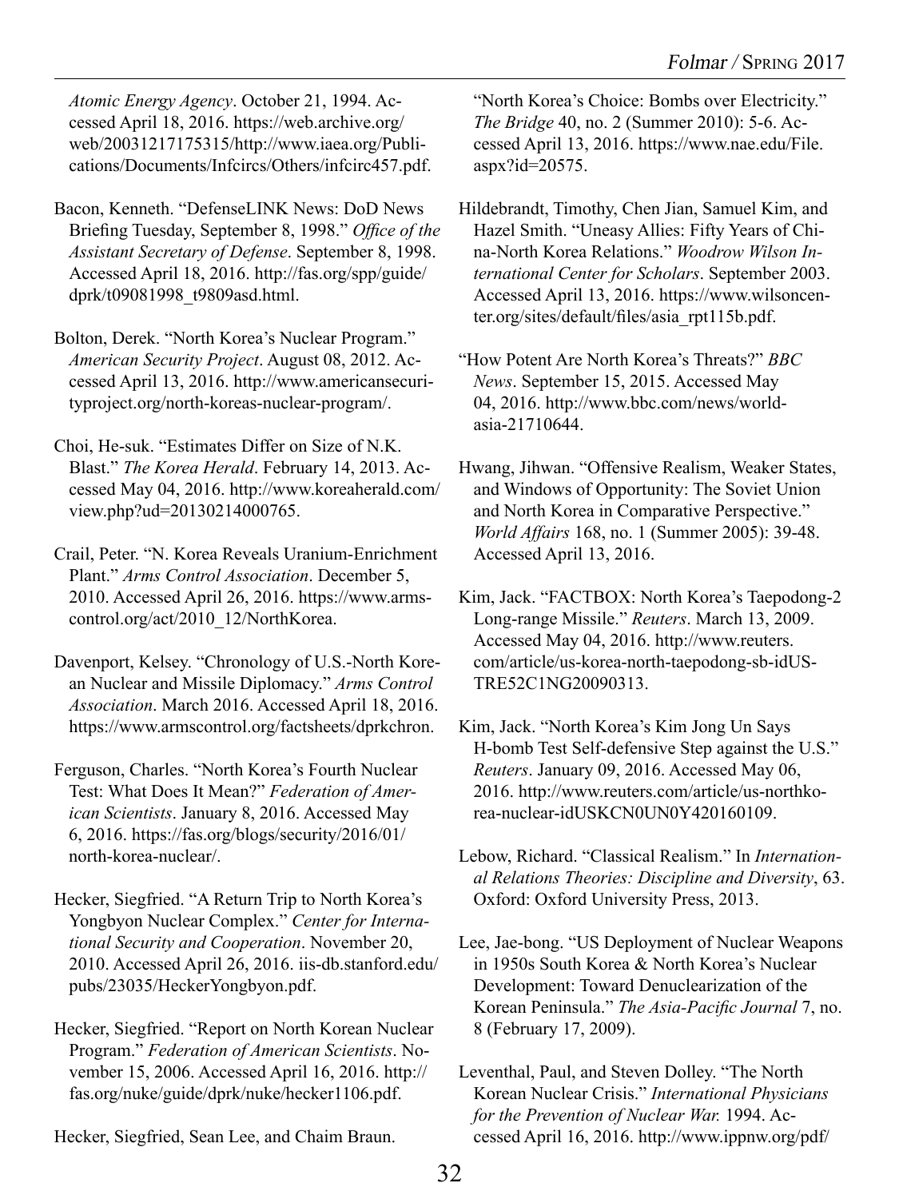*Atomic Energy Agency*. October 21, 1994. Accessed April 18, 2016. https://web.archive.org/web/20031217175315/http://www.iaea.org/Publications/Documents/Infcircs/Others/infcirc457.pdf.

Bacon, Kenneth. "DefenseLINK News: DoD News Briefing Tuesday, September 8, 1998." *Office of the Assistant Secretary of Defense*. September 8, 1998. Accessed April 18, 2016. http://fas.org/spp/guide/dprk/t09081998_t9809asd.html.

Bolton, Derek. "North Korea's Nuclear Program." *American Security Project*. August 08, 2012. Accessed April 13, 2016. http://www.americansecurityproject.org/north-koreas-nuclear-program/.

Choi, He-suk. "Estimates Differ on Size of N.K. Blast." *The Korea Herald*. February 14, 2013. Accessed May 04, 2016. http://www.koreaherald.com/view.php?ud=20130214000765.

Crail, Peter. "N. Korea Reveals Uranium-Enrichment Plant." *Arms Control Association*. December 5, 2010. Accessed April 26, 2016. https://www.armscontrol.org/act/2010_12/NorthKorea.

Davenport, Kelsey. "Chronology of U.S.-North Korean Nuclear and Missile Diplomacy." *Arms Control Association*. March 2016. Accessed April 18, 2016. https://www.armscontrol.org/factsheets/dprkchron.

Ferguson, Charles. "North Korea's Fourth Nuclear Test: What Does It Mean?" *Federation of American Scientists*. January 8, 2016. Accessed May 6, 2016. https://fas.org/blogs/security/2016/01/north-korea-nuclear/.

Hecker, Siegfried. "A Return Trip to North Korea's Yongbyon Nuclear Complex." *Center for International Security and Cooperation*. November 20, 2010. Accessed April 26, 2016. iis-db.stanford.edu/pubs/23035/HeckerYongbyon.pdf.

Hecker, Siegfried. "Report on North Korean Nuclear Program." *Federation of American Scientists*. November 15, 2006. Accessed April 16, 2016. http://fas.org/nuke/guide/dprk/nuke/hecker1106.pdf.

Hecker, Siegfried, Sean Lee, and Chaim Braun. "North Korea's Choice: Bombs over Electricity." *The Bridge* 40, no. 2 (Summer 2010): 5-6. Accessed April 13, 2016. https://www.nae.edu/File.aspx?id=20575.

Hildebrandt, Timothy, Chen Jian, Samuel Kim, and Hazel Smith. "Uneasy Allies: Fifty Years of China-North Korea Relations." *Woodrow Wilson International Center for Scholars*. September 2003. Accessed April 13, 2016. https://www.wilsoncenter.org/sites/default/files/asia_rpt115b.pdf.

"How Potent Are North Korea's Threats?" *BBC News*. September 15, 2015. Accessed May 04, 2016. http://www.bbc.com/news/world-asia-21710644.

Hwang, Jihwan. "Offensive Realism, Weaker States, and Windows of Opportunity: The Soviet Union and North Korea in Comparative Perspective." *World Affairs* 168, no. 1 (Summer 2005): 39-48. Accessed April 13, 2016.

Kim, Jack. "FACTBOX: North Korea's Taepodong-2 Long-range Missile." *Reuters*. March 13, 2009. Accessed May 04, 2016. http://www.reuters.com/article/us-korea-north-taepodong-sb-idUSTRE52C1NG20090313.

Kim, Jack. "North Korea's Kim Jong Un Says H-bomb Test Self-defensive Step against the U.S." *Reuters*. January 09, 2016. Accessed May 06, 2016. http://www.reuters.com/article/us-northkorea-nuclear-idUSKCN0UN0Y420160109.

Lebow, Richard. "Classical Realism." In *International Relations Theories: Discipline and Diversity*, 63. Oxford: Oxford University Press, 2013.

Lee, Jae-bong. "US Deployment of Nuclear Weapons in 1950s South Korea & North Korea's Nuclear Development: Toward Denuclearization of the Korean Peninsula." *The Asia-Pacific Journal* 7, no. 8 (February 17, 2009).

Leventhal, Paul, and Steven Dolley. "The North Korean Nuclear Crisis." *International Physicians for the Prevention of Nuclear War.* 1994. Accessed April 16, 2016. http://www.ippnw.org/pdf/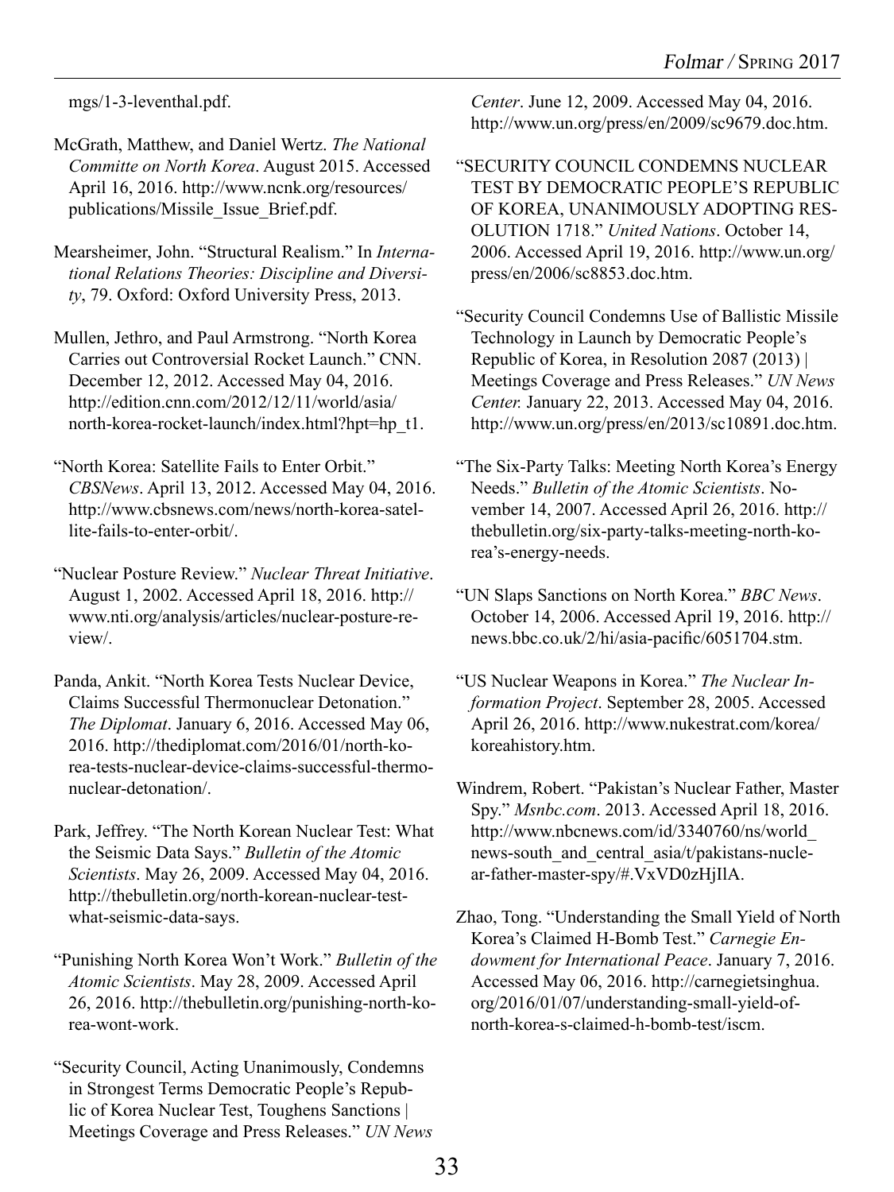mgs/1-3-leventhal.pdf.

McGrath, Matthew, and Daniel Wertz. *The National Committe on North Korea*. August 2015. Accessed April 16, 2016. http://www.ncnk.org/resources/publications/Missile_Issue_Brief.pdf.

Mearsheimer, John. "Structural Realism." In *International Relations Theories: Discipline and Diversity*, 79. Oxford: Oxford University Press, 2013.

Mullen, Jethro, and Paul Armstrong. "North Korea Carries out Controversial Rocket Launch." CNN. December 12, 2012. Accessed May 04, 2016. http://edition.cnn.com/2012/12/11/world/asia/north-korea-rocket-launch/index.html?hpt=hp_t1.

"North Korea: Satellite Fails to Enter Orbit." *CBSNews*. April 13, 2012. Accessed May 04, 2016. http://www.cbsnews.com/news/north-korea-satellite-fails-to-enter-orbit/.

"Nuclear Posture Review." *Nuclear Threat Initiative*. August 1, 2002. Accessed April 18, 2016. http://www.nti.org/analysis/articles/nuclear-posture-review/.

Panda, Ankit. "North Korea Tests Nuclear Device, Claims Successful Thermonuclear Detonation." *The Diplomat*. January 6, 2016. Accessed May 06, 2016. http://thediplomat.com/2016/01/north-korea-tests-nuclear-device-claims-successful-thermonuclear-detonation/.

Park, Jeffrey. "The North Korean Nuclear Test: What the Seismic Data Says." *Bulletin of the Atomic Scientists*. May 26, 2009. Accessed May 04, 2016. http://thebulletin.org/north-korean-nuclear-test-what-seismic-data-says.

"Punishing North Korea Won't Work." *Bulletin of the Atomic Scientists*. May 28, 2009. Accessed April 26, 2016. http://thebulletin.org/punishing-north-korea-wont-work.

"Security Council, Acting Unanimously, Condemns in Strongest Terms Democratic People's Republic of Korea Nuclear Test, Toughens Sanctions | Meetings Coverage and Press Releases." *UN News Center*. June 12, 2009. Accessed May 04, 2016. http://www.un.org/press/en/2009/sc9679.doc.htm.

"SECURITY COUNCIL CONDEMNS NUCLEAR TEST BY DEMOCRATIC PEOPLE'S REPUBLIC OF KOREA, UNANIMOUSLY ADOPTING RESOLUTION 1718." *United Nations*. October 14, 2006. Accessed April 19, 2016. http://www.un.org/press/en/2006/sc8853.doc.htm.

"Security Council Condemns Use of Ballistic Missile Technology in Launch by Democratic People's Republic of Korea, in Resolution 2087 (2013) | Meetings Coverage and Press Releases." *UN News Center.* January 22, 2013. Accessed May 04, 2016. http://www.un.org/press/en/2013/sc10891.doc.htm.

"The Six-Party Talks: Meeting North Korea's Energy Needs." *Bulletin of the Atomic Scientists*. November 14, 2007. Accessed April 26, 2016. http://thebulletin.org/six-party-talks-meeting-north-korea's-energy-needs.

"UN Slaps Sanctions on North Korea." *BBC News*. October 14, 2006. Accessed April 19, 2016. http://news.bbc.co.uk/2/hi/asia-pacific/6051704.stm.

"US Nuclear Weapons in Korea." *The Nuclear Information Project*. September 28, 2005. Accessed April 26, 2016. http://www.nukestrat.com/korea/koreahistory.htm.

Windrem, Robert. "Pakistan's Nuclear Father, Master Spy." *Msnbc.com*. 2013. Accessed April 18, 2016. http://www.nbcnews.com/id/3340760/ns/world_news-south_and_central_asia/t/pakistans-nuclear-father-master-spy/#.VxVD0zHjIlA.

Zhao, Tong. "Understanding the Small Yield of North Korea's Claimed H-Bomb Test." *Carnegie Endowment for International Peace*. January 7, 2016. Accessed May 06, 2016. http://carnegietsinghua.org/2016/01/07/understanding-small-yield-of-north-korea-s-claimed-h-bomb-test/iscm.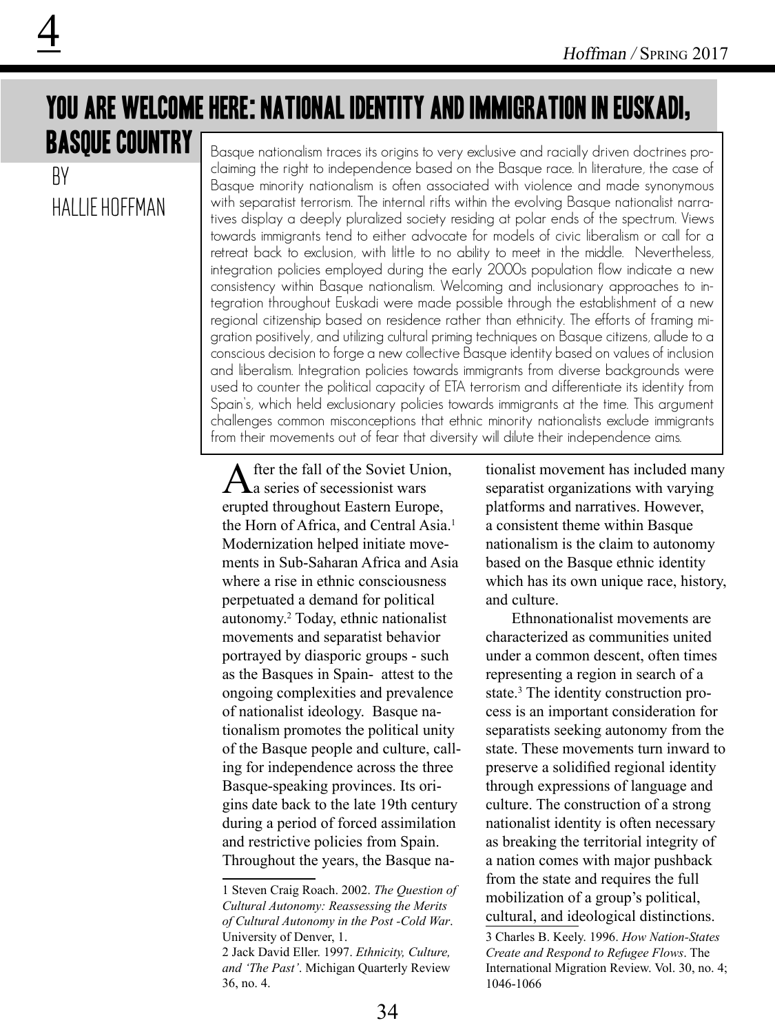# YOU ARE WELCOME HERE: NATIONAL IDENTITY AND IMMIGRATION IN EUSKADI, BASQUE COUNTRY

BY HALLIE HOFFMAN

Basque nationalism traces its origins to very exclusive and racially driven doctrines proclaiming the right to independence based on the Basque race. In literature, the case of Basque minority nationalism is often associated with violence and made synonymous with separatist terrorism. The internal rifts within the evolving Basque nationalist narratives display a deeply pluralized society residing at polar ends of the spectrum. Views towards immigrants tend to either advocate for models of civic liberalism or call for a retreat back to exclusion, with little to no ability to meet in the middle. Nevertheless, integration policies employed during the early 2000s population flow indicate a new consistency within Basque nationalism. Welcoming and inclusionary approaches to integration throughout Euskadi were made possible through the establishment of a new regional citizenship based on residence rather than ethnicity. The efforts of framing migration positively, and utilizing cultural priming techniques on Basque citizens, allude to a conscious decision to forge a new collective Basque identity based on values of inclusion and liberalism. Integration policies towards immigrants from diverse backgrounds were used to counter the political capacity of ETA terrorism and differentiate its identity from Spain's, which held exclusionary policies towards immigrants at the time. This argument challenges common misconceptions that ethnic minority nationalists exclude immigrants from their movements out of fear that diversity will dilute their independence aims.

After the fall of the Soviet Union, a series of secessionist wars erupted throughout Eastern Europe, the Horn of Africa, and Central Asia.[1] Modernization helped initiate movements in Sub-Saharan Africa and Asia where a rise in ethnic consciousness perpetuated a demand for political autonomy.[2] Today, ethnic nationalist movements and separatist behavior portrayed by diasporic groups - such as the Basques in Spain- attest to the ongoing complexities and prevalence of nationalist ideology. Basque nationalism promotes the political unity of the Basque people and culture, calling for independence across the three Basque-speaking provinces. Its origins date back to the late 19th century during a period of forced assimilation and restrictive policies from Spain. Throughout the years, the Basque nationalist movement has included many separatist organizations with varying platforms and narratives. However, a consistent theme within Basque nationalism is the claim to autonomy based on the Basque ethnic identity which has its own unique race, history, and culture.

Ethnonationalist movements are characterized as communities united under a common descent, often times representing a region in search of a state.[3] The identity construction process is an important consideration for separatists seeking autonomy from the state. These movements turn inward to preserve a solidified regional identity through expressions of language and culture. The construction of a strong nationalist identity is often necessary as breaking the territorial integrity of a nation comes with major pushback from the state and requires the full mobilization of a group's political, cultural, and ideological distinctions.

---

1 Steven Craig Roach. 2002. *The Question of Cultural Autonomy: Reassessing the Merits of Cultural Autonomy in the Post -Cold War*. University of Denver, 1.

2 Jack David Eller. 1997. *Ethnicity, Culture, and 'The Past'*. Michigan Quarterly Review 36, no. 4.

3 Charles B. Keely. 1996. *How Nation-States Create and Respond to Refugee Flows*. The International Migration Review. Vol. 30, no. 4; 1046-1066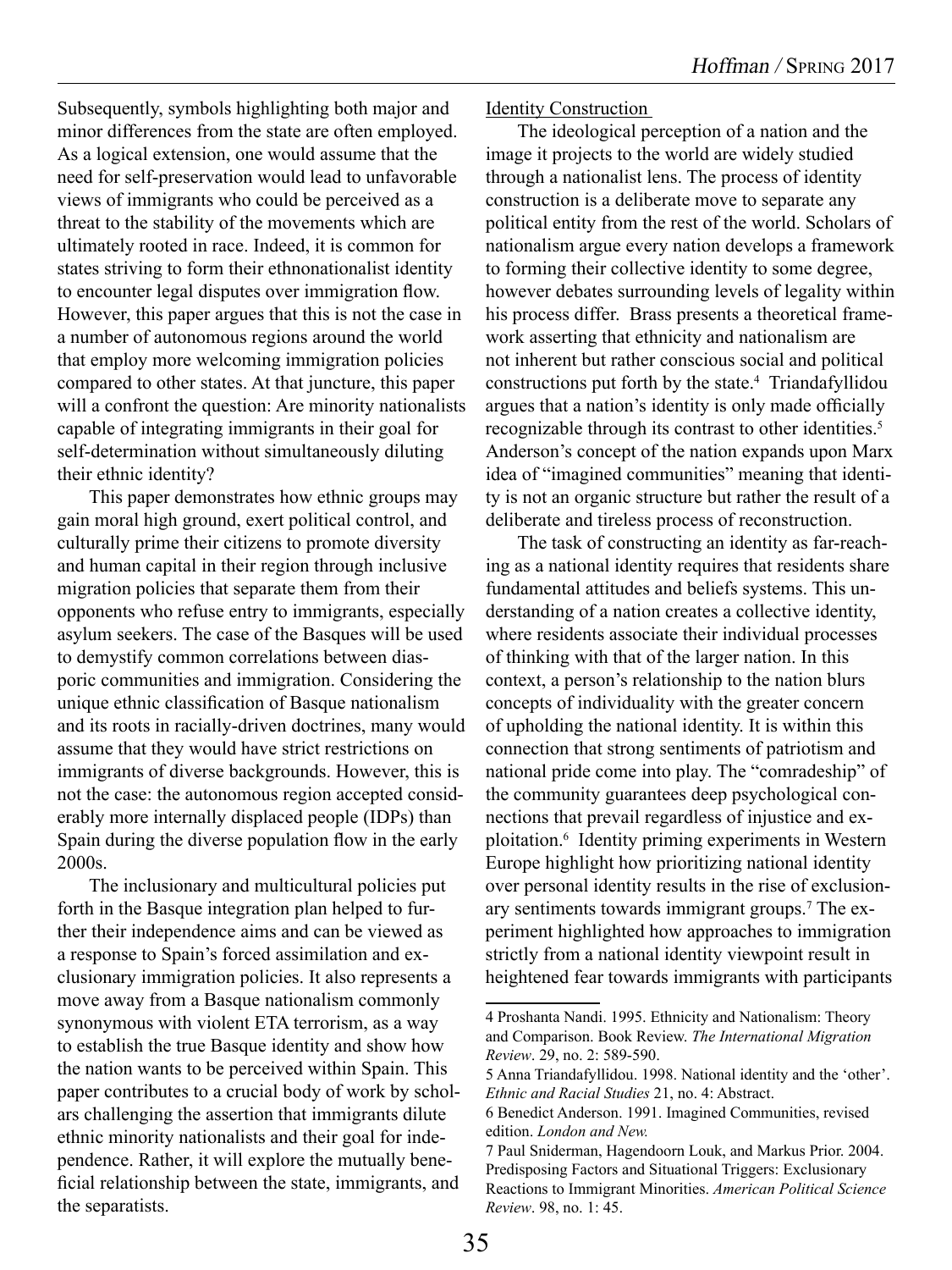Subsequently, symbols highlighting both major and minor differences from the state are often employed. As a logical extension, one would assume that the need for self-preservation would lead to unfavorable views of immigrants who could be perceived as a threat to the stability of the movements which are ultimately rooted in race. Indeed, it is common for states striving to form their ethnonationalist identity to encounter legal disputes over immigration flow. However, this paper argues that this is not the case in a number of autonomous regions around the world that employ more welcoming immigration policies compared to other states. At that juncture, this paper will a confront the question: Are minority nationalists capable of integrating immigrants in their goal for self-determination without simultaneously diluting their ethnic identity?

This paper demonstrates how ethnic groups may gain moral high ground, exert political control, and culturally prime their citizens to promote diversity and human capital in their region through inclusive migration policies that separate them from their opponents who refuse entry to immigrants, especially asylum seekers. The case of the Basques will be used to demystify common correlations between diasporic communities and immigration. Considering the unique ethnic classification of Basque nationalism and its roots in racially-driven doctrines, many would assume that they would have strict restrictions on immigrants of diverse backgrounds. However, this is not the case: the autonomous region accepted considerably more internally displaced people (IDPs) than Spain during the diverse population flow in the early 2000s.

The inclusionary and multicultural policies put forth in the Basque integration plan helped to further their independence aims and can be viewed as a response to Spain's forced assimilation and exclusionary immigration policies. It also represents a move away from a Basque nationalism commonly synonymous with violent ETA terrorism, as a way to establish the true Basque identity and show how the nation wants to be perceived within Spain. This paper contributes to a crucial body of work by scholars challenging the assertion that immigrants dilute ethnic minority nationalists and their goal for independence. Rather, it will explore the mutually beneficial relationship between the state, immigrants, and the separatists.

Identity Construction

The ideological perception of a nation and the image it projects to the world are widely studied through a nationalist lens. The process of identity construction is a deliberate move to separate any political entity from the rest of the world. Scholars of nationalism argue every nation develops a framework to forming their collective identity to some degree, however debates surrounding levels of legality within his process differ. Brass presents a theoretical framework asserting that ethnicity and nationalism are not inherent but rather conscious social and political constructions put forth by the state.[4] Triandafyllidou argues that a nation's identity is only made officially recognizable through its contrast to other identities.[5] Anderson's concept of the nation expands upon Marx idea of "imagined communities" meaning that identity is not an organic structure but rather the result of a deliberate and tireless process of reconstruction.

The task of constructing an identity as far-reaching as a national identity requires that residents share fundamental attitudes and beliefs systems. This understanding of a nation creates a collective identity, where residents associate their individual processes of thinking with that of the larger nation. In this context, a person's relationship to the nation blurs concepts of individuality with the greater concern of upholding the national identity. It is within this connection that strong sentiments of patriotism and national pride come into play. The "comradeship" of the community guarantees deep psychological connections that prevail regardless of injustice and exploitation.[6] Identity priming experiments in Western Europe highlight how prioritizing national identity over personal identity results in the rise of exclusionary sentiments towards immigrant groups.[7] The experiment highlighted how approaches to immigration strictly from a national identity viewpoint result in heightened fear towards immigrants with participants

---

4 Proshanta Nandi. 1995. Ethnicity and Nationalism: Theory and Comparison. Book Review. *The International Migration Review*. 29, no. 2: 589-590.

5 Anna Triandafyllidou. 1998. National identity and the 'other'. *Ethnic and Racial Studies* 21, no. 4: Abstract.

6 Benedict Anderson. 1991. Imagined Communities, revised edition. *London and New.*

7 Paul Sniderman, Hagendoorn Louk, and Markus Prior. 2004. Predisposing Factors and Situational Triggers: Exclusionary Reactions to Immigrant Minorities. *American Political Science Review*. 98, no. 1: 45.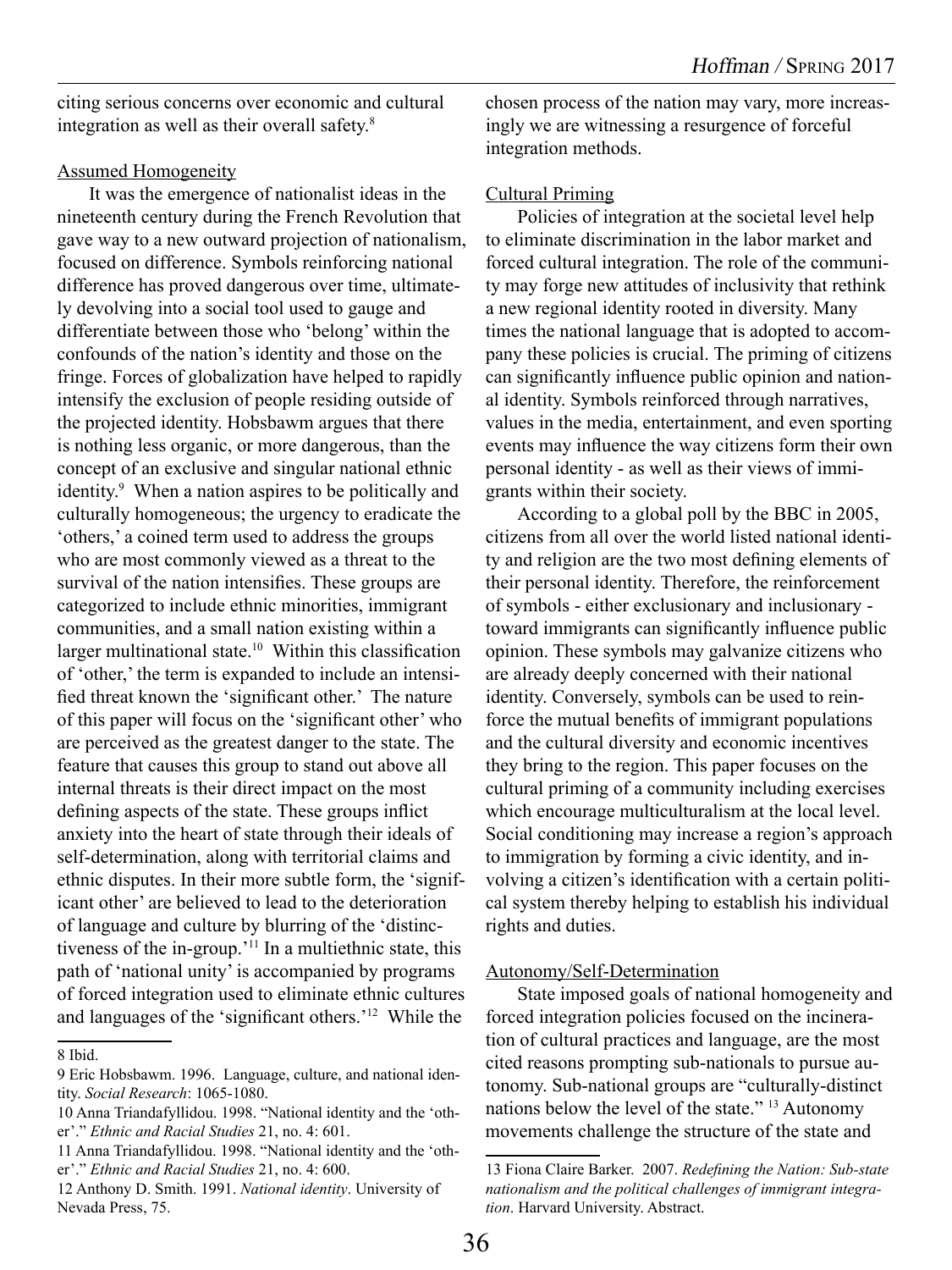citing serious concerns over economic and cultural integration as well as their overall safety.[8]

Assumed Homogeneity

It was the emergence of nationalist ideas in the nineteenth century during the French Revolution that gave way to a new outward projection of nationalism, focused on difference. Symbols reinforcing national difference has proved dangerous over time, ultimately devolving into a social tool used to gauge and differentiate between those who 'belong' within the confounds of the nation's identity and those on the fringe. Forces of globalization have helped to rapidly intensify the exclusion of people residing outside of the projected identity. Hobsbawm argues that there is nothing less organic, or more dangerous, than the concept of an exclusive and singular national ethnic identity.[9] When a nation aspires to be politically and culturally homogeneous; the urgency to eradicate the 'others,' a coined term used to address the groups who are most commonly viewed as a threat to the survival of the nation intensifies. These groups are categorized to include ethnic minorities, immigrant communities, and a small nation existing within a larger multinational state.[10] Within this classification of 'other,' the term is expanded to include an intensified threat known the 'significant other.' The nature of this paper will focus on the 'significant other' who are perceived as the greatest danger to the state. The feature that causes this group to stand out above all internal threats is their direct impact on the most defining aspects of the state. These groups inflict anxiety into the heart of state through their ideals of self-determination, along with territorial claims and ethnic disputes. In their more subtle form, the 'significant other' are believed to lead to the deterioration of language and culture by blurring of the 'distinctiveness of the in-group.'[11] In a multiethnic state, this path of 'national unity' is accompanied by programs of forced integration used to eliminate ethnic cultures and languages of the 'significant others.'[12] While the chosen process of the nation may vary, more increasingly we are witnessing a resurgence of forceful integration methods.

Cultural Priming

Policies of integration at the societal level help to eliminate discrimination in the labor market and forced cultural integration. The role of the community may forge new attitudes of inclusivity that rethink a new regional identity rooted in diversity. Many times the national language that is adopted to accompany these policies is crucial. The priming of citizens can significantly influence public opinion and national identity. Symbols reinforced through narratives, values in the media, entertainment, and even sporting events may influence the way citizens form their own personal identity - as well as their views of immigrants within their society.

According to a global poll by the BBC in 2005, citizens from all over the world listed national identity and religion are the two most defining elements of their personal identity. Therefore, the reinforcement of symbols - either exclusionary and inclusionary - toward immigrants can significantly influence public opinion. These symbols may galvanize citizens who are already deeply concerned with their national identity. Conversely, symbols can be used to reinforce the mutual benefits of immigrant populations and the cultural diversity and economic incentives they bring to the region. This paper focuses on the cultural priming of a community including exercises which encourage multiculturalism at the local level. Social conditioning may increase a region's approach to immigration by forming a civic identity, and involving a citizen's identification with a certain political system thereby helping to establish his individual rights and duties.

Autonomy/Self-Determination

State imposed goals of national homogeneity and forced integration policies focused on the incineration of cultural practices and language, are the most cited reasons prompting sub-nationals to pursue autonomy. Sub-national groups are "culturally-distinct nations below the level of the state." [13] Autonomy movements challenge the structure of the state and

---

8 Ibid.

9 Eric Hobsbawm. 1996. Language, culture, and national identity. *Social Research*: 1065-1080.

10 Anna Triandafyllidou. 1998. "National identity and the 'other'." *Ethnic and Racial Studies* 21, no. 4: 601.

11 Anna Triandafyllidou. 1998. "National identity and the 'other'." *Ethnic and Racial Studies* 21, no. 4: 600.

12 Anthony D. Smith. 1991. *National identity*. University of Nevada Press, 75.

13 Fiona Claire Barker. 2007. *Redefining the Nation: Sub-state nationalism and the political challenges of immigrant integration*. Harvard University. Abstract.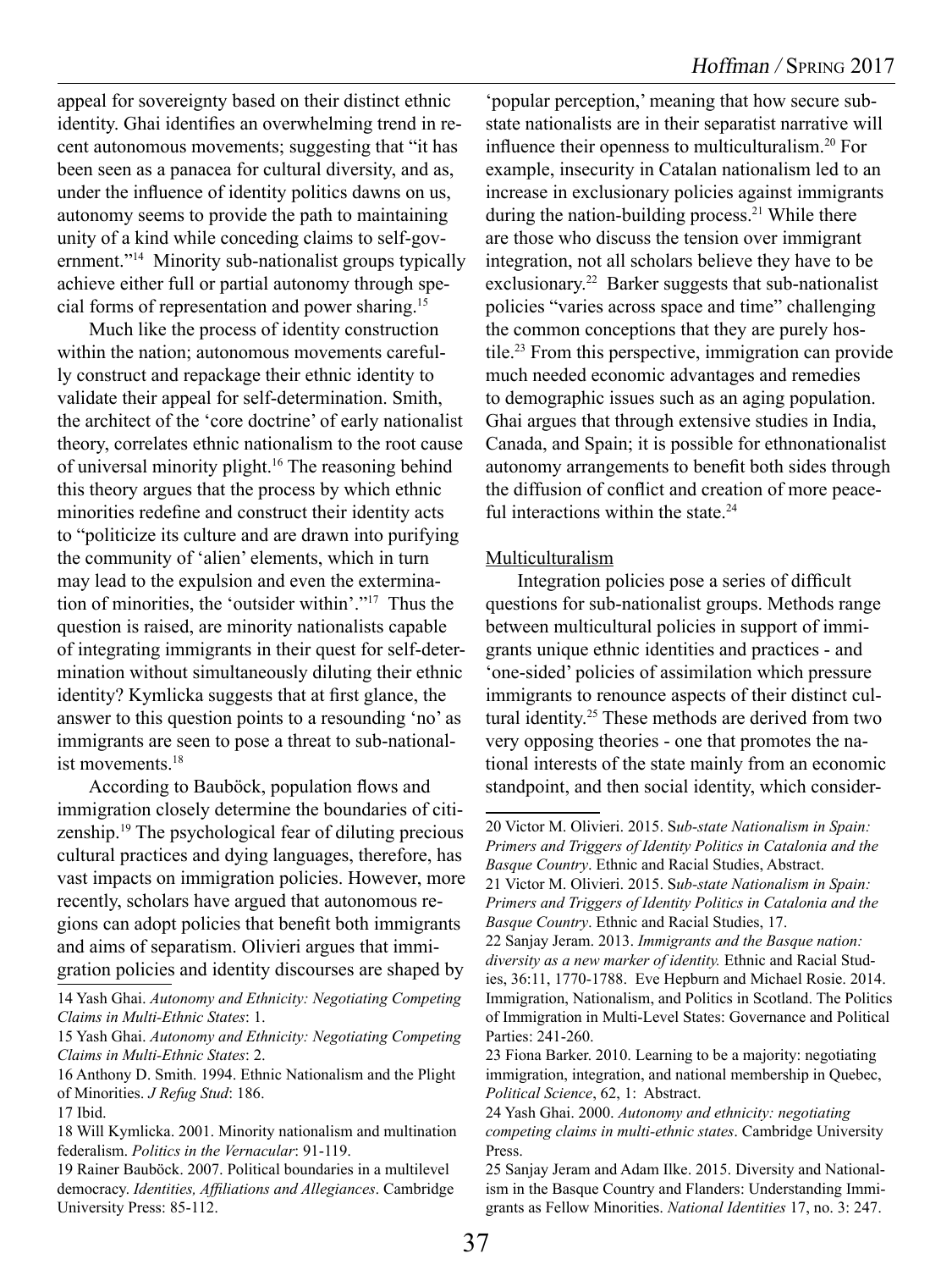appeal for sovereignty based on their distinct ethnic identity. Ghai identifies an overwhelming trend in recent autonomous movements; suggesting that "it has been seen as a panacea for cultural diversity, and as, under the influence of identity politics dawns on us, autonomy seems to provide the path to maintaining unity of a kind while conceding claims to self-government."[14] Minority sub-nationalist groups typically achieve either full or partial autonomy through special forms of representation and power sharing.[15]

Much like the process of identity construction within the nation; autonomous movements carefully construct and repackage their ethnic identity to validate their appeal for self-determination. Smith, the architect of the 'core doctrine' of early nationalist theory, correlates ethnic nationalism to the root cause of universal minority plight.[16] The reasoning behind this theory argues that the process by which ethnic minorities redefine and construct their identity acts to "politicize its culture and are drawn into purifying the community of 'alien' elements, which in turn may lead to the expulsion and even the extermination of minorities, the 'outsider within'."[17] Thus the question is raised, are minority nationalists capable of integrating immigrants in their quest for self-determination without simultaneously diluting their ethnic identity? Kymlicka suggests that at first glance, the answer to this question points to a resounding 'no' as immigrants are seen to pose a threat to sub-nationalist movements.[18]

According to Bauböck, population flows and immigration closely determine the boundaries of citizenship.[19] The psychological fear of diluting precious cultural practices and dying languages, therefore, has vast impacts on immigration policies. However, more recently, scholars have argued that autonomous regions can adopt policies that benefit both immigrants and aims of separatism. Olivieri argues that immigration policies and identity discourses are shaped by 'popular perception,' meaning that how secure sub-state nationalists are in their separatist narrative will influence their openness to multiculturalism.[20] For example, insecurity in Catalan nationalism led to an increase in exclusionary policies against immigrants during the nation-building process.[21] While there are those who discuss the tension over immigrant integration, not all scholars believe they have to be exclusionary.[22] Barker suggests that sub-nationalist policies "varies across space and time" challenging the common conceptions that they are purely hostile.[23] From this perspective, immigration can provide much needed economic advantages and remedies to demographic issues such as an aging population. Ghai argues that through extensive studies in India, Canada, and Spain; it is possible for ethnonationalist autonomy arrangements to benefit both sides through the diffusion of conflict and creation of more peaceful interactions within the state.[24]

Multiculturalism

Integration policies pose a series of difficult questions for sub-nationalist groups. Methods range between multicultural policies in support of immigrants unique ethnic identities and practices - and 'one-sided' policies of assimilation which pressure immigrants to renounce aspects of their distinct cultural identity.[25] These methods are derived from two very opposing theories - one that promotes the national interests of the state mainly from an economic standpoint, and then social identity, which consider-

14 Yash Ghai. *Autonomy and Ethnicity: Negotiating Competing Claims in Multi-Ethnic States*: 1.

15 Yash Ghai. *Autonomy and Ethnicity: Negotiating Competing Claims in Multi-Ethnic States*: 2.

16 Anthony D. Smith. 1994. Ethnic Nationalism and the Plight of Minorities. *J Refug Stud*: 186.

17 Ibid.

18 Will Kymlicka. 2001. Minority nationalism and multination federalism. *Politics in the Vernacular*: 91-119.

19 Rainer Bauböck. 2007. Political boundaries in a multilevel democracy. *Identities, Affiliations and Allegiances*. Cambridge University Press: 85-112.

20 Victor M. Olivieri. 2015. S*ub-state Nationalism in Spain: Primers and Triggers of Identity Politics in Catalonia and the Basque Country*. Ethnic and Racial Studies, Abstract.

21 Victor M. Olivieri. 2015. S*ub-state Nationalism in Spain: Primers and Triggers of Identity Politics in Catalonia and the Basque Country*. Ethnic and Racial Studies, 17.

22 Sanjay Jeram. 2013. *Immigrants and the Basque nation: diversity as a new marker of identity.* Ethnic and Racial Studies, 36:11, 1770-1788. Eve Hepburn and Michael Rosie. 2014. Immigration, Nationalism, and Politics in Scotland. The Politics of Immigration in Multi-Level States: Governance and Political Parties: 241-260.

23 Fiona Barker. 2010. Learning to be a majority: negotiating immigration, integration, and national membership in Quebec, *Political Science*, 62, 1: Abstract.

24 Yash Ghai. 2000. *Autonomy and ethnicity: negotiating competing claims in multi-ethnic states*. Cambridge University Press.

25 Sanjay Jeram and Adam Ilke. 2015. Diversity and Nationalism in the Basque Country and Flanders: Understanding Immigrants as Fellow Minorities. *National Identities* 17, no. 3: 247.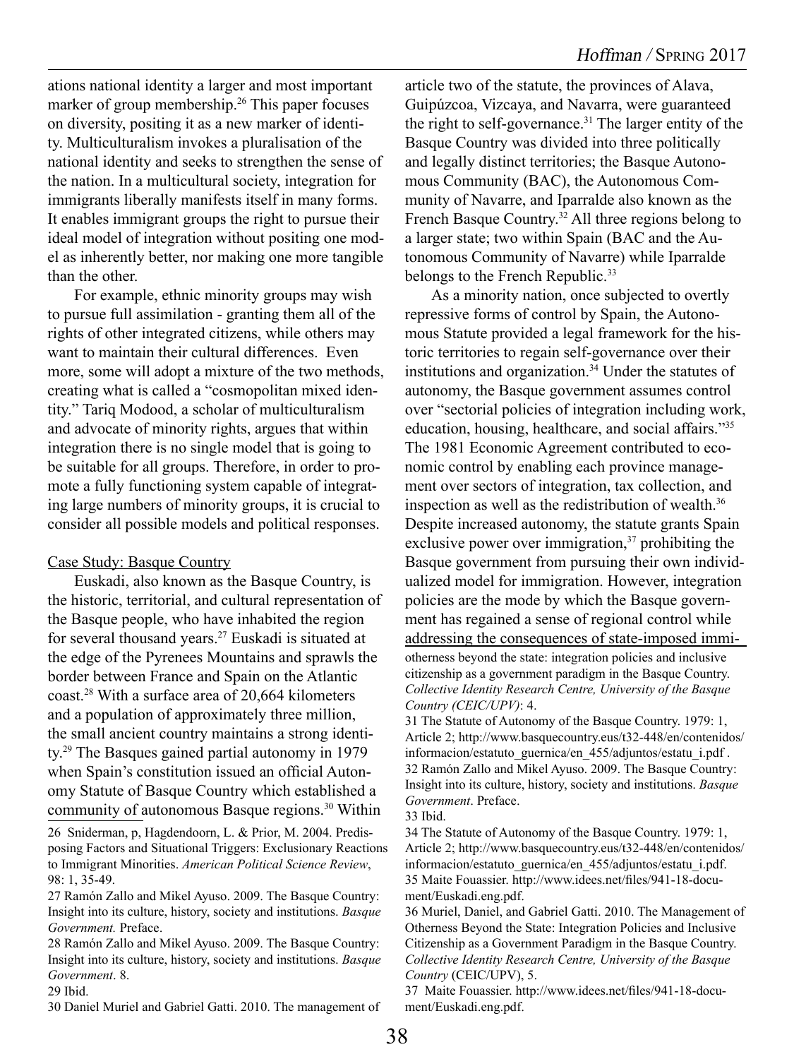ations national identity a larger and most important marker of group membership.[26] This paper focuses on diversity, positing it as a new marker of identity. Multiculturalism invokes a pluralisation of the national identity and seeks to strengthen the sense of the nation. In a multicultural society, integration for immigrants liberally manifests itself in many forms. It enables immigrant groups the right to pursue their ideal model of integration without positing one model as inherently better, nor making one more tangible than the other.

For example, ethnic minority groups may wish to pursue full assimilation - granting them all of the rights of other integrated citizens, while others may want to maintain their cultural differences. Even more, some will adopt a mixture of the two methods, creating what is called a "cosmopolitan mixed identity." Tariq Modood, a scholar of multiculturalism and advocate of minority rights, argues that within integration there is no single model that is going to be suitable for all groups. Therefore, in order to promote a fully functioning system capable of integrating large numbers of minority groups, it is crucial to consider all possible models and political responses.

## Case Study: Basque Country

Euskadi, also known as the Basque Country, is the historic, territorial, and cultural representation of the Basque people, who have inhabited the region for several thousand years.[27] Euskadi is situated at the edge of the Pyrenees Mountains and sprawls the border between France and Spain on the Atlantic coast.[28] With a surface area of 20,664 kilometers and a population of approximately three million, the small ancient country maintains a strong identity.[29] The Basques gained partial autonomy in 1979 when Spain's constitution issued an official Autonomy Statute of Basque Country which established a community of autonomous Basque regions.[30] Within article two of the statute, the provinces of Alava, Guipúzcoa, Vizcaya, and Navarra, were guaranteed the right to self-governance.[31] The larger entity of the Basque Country was divided into three politically and legally distinct territories; the Basque Autonomous Community (BAC), the Autonomous Community of Navarre, and Iparralde also known as the French Basque Country.[32] All three regions belong to a larger state; two within Spain (BAC and the Autonomous Community of Navarre) while Iparralde belongs to the French Republic.[33]

As a minority nation, once subjected to overtly repressive forms of control by Spain, the Autonomous Statute provided a legal framework for the historic territories to regain self-governance over their institutions and organization.[34] Under the statutes of autonomy, the Basque government assumes control over "sectorial policies of integration including work, education, housing, healthcare, and social affairs."[35] The 1981 Economic Agreement contributed to economic control by enabling each province management over sectors of integration, tax collection, and inspection as well as the redistribution of wealth.[36] Despite increased autonomy, the statute grants Spain exclusive power over immigration,[37] prohibiting the Basque government from pursuing their own individualized model for immigration. However, integration policies are the mode by which the Basque government has regained a sense of regional control while addressing the consequences of state-imposed immi-

---

26 Sniderman, p, Hagdendoorn, L. & Prior, M. 2004. Predisposing Factors and Situational Triggers: Exclusionary Reactions to Immigrant Minorities. *American Political Science Review*, 98: 1, 35-49.

27 Ramón Zallo and Mikel Ayuso. 2009. The Basque Country: Insight into its culture, history, society and institutions. *Basque Government.* Preface.

28 Ramón Zallo and Mikel Ayuso. 2009. The Basque Country: Insight into its culture, history, society and institutions. *Basque Government*. 8.

29 Ibid.

30 Daniel Muriel and Gabriel Gatti. 2010. The management of otherness beyond the state: integration policies and inclusive citizenship as a government paradigm in the Basque Country. *Collective Identity Research Centre, University of the Basque Country (CEIC/UPV)*: 4.

31 The Statute of Autonomy of the Basque Country. 1979: 1, Article 2; http://www.basquecountry.eus/t32-448/en/contenidos/informacion/estatuto_guernica/en_455/adjuntos/estatu_i.pdf .

32 Ramón Zallo and Mikel Ayuso. 2009. The Basque Country: Insight into its culture, history, society and institutions. *Basque Government*. Preface.

33 Ibid.

34 The Statute of Autonomy of the Basque Country. 1979: 1, Article 2; http://www.basquecountry.eus/t32-448/en/contenidos/informacion/estatuto_guernica/en_455/adjuntos/estatu_i.pdf.

35 Maite Fouassier. http://www.idees.net/files/941-18-document/Euskadi.eng.pdf.

36 Muriel, Daniel, and Gabriel Gatti. 2010. The Management of Otherness Beyond the State: Integration Policies and Inclusive Citizenship as a Government Paradigm in the Basque Country. *Collective Identity Research Centre, University of the Basque Country* (CEIC/UPV), 5.

37 Maite Fouassier. http://www.idees.net/files/941-18-document/Euskadi.eng.pdf.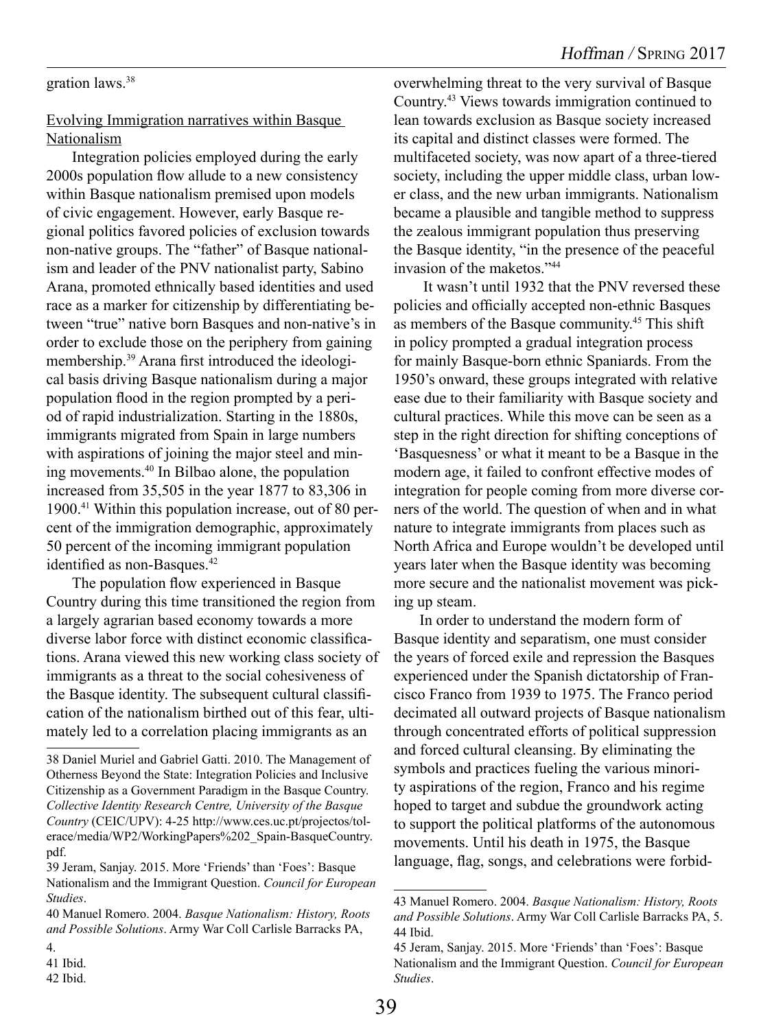gration laws.[38]

Evolving Immigration narratives within Basque Nationalism

Integration policies employed during the early 2000s population flow allude to a new consistency within Basque nationalism premised upon models of civic engagement. However, early Basque regional politics favored policies of exclusion towards non-native groups. The "father" of Basque nationalism and leader of the PNV nationalist party, Sabino Arana, promoted ethnically based identities and used race as a marker for citizenship by differentiating between "true" native born Basques and non-native's in order to exclude those on the periphery from gaining membership.[39] Arana first introduced the ideological basis driving Basque nationalism during a major population flood in the region prompted by a period of rapid industrialization. Starting in the 1880s, immigrants migrated from Spain in large numbers with aspirations of joining the major steel and mining movements.[40] In Bilbao alone, the population increased from 35,505 in the year 1877 to 83,306 in 1900.[41] Within this population increase, out of 80 percent of the immigration demographic, approximately 50 percent of the incoming immigrant population identified as non-Basques.[42]

The population flow experienced in Basque Country during this time transitioned the region from a largely agrarian based economy towards a more diverse labor force with distinct economic classifications. Arana viewed this new working class society of immigrants as a threat to the social cohesiveness of the Basque identity. The subsequent cultural classification of the nationalism birthed out of this fear, ultimately led to a correlation placing immigrants as an overwhelming threat to the very survival of Basque Country.[43] Views towards immigration continued to lean towards exclusion as Basque society increased its capital and distinct classes were formed. The multifaceted society, was now apart of a three-tiered society, including the upper middle class, urban lower class, and the new urban immigrants. Nationalism became a plausible and tangible method to suppress the zealous immigrant population thus preserving the Basque identity, "in the presence of the peaceful invasion of the maketos."[44]

It wasn't until 1932 that the PNV reversed these policies and officially accepted non-ethnic Basques as members of the Basque community.[45] This shift in policy prompted a gradual integration process for mainly Basque-born ethnic Spaniards. From the 1950's onward, these groups integrated with relative ease due to their familiarity with Basque society and cultural practices. While this move can be seen as a step in the right direction for shifting conceptions of 'Basquesness' or what it meant to be a Basque in the modern age, it failed to confront effective modes of integration for people coming from more diverse corners of the world. The question of when and in what nature to integrate immigrants from places such as North Africa and Europe wouldn't be developed until years later when the Basque identity was becoming more secure and the nationalist movement was picking up steam.

In order to understand the modern form of Basque identity and separatism, one must consider the years of forced exile and repression the Basques experienced under the Spanish dictatorship of Francisco Franco from 1939 to 1975. The Franco period decimated all outward projects of Basque nationalism through concentrated efforts of political suppression and forced cultural cleansing. By eliminating the symbols and practices fueling the various minority aspirations of the region, Franco and his regime hoped to target and subdue the groundwork acting to support the political platforms of the autonomous movements. Until his death in 1975, the Basque language, flag, songs, and celebrations were forbid-

---

38 Daniel Muriel and Gabriel Gatti. 2010. The Management of Otherness Beyond the State: Integration Policies and Inclusive Citizenship as a Government Paradigm in the Basque Country. *Collective Identity Research Centre, University of the Basque Country* (CEIC/UPV): 4-25 http://www.ces.uc.pt/projectos/tolerace/media/WP2/WorkingPapers%202_Spain-BasqueCountry.pdf.

39 Jeram, Sanjay. 2015. More 'Friends' than 'Foes': Basque Nationalism and the Immigrant Question. *Council for European Studies*.

40 Manuel Romero. 2004. *Basque Nationalism: History, Roots and Possible Solutions*. Army War Coll Carlisle Barracks PA, 4.

41 Ibid.

42 Ibid.

43 Manuel Romero. 2004. *Basque Nationalism: History, Roots and Possible Solutions*. Army War Coll Carlisle Barracks PA, 5.

44 Ibid.

45 Jeram, Sanjay. 2015. More 'Friends' than 'Foes': Basque Nationalism and the Immigrant Question. *Council for European Studies*.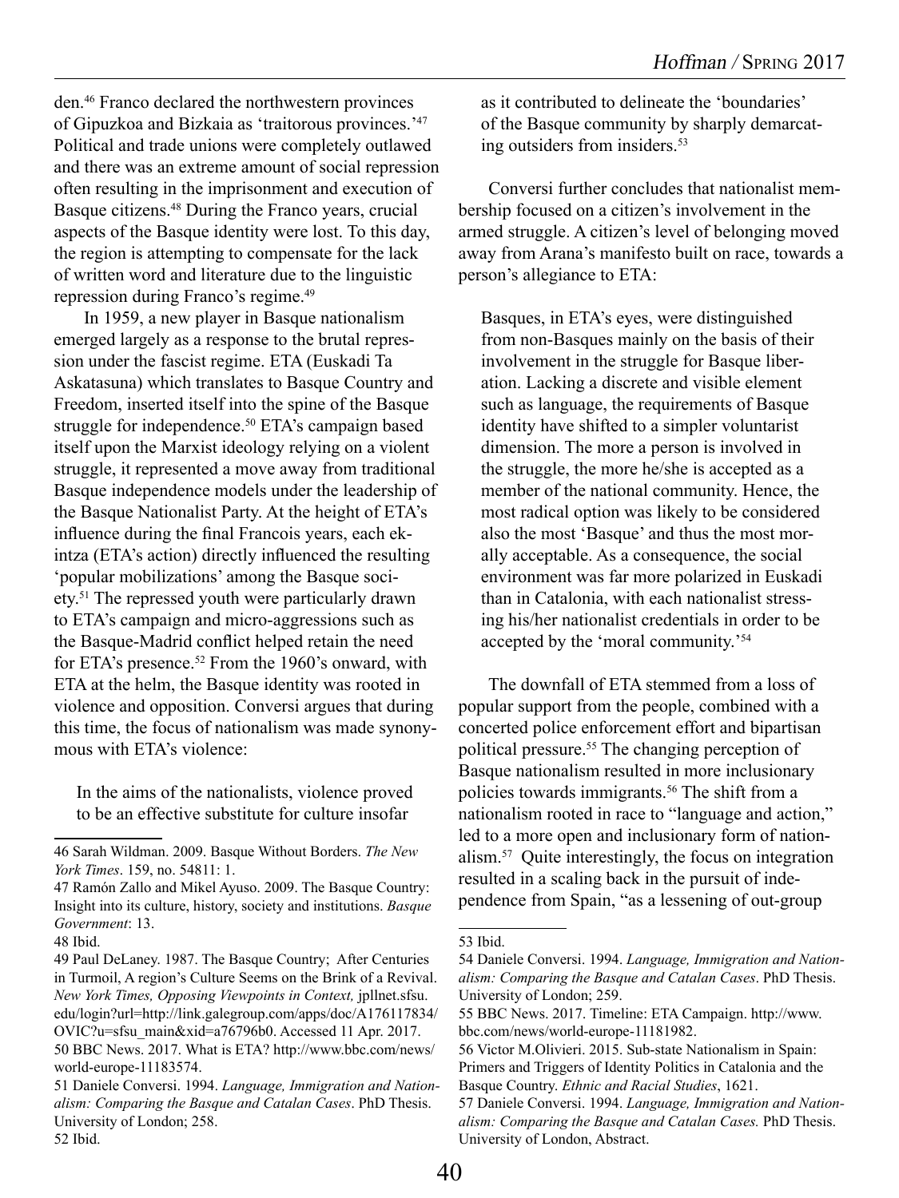den.[46] Franco declared the northwestern provinces of Gipuzkoa and Bizkaia as 'traitorous provinces.'[47] Political and trade unions were completely outlawed and there was an extreme amount of social repression often resulting in the imprisonment and execution of Basque citizens.[48] During the Franco years, crucial aspects of the Basque identity were lost. To this day, the region is attempting to compensate for the lack of written word and literature due to the linguistic repression during Franco's regime.[49]

In 1959, a new player in Basque nationalism emerged largely as a response to the brutal repression under the fascist regime. ETA (Euskadi Ta Askatasuna) which translates to Basque Country and Freedom, inserted itself into the spine of the Basque struggle for independence.[50] ETA's campaign based itself upon the Marxist ideology relying on a violent struggle, it represented a move away from traditional Basque independence models under the leadership of the Basque Nationalist Party. At the height of ETA's influence during the final Francois years, each ekintza (ETA's action) directly influenced the resulting 'popular mobilizations' among the Basque society.[51] The repressed youth were particularly drawn to ETA's campaign and micro-aggressions such as the Basque-Madrid conflict helped retain the need for ETA's presence.[52] From the 1960's onward, with ETA at the helm, the Basque identity was rooted in violence and opposition. Conversi argues that during this time, the focus of nationalism was made synonymous with ETA's violence:

> In the aims of the nationalists, violence proved to be an effective substitute for culture insofar as it contributed to delineate the 'boundaries' of the Basque community by sharply demarcating outsiders from insiders.[53]

Conversi further concludes that nationalist membership focused on a citizen's involvement in the armed struggle. A citizen's level of belonging moved away from Arana's manifesto built on race, towards a person's allegiance to ETA:

> Basques, in ETA's eyes, were distinguished from non-Basques mainly on the basis of their involvement in the struggle for Basque liberation. Lacking a discrete and visible element such as language, the requirements of Basque identity have shifted to a simpler voluntarist dimension. The more a person is involved in the struggle, the more he/she is accepted as a member of the national community. Hence, the most radical option was likely to be considered also the most 'Basque' and thus the most morally acceptable. As a consequence, the social environment was far more polarized in Euskadi than in Catalonia, with each nationalist stressing his/her nationalist credentials in order to be accepted by the 'moral community.'[54]

The downfall of ETA stemmed from a loss of popular support from the people, combined with a concerted police enforcement effort and bipartisan political pressure.[55] The changing perception of Basque nationalism resulted in more inclusionary policies towards immigrants.[56] The shift from a nationalism rooted in race to "language and action," led to a more open and inclusionary form of nationalism.[57] Quite interestingly, the focus on integration resulted in a scaling back in the pursuit of independence from Spain, "as a lessening of out-group

---

46 Sarah Wildman. 2009. Basque Without Borders. *The New York Times*. 159, no. 54811: 1.

47 Ramón Zallo and Mikel Ayuso. 2009. The Basque Country: Insight into its culture, history, society and institutions. *Basque Government*: 13.

48 Ibid.

49 Paul DeLaney. 1987. The Basque Country; After Centuries in Turmoil, A region's Culture Seems on the Brink of a Revival. *New York Times, Opposing Viewpoints in Context,* jpllnet.sfsu.edu/login?url=http://link.galegroup.com/apps/doc/A176117834/OVIC?u=sfsu_main&xid=a76796b0. Accessed 11 Apr. 2017.

50 BBC News. 2017. What is ETA? http://www.bbc.com/news/world-europe-11183574.

51 Daniele Conversi. 1994. *Language, Immigration and Nationalism: Comparing the Basque and Catalan Cases*. PhD Thesis. University of London; 258.

52 Ibid.

53 Ibid.

54 Daniele Conversi. 1994. *Language, Immigration and Nationalism: Comparing the Basque and Catalan Cases*. PhD Thesis. University of London; 259.

55 BBC News. 2017. Timeline: ETA Campaign. http://www.bbc.com/news/world-europe-11181982.

56 Victor M.Olivieri. 2015. Sub-state Nationalism in Spain: Primers and Triggers of Identity Politics in Catalonia and the Basque Country. *Ethnic and Racial Studies*, 1621.

57 Daniele Conversi. 1994. *Language, Immigration and Nationalism: Comparing the Basque and Catalan Cases.* PhD Thesis. University of London, Abstract.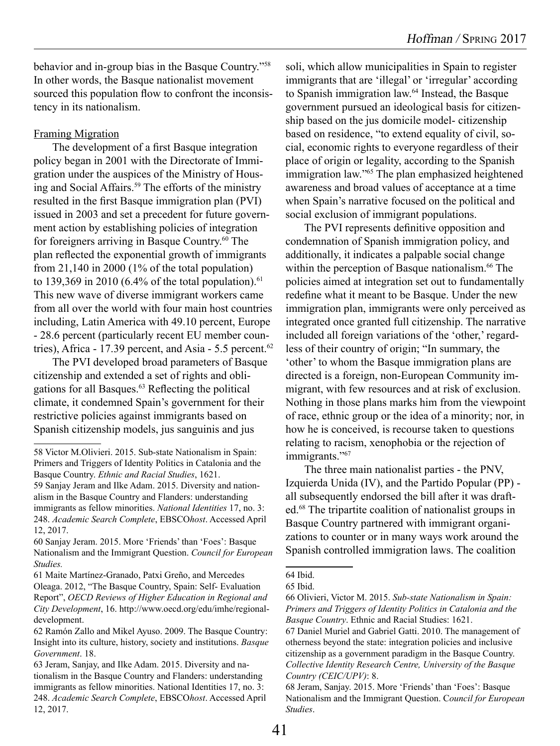behavior and in-group bias in the Basque Country."[58] In other words, the Basque nationalist movement sourced this population flow to confront the inconsistency in its nationalism.

Framing Migration

The development of a first Basque integration policy began in 2001 with the Directorate of Immigration under the auspices of the Ministry of Housing and Social Affairs.[59] The efforts of the ministry resulted in the first Basque immigration plan (PVI) issued in 2003 and set a precedent for future government action by establishing policies of integration for foreigners arriving in Basque Country.[60] The plan reflected the exponential growth of immigrants from 21,140 in 2000 (1% of the total population) to 139,369 in 2010 (6.4% of the total population).[61] This new wave of diverse immigrant workers came from all over the world with four main host countries including, Latin America with 49.10 percent, Europe - 28.6 percent (particularly recent EU member countries), Africa - 17.39 percent, and Asia - 5.5 percent.[62]

The PVI developed broad parameters of Basque citizenship and extended a set of rights and obligations for all Basques.[63] Reflecting the political climate, it condemned Spain's government for their restrictive policies against immigrants based on Spanish citizenship models, jus sanguinis and jus soli, which allow municipalities in Spain to register immigrants that are 'illegal' or 'irregular' according to Spanish immigration law.[64] Instead, the Basque government pursued an ideological basis for citizenship based on the jus domicile model- citizenship based on residence, "to extend equality of civil, social, economic rights to everyone regardless of their place of origin or legality, according to the Spanish immigration law."[65] The plan emphasized heightened awareness and broad values of acceptance at a time when Spain's narrative focused on the political and social exclusion of immigrant populations.

The PVI represents definitive opposition and condemnation of Spanish immigration policy, and additionally, it indicates a palpable social change within the perception of Basque nationalism.[66] The policies aimed at integration set out to fundamentally redefine what it meant to be Basque. Under the new immigration plan, immigrants were only perceived as integrated once granted full citizenship. The narrative included all foreign variations of the 'other,' regardless of their country of origin; "In summary, the 'other' to whom the Basque immigration plans are directed is a foreign, non-European Community immigrant, with few resources and at risk of exclusion. Nothing in those plans marks him from the viewpoint of race, ethnic group or the idea of a minority; nor, in how he is conceived, is recourse taken to questions relating to racism, xenophobia or the rejection of immigrants."[67]

The three main nationalist parties - the PNV, Izquierda Unida (IV), and the Partido Popular (PP) - all subsequently endorsed the bill after it was drafted.[68] The tripartite coalition of nationalist groups in Basque Country partnered with immigrant organizations to counter or in many ways work around the Spanish controlled immigration laws. The coalition

---

58 Victor M.Olivieri. 2015. Sub-state Nationalism in Spain: Primers and Triggers of Identity Politics in Catalonia and the Basque Country. *Ethnic and Racial Studies*, 1621.

59 Sanjay Jeram and Ilke Adam. 2015. Diversity and nationalism in the Basque Country and Flanders: understanding immigrants as fellow minorities. *National Identities* 17, no. 3: 248. *Academic Search Complete*, EBSCO*host*. Accessed April 12, 2017.

60 Sanjay Jeram. 2015. More 'Friends' than 'Foes': Basque Nationalism and the Immigrant Question. *Council for European Studies.*

61 Maite Martínez-Granado, Patxi Greño, and Mercedes Oleaga. 2012, "The Basque Country, Spain: Self- Evaluation Report", *OECD Reviews of Higher Education in Regional and City Development*, 16. http://www.oecd.org/edu/imhe/regionaldevelopment.

62 Ramón Zallo and Mikel Ayuso. 2009. The Basque Country: Insight into its culture, history, society and institutions. *Basque Government*. 18.

63 Jeram, Sanjay, and Ilke Adam. 2015. Diversity and nationalism in the Basque Country and Flanders: understanding immigrants as fellow minorities. National Identities 17, no. 3: 248. *Academic Search Complete*, EBSCO*host*. Accessed April 12, 2017.

64 Ibid.

65 Ibid.

66 Olivieri, Victor M. 2015. *Sub-state Nationalism in Spain: Primers and Triggers of Identity Politics in Catalonia and the Basque Country*. Ethnic and Racial Studies: 1621.

67 Daniel Muriel and Gabriel Gatti. 2010. The management of otherness beyond the state: integration policies and inclusive citizenship as a government paradigm in the Basque Country. *Collective Identity Research Centre, University of the Basque Country (CEIC/UPV)*: 8.

68 Jeram, Sanjay. 2015. More 'Friends' than 'Foes': Basque Nationalism and the Immigrant Question. C*ouncil for European Studies*.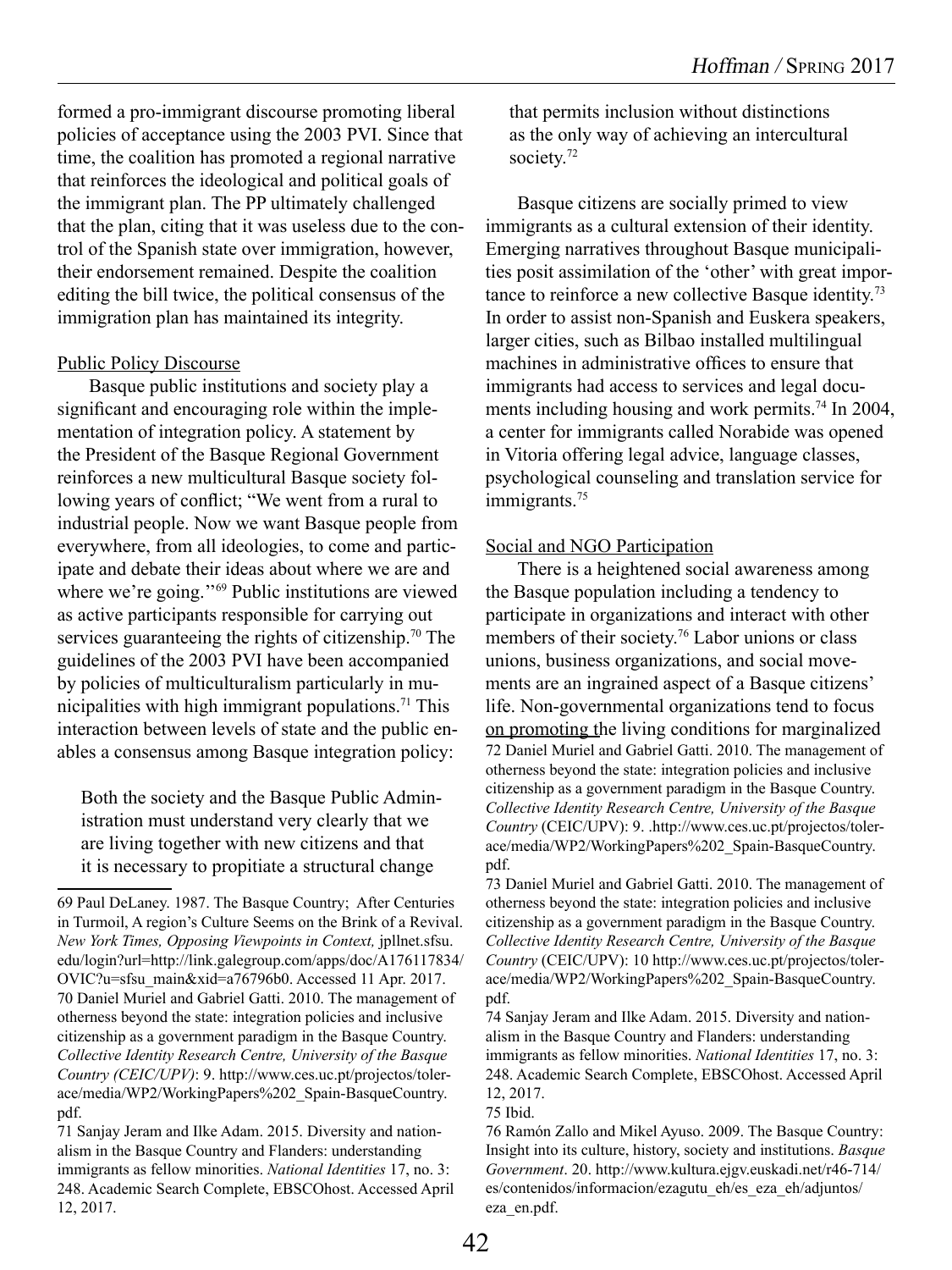formed a pro-immigrant discourse promoting liberal policies of acceptance using the 2003 PVI. Since that time, the coalition has promoted a regional narrative that reinforces the ideological and political goals of the immigrant plan. The PP ultimately challenged that the plan, citing that it was useless due to the control of the Spanish state over immigration, however, their endorsement remained. Despite the coalition editing the bill twice, the political consensus of the immigration plan has maintained its integrity.

Public Policy Discourse

Basque public institutions and society play a significant and encouraging role within the implementation of integration policy. A statement by the President of the Basque Regional Government reinforces a new multicultural Basque society following years of conflict; "We went from a rural to industrial people. Now we want Basque people from everywhere, from all ideologies, to come and participate and debate their ideas about where we are and where we're going."[69] Public institutions are viewed as active participants responsible for carrying out services guaranteeing the rights of citizenship.[70] The guidelines of the 2003 PVI have been accompanied by policies of multiculturalism particularly in municipalities with high immigrant populations.[71] This interaction between levels of state and the public enables a consensus among Basque integration policy:

> Both the society and the Basque Public Administration must understand very clearly that we are living together with new citizens and that it is necessary to propitiate a structural change that permits inclusion without distinctions as the only way of achieving an intercultural society.[72]

Basque citizens are socially primed to view immigrants as a cultural extension of their identity. Emerging narratives throughout Basque municipalities posit assimilation of the 'other' with great importance to reinforce a new collective Basque identity.[73] In order to assist non-Spanish and Euskera speakers, larger cities, such as Bilbao installed multilingual machines in administrative offices to ensure that immigrants had access to services and legal documents including housing and work permits.[74] In 2004, a center for immigrants called Norabide was opened in Vitoria offering legal advice, language classes, psychological counseling and translation service for immigrants.[75]

Social and NGO Participation

There is a heightened social awareness among the Basque population including a tendency to participate in organizations and interact with other members of their society.[76] Labor unions or class unions, business organizations, and social movements are an ingrained aspect of a Basque citizens' life. Non-governmental organizations tend to focus on promoting the living conditions for marginalized

---

69 Paul DeLaney. 1987. The Basque Country; After Centuries in Turmoil, A region's Culture Seems on the Brink of a Revival. *New York Times, Opposing Viewpoints in Context,* jpllnet.sfsu.edu/login?url=http://link.galegroup.com/apps/doc/A176117834/OVIC?u=sfsu_main&xid=a76796b0. Accessed 11 Apr. 2017.

70 Daniel Muriel and Gabriel Gatti. 2010. The management of otherness beyond the state: integration policies and inclusive citizenship as a government paradigm in the Basque Country. *Collective Identity Research Centre, University of the Basque Country (CEIC/UPV)*: 9. http://www.ces.uc.pt/projectos/tolerace/media/WP2/WorkingPapers%202_Spain-BasqueCountry.pdf.

71 Sanjay Jeram and Ilke Adam. 2015. Diversity and nationalism in the Basque Country and Flanders: understanding immigrants as fellow minorities. *National Identities* 17, no. 3: 248. Academic Search Complete, EBSCOhost. Accessed April 12, 2017.

72 Daniel Muriel and Gabriel Gatti. 2010. The management of otherness beyond the state: integration policies and inclusive citizenship as a government paradigm in the Basque Country. *Collective Identity Research Centre, University of the Basque Country* (CEIC/UPV): 9. .http://www.ces.uc.pt/projectos/tolerace/media/WP2/WorkingPapers%202_Spain-BasqueCountry.pdf.

73 Daniel Muriel and Gabriel Gatti. 2010. The management of otherness beyond the state: integration policies and inclusive citizenship as a government paradigm in the Basque Country. *Collective Identity Research Centre, University of the Basque Country* (CEIC/UPV): 10 http://www.ces.uc.pt/projectos/tolerace/media/WP2/WorkingPapers%202_Spain-BasqueCountry.pdf.

74 Sanjay Jeram and Ilke Adam. 2015. Diversity and nationalism in the Basque Country and Flanders: understanding immigrants as fellow minorities. *National Identities* 17, no. 3: 248. Academic Search Complete, EBSCOhost. Accessed April 12, 2017.

75 Ibid.

76 Ramón Zallo and Mikel Ayuso. 2009. The Basque Country: Insight into its culture, history, society and institutions. *Basque Government*. 20. http://www.kultura.ejgv.euskadi.net/r46-714/es/contenidos/informacion/ezagutu_eh/es_eza_eh/adjuntos/eza_en.pdf.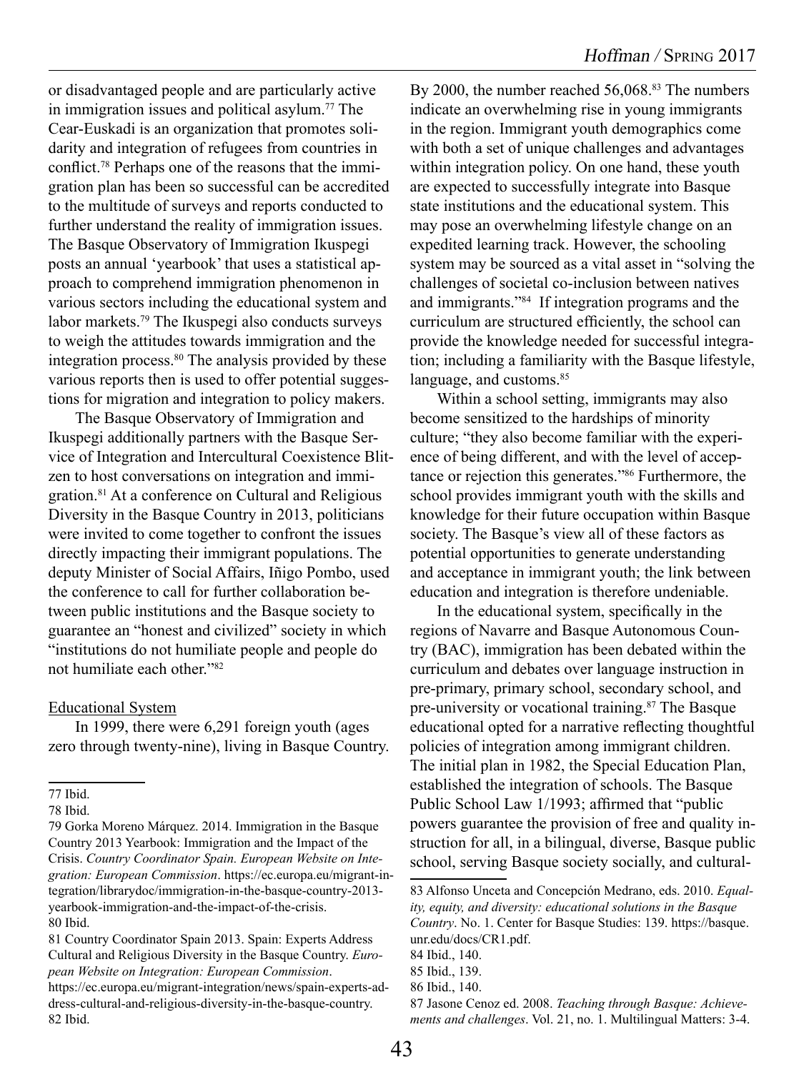or disadvantaged people and are particularly active in immigration issues and political asylum.[77] The Cear-Euskadi is an organization that promotes solidarity and integration of refugees from countries in conflict.[78] Perhaps one of the reasons that the immigration plan has been so successful can be accredited to the multitude of surveys and reports conducted to further understand the reality of immigration issues. The Basque Observatory of Immigration Ikuspegi posts an annual 'yearbook' that uses a statistical approach to comprehend immigration phenomenon in various sectors including the educational system and labor markets.[79] The Ikuspegi also conducts surveys to weigh the attitudes towards immigration and the integration process.[80] The analysis provided by these various reports then is used to offer potential suggestions for migration and integration to policy makers.

The Basque Observatory of Immigration and Ikuspegi additionally partners with the Basque Service of Integration and Intercultural Coexistence Blitzen to host conversations on integration and immigration.[81] At a conference on Cultural and Religious Diversity in the Basque Country in 2013, politicians were invited to come together to confront the issues directly impacting their immigrant populations. The deputy Minister of Social Affairs, Iñigo Pombo, used the conference to call for further collaboration between public institutions and the Basque society to guarantee an "honest and civilized" society in which "institutions do not humiliate people and people do not humiliate each other."[82]

<u>Educational System</u>

In 1999, there were 6,291 foreign youth (ages zero through twenty-nine), living in Basque Country. By 2000, the number reached 56,068.[83] The numbers indicate an overwhelming rise in young immigrants in the region. Immigrant youth demographics come with both a set of unique challenges and advantages within integration policy. On one hand, these youth are expected to successfully integrate into Basque state institutions and the educational system. This may pose an overwhelming lifestyle change on an expedited learning track. However, the schooling system may be sourced as a vital asset in "solving the challenges of societal co-inclusion between natives and immigrants."[84] If integration programs and the curriculum are structured efficiently, the school can provide the knowledge needed for successful integration; including a familiarity with the Basque lifestyle, language, and customs.[85]

Within a school setting, immigrants may also become sensitized to the hardships of minority culture; "they also become familiar with the experience of being different, and with the level of acceptance or rejection this generates."[86] Furthermore, the school provides immigrant youth with the skills and knowledge for their future occupation within Basque society. The Basque's view all of these factors as potential opportunities to generate understanding and acceptance in immigrant youth; the link between education and integration is therefore undeniable.

In the educational system, specifically in the regions of Navarre and Basque Autonomous Country (BAC), immigration has been debated within the curriculum and debates over language instruction in pre-primary, primary school, secondary school, and pre-university or vocational training.[87] The Basque educational opted for a narrative reflecting thoughtful policies of integration among immigrant children. The initial plan in 1982, the Special Education Plan, established the integration of schools. The Basque Public School Law 1/1993; affirmed that "public powers guarantee the provision of free and quality instruction for all, in a bilingual, diverse, Basque public school, serving Basque society socially, and cultural-

---

77 Ibid.

78 Ibid.

79 Gorka Moreno Márquez. 2014. Immigration in the Basque Country 2013 Yearbook: Immigration and the Impact of the Crisis. *Country Coordinator Spain. European Website on Integration: European Commission*. https://ec.europa.eu/migrant-integration/librarydoc/immigration-in-the-basque-country-2013-yearbook-immigration-and-the-impact-of-the-crisis.

80 Ibid.

81 Country Coordinator Spain 2013. Spain: Experts Address Cultural and Religious Diversity in the Basque Country. *European Website on Integration: European Commission*. https://ec.europa.eu/migrant-integration/news/spain-experts-address-cultural-and-religious-diversity-in-the-basque-country.

82 Ibid.

83 Alfonso Unceta and Concepción Medrano, eds. 2010. *Equality, equity, and diversity: educational solutions in the Basque Country*. No. 1. Center for Basque Studies: 139. https://basque.unr.edu/docs/CR1.pdf.

84 Ibid., 140.

85 Ibid., 139.

86 Ibid., 140.

87 Jasone Cenoz ed. 2008. *Teaching through Basque: Achievements and challenges*. Vol. 21, no. 1. Multilingual Matters: 3-4.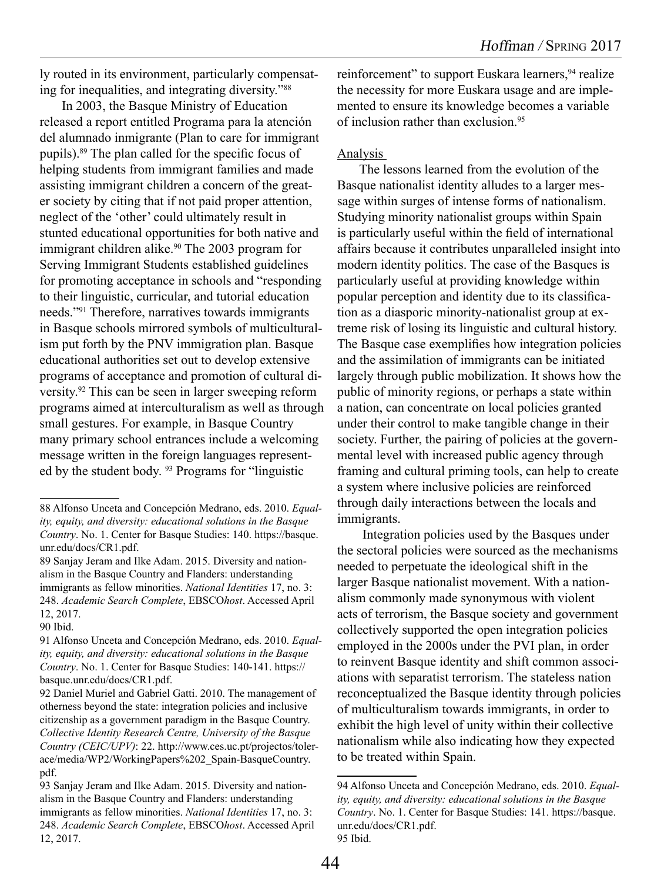ly routed in its environment, particularly compensating for inequalities, and integrating diversity."[88]

In 2003, the Basque Ministry of Education released a report entitled Programa para la atención del alumnado inmigrante (Plan to care for immigrant pupils).[89] The plan called for the specific focus of helping students from immigrant families and made assisting immigrant children a concern of the greater society by citing that if not paid proper attention, neglect of the 'other' could ultimately result in stunted educational opportunities for both native and immigrant children alike.[90] The 2003 program for Serving Immigrant Students established guidelines for promoting acceptance in schools and "responding to their linguistic, curricular, and tutorial education needs."[91] Therefore, narratives towards immigrants in Basque schools mirrored symbols of multiculturalism put forth by the PNV immigration plan. Basque educational authorities set out to develop extensive programs of acceptance and promotion of cultural diversity.[92] This can be seen in larger sweeping reform programs aimed at interculturalism as well as through small gestures. For example, in Basque Country many primary school entrances include a welcoming message written in the foreign languages represented by the student body. [93] Programs for "linguistic reinforcement" to support Euskara learners,[94] realize the necessity for more Euskara usage and are implemented to ensure its knowledge becomes a variable of inclusion rather than exclusion.[95]

## Analysis

The lessons learned from the evolution of the Basque nationalist identity alludes to a larger message within surges of intense forms of nationalism. Studying minority nationalist groups within Spain is particularly useful within the field of international affairs because it contributes unparalleled insight into modern identity politics. The case of the Basques is particularly useful at providing knowledge within popular perception and identity due to its classification as a diasporic minority-nationalist group at extreme risk of losing its linguistic and cultural history. The Basque case exemplifies how integration policies and the assimilation of immigrants can be initiated largely through public mobilization. It shows how the public of minority regions, or perhaps a state within a nation, can concentrate on local policies granted under their control to make tangible change in their society. Further, the pairing of policies at the governmental level with increased public agency through framing and cultural priming tools, can help to create a system where inclusive policies are reinforced through daily interactions between the locals and immigrants.

Integration policies used by the Basques under the sectoral policies were sourced as the mechanisms needed to perpetuate the ideological shift in the larger Basque nationalist movement. With a nationalism commonly made synonymous with violent acts of terrorism, the Basque society and government collectively supported the open integration policies employed in the 2000s under the PVI plan, in order to reinvent Basque identity and shift common associations with separatist terrorism. The stateless nation reconceptualized the Basque identity through policies of multiculturalism towards immigrants, in order to exhibit the high level of unity within their collective nationalism while also indicating how they expected to be treated within Spain.

---

88 Alfonso Unceta and Concepción Medrano, eds. 2010. *Equality, equity, and diversity: educational solutions in the Basque Country*. No. 1. Center for Basque Studies: 140. https://basque.unr.edu/docs/CR1.pdf.

89 Sanjay Jeram and Ilke Adam. 2015. Diversity and nationalism in the Basque Country and Flanders: understanding immigrants as fellow minorities. *National Identities* 17, no. 3: 248. *Academic Search Complete*, EBSCO*host*. Accessed April 12, 2017.

90 Ibid.

91 Alfonso Unceta and Concepción Medrano, eds. 2010. *Equality, equity, and diversity: educational solutions in the Basque Country*. No. 1. Center for Basque Studies: 140-141. https://basque.unr.edu/docs/CR1.pdf.

92 Daniel Muriel and Gabriel Gatti. 2010. The management of otherness beyond the state: integration policies and inclusive citizenship as a government paradigm in the Basque Country. *Collective Identity Research Centre, University of the Basque Country (CEIC/UPV)*: 22. http://www.ces.uc.pt/projectos/tolerace/media/WP2/WorkingPapers%202_Spain-BasqueCountry.pdf.

93 Sanjay Jeram and Ilke Adam. 2015. Diversity and nationalism in the Basque Country and Flanders: understanding immigrants as fellow minorities. *National Identities* 17, no. 3: 248. *Academic Search Complete*, EBSCO*host*. Accessed April 12, 2017.

94 Alfonso Unceta and Concepción Medrano, eds. 2010. *Equality, equity, and diversity: educational solutions in the Basque Country*. No. 1. Center for Basque Studies: 141. https://basque.unr.edu/docs/CR1.pdf.

95 Ibid.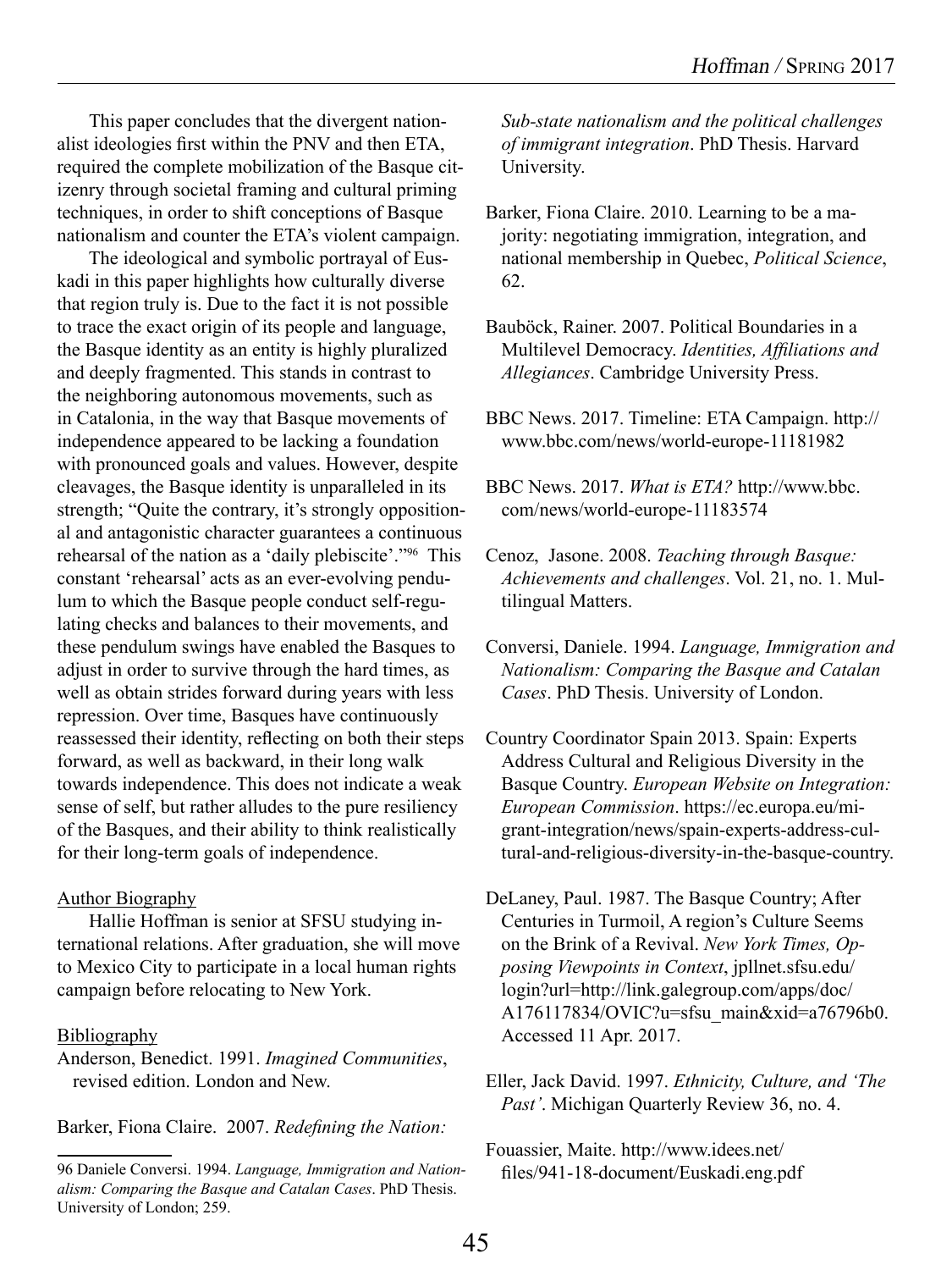This paper concludes that the divergent nationalist ideologies first within the PNV and then ETA, required the complete mobilization of the Basque citizenry through societal framing and cultural priming techniques, in order to shift conceptions of Basque nationalism and counter the ETA's violent campaign.

The ideological and symbolic portrayal of Euskadi in this paper highlights how culturally diverse that region truly is. Due to the fact it is not possible to trace the exact origin of its people and language, the Basque identity as an entity is highly pluralized and deeply fragmented. This stands in contrast to the neighboring autonomous movements, such as in Catalonia, in the way that Basque movements of independence appeared to be lacking a foundation with pronounced goals and values. However, despite cleavages, the Basque identity is unparalleled in its strength; "Quite the contrary, it's strongly oppositional and antagonistic character guarantees a continuous rehearsal of the nation as a 'daily plebiscite'."[96] This constant 'rehearsal' acts as an ever-evolving pendulum to which the Basque people conduct self-regulating checks and balances to their movements, and these pendulum swings have enabled the Basques to adjust in order to survive through the hard times, as well as obtain strides forward during years with less repression. Over time, Basques have continuously reassessed their identity, reflecting on both their steps forward, as well as backward, in their long walk towards independence. This does not indicate a weak sense of self, but rather alludes to the pure resiliency of the Basques, and their ability to think realistically for their long-term goals of independence.

Author Biography

Hallie Hoffman is senior at SFSU studying international relations. After graduation, she will move to Mexico City to participate in a local human rights campaign before relocating to New York.

Bibliography

Anderson, Benedict. 1991. *Imagined Communities*, revised edition. London and New.

Barker, Fiona Claire. 2007. *Redefining the Nation: Sub-state nationalism and the political challenges of immigrant integration*. PhD Thesis. Harvard University.

Barker, Fiona Claire. 2010. Learning to be a majority: negotiating immigration, integration, and national membership in Quebec, *Political Science*, 62.

Bauböck, Rainer. 2007. Political Boundaries in a Multilevel Democracy. *Identities, Affiliations and Allegiances*. Cambridge University Press.

BBC News. 2017. Timeline: ETA Campaign. http://www.bbc.com/news/world-europe-11181982

BBC News. 2017. *What is ETA?* http://www.bbc.com/news/world-europe-11183574

Cenoz, Jasone. 2008. *Teaching through Basque: Achievements and challenges*. Vol. 21, no. 1. Multilingual Matters.

Conversi, Daniele. 1994. *Language, Immigration and Nationalism: Comparing the Basque and Catalan Cases*. PhD Thesis. University of London.

Country Coordinator Spain 2013. Spain: Experts Address Cultural and Religious Diversity in the Basque Country. *European Website on Integration: European Commission*. https://ec.europa.eu/migrant-integration/news/spain-experts-address-cultural-and-religious-diversity-in-the-basque-country.

DeLaney, Paul. 1987. The Basque Country; After Centuries in Turmoil, A region's Culture Seems on the Brink of a Revival. *New York Times, Opposing Viewpoints in Context*, jpllnet.sfsu.edu/login?url=http://link.galegroup.com/apps/doc/A176117834/OVIC?u=sfsu_main&xid=a76796b0. Accessed 11 Apr. 2017.

Eller, Jack David. 1997. *Ethnicity, Culture, and 'The Past'*. Michigan Quarterly Review 36, no. 4.

Fouassier, Maite. http://www.idees.net/files/941-18-document/Euskadi.eng.pdf

96 Daniele Conversi. 1994. *Language, Immigration and Nationalism: Comparing the Basque and Catalan Cases*. PhD Thesis. University of London; 259.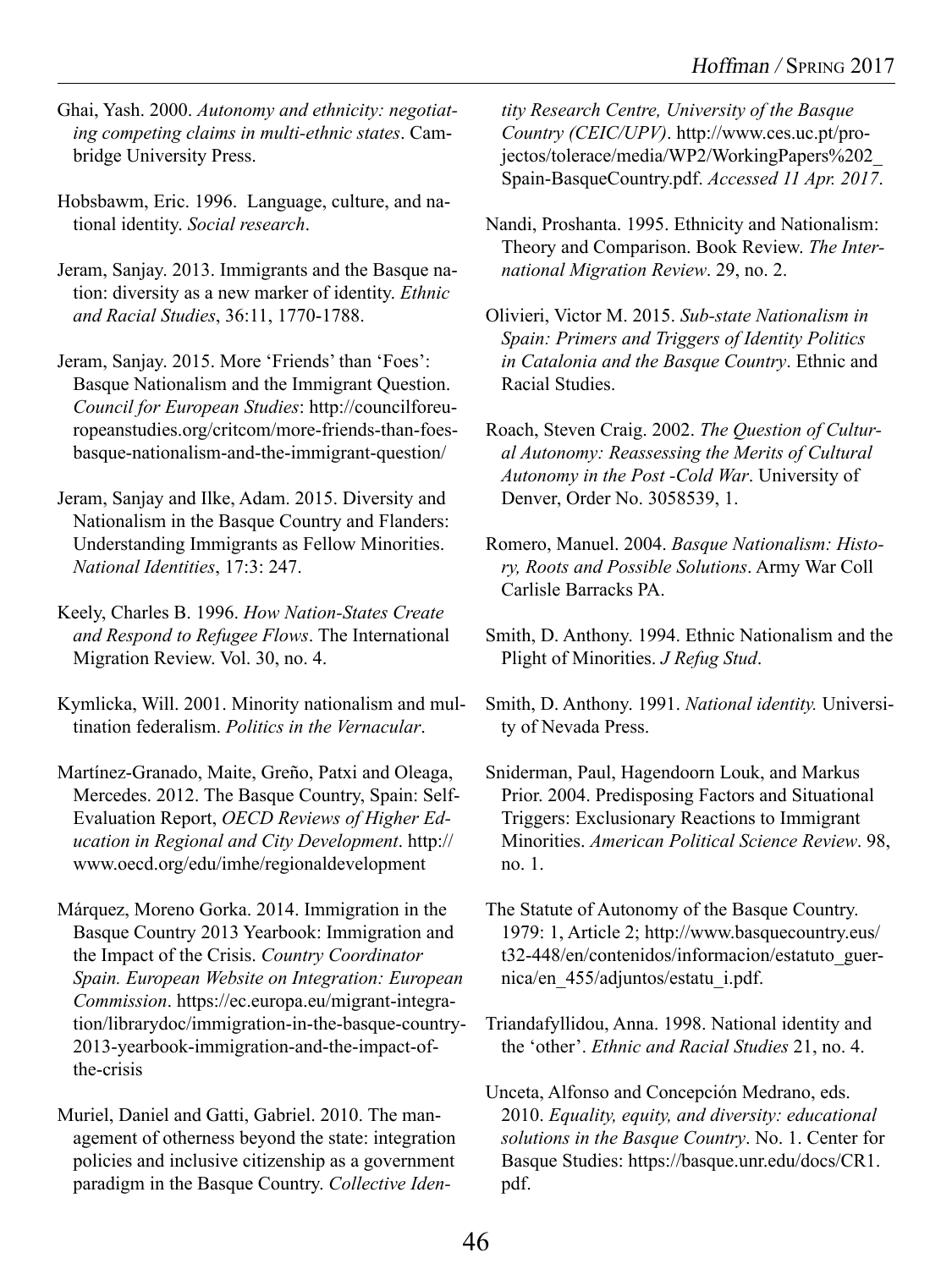Ghai, Yash. 2000. *Autonomy and ethnicity: negotiating competing claims in multi-ethnic states*. Cambridge University Press.

Hobsbawm, Eric. 1996. Language, culture, and national identity. *Social research*.

Jeram, Sanjay. 2013. Immigrants and the Basque nation: diversity as a new marker of identity. *Ethnic and Racial Studies*, 36:11, 1770-1788.

Jeram, Sanjay. 2015. More 'Friends' than 'Foes': Basque Nationalism and the Immigrant Question. *Council for European Studies*: http://councilforeuropeanstudies.org/critcom/more-friends-than-foes-basque-nationalism-and-the-immigrant-question/

Jeram, Sanjay and Ilke, Adam. 2015. Diversity and Nationalism in the Basque Country and Flanders: Understanding Immigrants as Fellow Minorities. *National Identities*, 17:3: 247.

Keely, Charles B. 1996. *How Nation-States Create and Respond to Refugee Flows*. The International Migration Review. Vol. 30, no. 4.

Kymlicka, Will. 2001. Minority nationalism and multination federalism. *Politics in the Vernacular*.

Martínez-Granado, Maite, Greño, Patxi and Oleaga, Mercedes. 2012. The Basque Country, Spain: Self-Evaluation Report, *OECD Reviews of Higher Education in Regional and City Development*. http://www.oecd.org/edu/imhe/regionaldevelopment

Márquez, Moreno Gorka. 2014. Immigration in the Basque Country 2013 Yearbook: Immigration and the Impact of the Crisis. *Country Coordinator Spain. European Website on Integration: European Commission*. https://ec.europa.eu/migrant-integration/librarydoc/immigration-in-the-basque-country-2013-yearbook-immigration-and-the-impact-of-the-crisis

Muriel, Daniel and Gatti, Gabriel. 2010. The management of otherness beyond the state: integration policies and inclusive citizenship as a government paradigm in the Basque Country. *Collective Identity Research Centre, University of the Basque Country (CEIC/UPV)*. http://www.ces.uc.pt/projectos/tolerace/media/WP2/WorkingPapers%202_Spain-BasqueCountry.pdf. *Accessed 11 Apr. 2017*.

Nandi, Proshanta. 1995. Ethnicity and Nationalism: Theory and Comparison. Book Review. *The International Migration Review*. 29, no. 2.

Olivieri, Victor M. 2015. *Sub-state Nationalism in Spain: Primers and Triggers of Identity Politics in Catalonia and the Basque Country*. Ethnic and Racial Studies.

Roach, Steven Craig. 2002. *The Question of Cultural Autonomy: Reassessing the Merits of Cultural Autonomy in the Post -Cold War*. University of Denver, Order No. 3058539, 1.

Romero, Manuel. 2004. *Basque Nationalism: History, Roots and Possible Solutions*. Army War Coll Carlisle Barracks PA.

Smith, D. Anthony. 1994. Ethnic Nationalism and the Plight of Minorities. *J Refug Stud*.

Smith, D. Anthony. 1991. *National identity.* University of Nevada Press.

Sniderman, Paul, Hagendoorn Louk, and Markus Prior. 2004. Predisposing Factors and Situational Triggers: Exclusionary Reactions to Immigrant Minorities. *American Political Science Review*. 98, no. 1.

The Statute of Autonomy of the Basque Country. 1979: 1, Article 2; http://www.basquecountry.eus/t32-448/en/contenidos/informacion/estatuto_guernica/en_455/adjuntos/estatu_i.pdf.

Triandafyllidou, Anna. 1998. National identity and the 'other'. *Ethnic and Racial Studies* 21, no. 4.

Unceta, Alfonso and Concepción Medrano, eds. 2010. *Equality, equity, and diversity: educational solutions in the Basque Country*. No. 1. Center for Basque Studies: https://basque.unr.edu/docs/CR1.pdf.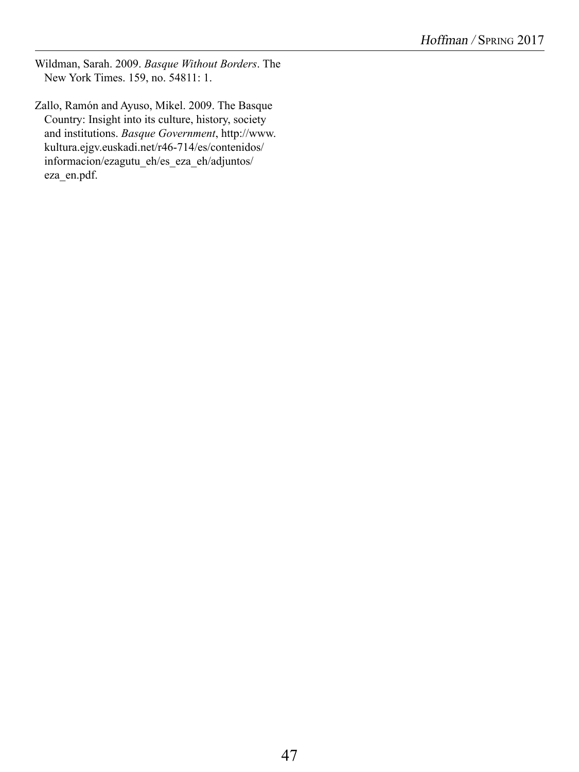Wildman, Sarah. 2009. *Basque Without Borders*. The New York Times. 159, no. 54811: 1.

Zallo, Ramón and Ayuso, Mikel. 2009. The Basque Country: Insight into its culture, history, society and institutions. *Basque Government*, http://www.kultura.ejgv.euskadi.net/r46-714/es/contenidos/informacion/ezagutu_eh/es_eza_eh/adjuntos/eza_en.pdf.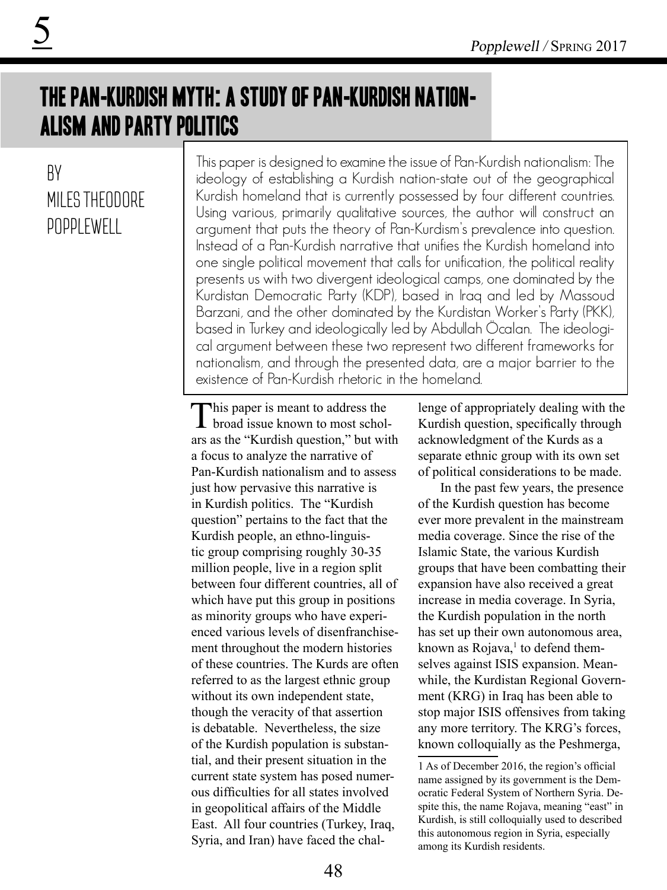# THE PAN-KURDISH MYTH: A STUDY OF PAN-KURDISH NATIONALISM AND PARTY POLITICS

BY
MILES THEODORE POPPLEWELL

This paper is designed to examine the issue of Pan-Kurdish nationalism: The ideology of establishing a Kurdish nation-state out of the geographical Kurdish homeland that is currently possessed by four different countries. Using various, primarily qualitative sources, the author will construct an argument that puts the theory of Pan-Kurdism's prevalence into question. Instead of a Pan-Kurdish narrative that unifies the Kurdish homeland into one single political movement that calls for unification, the political reality presents us with two divergent ideological camps, one dominated by the Kurdistan Democratic Party (KDP), based in Iraq and led by Massoud Barzani, and the other dominated by the Kurdistan Worker's Party (PKK), based in Turkey and ideologically led by Abdullah Öcalan. The ideological argument between these two represent two different frameworks for nationalism, and through the presented data, are a major barrier to the existence of Pan-Kurdish rhetoric in the homeland.

This paper is meant to address the broad issue known to most scholars as the "Kurdish question," but with a focus to analyze the narrative of Pan-Kurdish nationalism and to assess just how pervasive this narrative is in Kurdish politics. The "Kurdish question" pertains to the fact that the Kurdish people, an ethno-linguistic group comprising roughly 30-35 million people, live in a region split between four different countries, all of which have put this group in positions as minority groups who have experienced various levels of disenfranchisement throughout the modern histories of these countries. The Kurds are often referred to as the largest ethnic group without its own independent state, though the veracity of that assertion is debatable. Nevertheless, the size of the Kurdish population is substantial, and their present situation in the current state system has posed numerous difficulties for all states involved in geopolitical affairs of the Middle East. All four countries (Turkey, Iraq, Syria, and Iran) have faced the challenge of appropriately dealing with the Kurdish question, specifically through acknowledgment of the Kurds as a separate ethnic group with its own set of political considerations to be made.

In the past few years, the presence of the Kurdish question has become ever more prevalent in the mainstream media coverage. Since the rise of the Islamic State, the various Kurdish groups that have been combatting their expansion have also received a great increase in media coverage. In Syria, the Kurdish population in the north has set up their own autonomous area, known as Rojava,[1] to defend themselves against ISIS expansion. Meanwhile, the Kurdistan Regional Government (KRG) in Iraq has been able to stop major ISIS offensives from taking any more territory. The KRG's forces, known colloquially as the Peshmerga,

1 As of December 2016, the region's official name assigned by its government is the Democratic Federal System of Northern Syria. Despite this, the name Rojava, meaning "east" in Kurdish, is still colloquially used to described this autonomous region in Syria, especially among its Kurdish residents.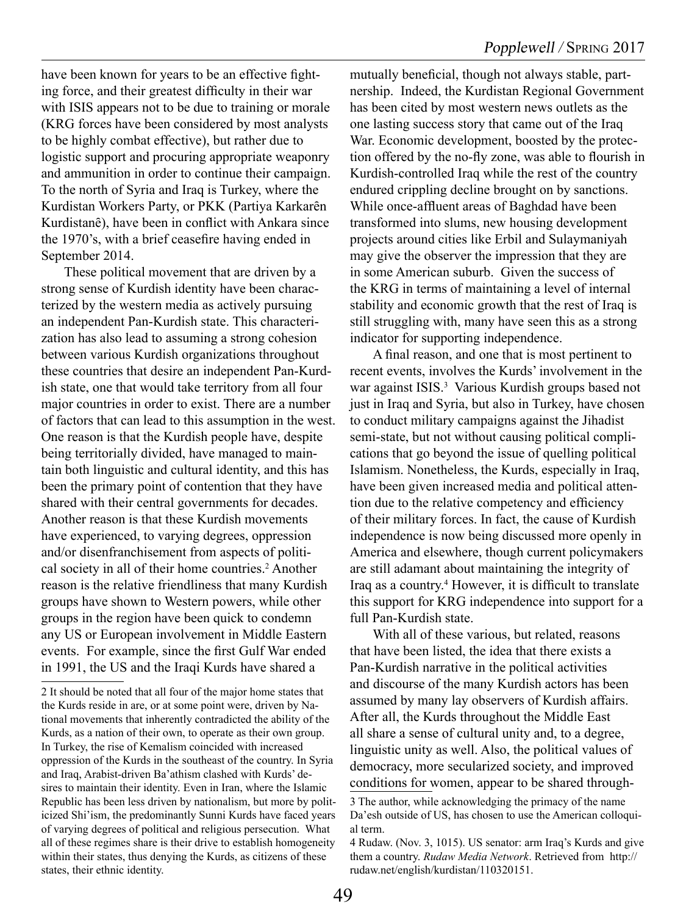have been known for years to be an effective fighting force, and their greatest difficulty in their war with ISIS appears not to be due to training or morale (KRG forces have been considered by most analysts to be highly combat effective), but rather due to logistic support and procuring appropriate weaponry and ammunition in order to continue their campaign. To the north of Syria and Iraq is Turkey, where the Kurdistan Workers Party, or PKK (Partiya Karkarên Kurdistanê), have been in conflict with Ankara since the 1970's, with a brief ceasefire having ended in September 2014.

These political movement that are driven by a strong sense of Kurdish identity have been characterized by the western media as actively pursuing an independent Pan-Kurdish state. This characterization has also lead to assuming a strong cohesion between various Kurdish organizations throughout these countries that desire an independent Pan-Kurdish state, one that would take territory from all four major countries in order to exist. There are a number of factors that can lead to this assumption in the west. One reason is that the Kurdish people have, despite being territorially divided, have managed to maintain both linguistic and cultural identity, and this has been the primary point of contention that they have shared with their central governments for decades. Another reason is that these Kurdish movements have experienced, to varying degrees, oppression and/or disenfranchisement from aspects of political society in all of their home countries.[2] Another reason is the relative friendliness that many Kurdish groups have shown to Western powers, while other groups in the region have been quick to condemn any US or European involvement in Middle Eastern events. For example, since the first Gulf War ended in 1991, the US and the Iraqi Kurds have shared a mutually beneficial, though not always stable, partnership. Indeed, the Kurdistan Regional Government has been cited by most western news outlets as the one lasting success story that came out of the Iraq War. Economic development, boosted by the protection offered by the no-fly zone, was able to flourish in Kurdish-controlled Iraq while the rest of the country endured crippling decline brought on by sanctions. While once-affluent areas of Baghdad have been transformed into slums, new housing development projects around cities like Erbil and Sulaymaniyah may give the observer the impression that they are in some American suburb. Given the success of the KRG in terms of maintaining a level of internal stability and economic growth that the rest of Iraq is still struggling with, many have seen this as a strong indicator for supporting independence.

A final reason, and one that is most pertinent to recent events, involves the Kurds' involvement in the war against ISIS.[3] Various Kurdish groups based not just in Iraq and Syria, but also in Turkey, have chosen to conduct military campaigns against the Jihadist semi-state, but not without causing political complications that go beyond the issue of quelling political Islamism. Nonetheless, the Kurds, especially in Iraq, have been given increased media and political attention due to the relative competency and efficiency of their military forces. In fact, the cause of Kurdish independence is now being discussed more openly in America and elsewhere, though current policymakers are still adamant about maintaining the integrity of Iraq as a country.[4] However, it is difficult to translate this support for KRG independence into support for a full Pan-Kurdish state.

With all of these various, but related, reasons that have been listed, the idea that there exists a Pan-Kurdish narrative in the political activities and discourse of the many Kurdish actors has been assumed by many lay observers of Kurdish affairs. After all, the Kurds throughout the Middle East all share a sense of cultural unity and, to a degree, linguistic unity as well. Also, the political values of democracy, more secularized society, and improved conditions for women, appear to be shared through-

---

2 It should be noted that all four of the major home states that the Kurds reside in are, or at some point were, driven by National movements that inherently contradicted the ability of the Kurds, as a nation of their own, to operate as their own group. In Turkey, the rise of Kemalism coincided with increased oppression of the Kurds in the southeast of the country. In Syria and Iraq, Arabist-driven Ba'athism clashed with Kurds' desires to maintain their identity. Even in Iran, where the Islamic Republic has been less driven by nationalism, but more by politicized Shi'ism, the predominantly Sunni Kurds have faced years of varying degrees of political and religious persecution. What all of these regimes share is their drive to establish homogeneity within their states, thus denying the Kurds, as citizens of these states, their ethnic identity.

3 The author, while acknowledging the primacy of the name Da'esh outside of US, has chosen to use the American colloquial term.

4 Rudaw. (Nov. 3, 1015). US senator: arm Iraq's Kurds and give them a country. *Rudaw Media Network*. Retrieved from http://rudaw.net/english/kurdistan/110320151.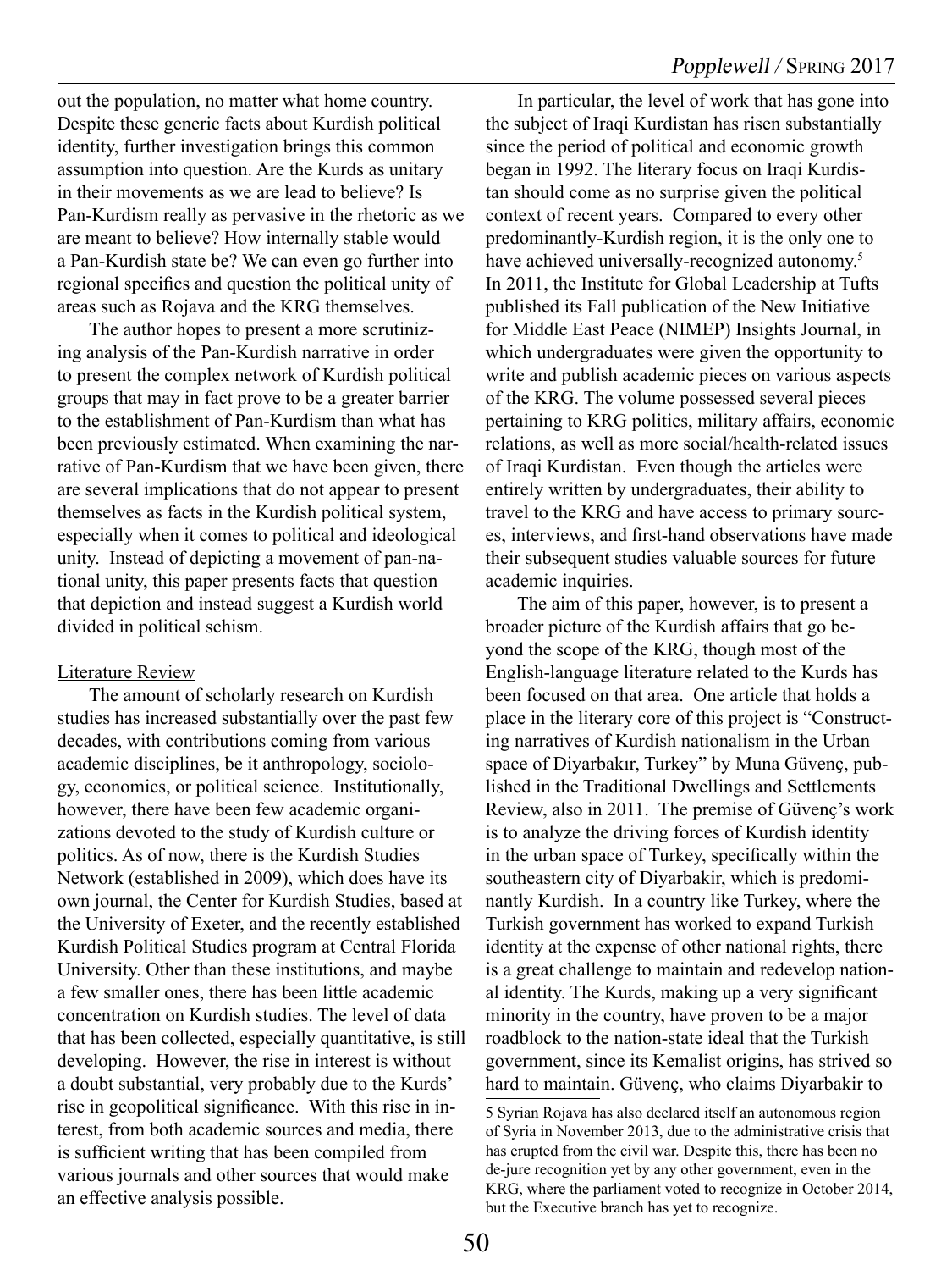out the population, no matter what home country. Despite these generic facts about Kurdish political identity, further investigation brings this common assumption into question. Are the Kurds as unitary in their movements as we are lead to believe? Is Pan-Kurdism really as pervasive in the rhetoric as we are meant to believe? How internally stable would a Pan-Kurdish state be? We can even go further into regional specifics and question the political unity of areas such as Rojava and the KRG themselves.

The author hopes to present a more scrutinizing analysis of the Pan-Kurdish narrative in order to present the complex network of Kurdish political groups that may in fact prove to be a greater barrier to the establishment of Pan-Kurdism than what has been previously estimated. When examining the narrative of Pan-Kurdism that we have been given, there are several implications that do not appear to present themselves as facts in the Kurdish political system, especially when it comes to political and ideological unity. Instead of depicting a movement of pan-national unity, this paper presents facts that question that depiction and instead suggest a Kurdish world divided in political schism.

## Literature Review

The amount of scholarly research on Kurdish studies has increased substantially over the past few decades, with contributions coming from various academic disciplines, be it anthropology, sociology, economics, or political science. Institutionally, however, there have been few academic organizations devoted to the study of Kurdish culture or politics. As of now, there is the Kurdish Studies Network (established in 2009), which does have its own journal, the Center for Kurdish Studies, based at the University of Exeter, and the recently established Kurdish Political Studies program at Central Florida University. Other than these institutions, and maybe a few smaller ones, there has been little academic concentration on Kurdish studies. The level of data that has been collected, especially quantitative, is still developing. However, the rise in interest is without a doubt substantial, very probably due to the Kurds' rise in geopolitical significance. With this rise in interest, from both academic sources and media, there is sufficient writing that has been compiled from various journals and other sources that would make an effective analysis possible.

In particular, the level of work that has gone into the subject of Iraqi Kurdistan has risen substantially since the period of political and economic growth began in 1992. The literary focus on Iraqi Kurdistan should come as no surprise given the political context of recent years. Compared to every other predominantly-Kurdish region, it is the only one to have achieved universally-recognized autonomy.[5] In 2011, the Institute for Global Leadership at Tufts published its Fall publication of the New Initiative for Middle East Peace (NIMEP) Insights Journal, in which undergraduates were given the opportunity to write and publish academic pieces on various aspects of the KRG. The volume possessed several pieces pertaining to KRG politics, military affairs, economic relations, as well as more social/health-related issues of Iraqi Kurdistan. Even though the articles were entirely written by undergraduates, their ability to travel to the KRG and have access to primary sources, interviews, and first-hand observations have made their subsequent studies valuable sources for future academic inquiries.

The aim of this paper, however, is to present a broader picture of the Kurdish affairs that go beyond the scope of the KRG, though most of the English-language literature related to the Kurds has been focused on that area. One article that holds a place in the literary core of this project is "Constructing narratives of Kurdish nationalism in the Urban space of Diyarbakır, Turkey" by Muna Güvenç, published in the Traditional Dwellings and Settlements Review, also in 2011. The premise of Güvenç's work is to analyze the driving forces of Kurdish identity in the urban space of Turkey, specifically within the southeastern city of Diyarbakir, which is predominantly Kurdish. In a country like Turkey, where the Turkish government has worked to expand Turkish identity at the expense of other national rights, there is a great challenge to maintain and redevelop national identity. The Kurds, making up a very significant minority in the country, have proven to be a major roadblock to the nation-state ideal that the Turkish government, since its Kemalist origins, has strived so hard to maintain. Güvenç, who claims Diyarbakir to

5 Syrian Rojava has also declared itself an autonomous region of Syria in November 2013, due to the administrative crisis that has erupted from the civil war. Despite this, there has been no de-jure recognition yet by any other government, even in the KRG, where the parliament voted to recognize in October 2014, but the Executive branch has yet to recognize.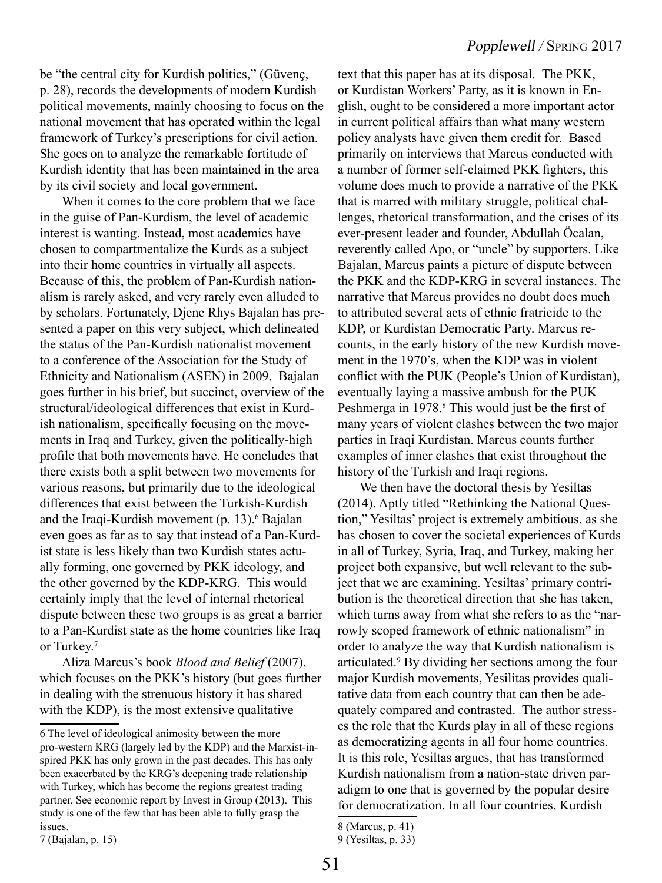be "the central city for Kurdish politics," (Güvenç, p. 28), records the developments of modern Kurdish political movements, mainly choosing to focus on the national movement that has operated within the legal framework of Turkey's prescriptions for civil action. She goes on to analyze the remarkable fortitude of Kurdish identity that has been maintained in the area by its civil society and local government.

When it comes to the core problem that we face in the guise of Pan-Kurdism, the level of academic interest is wanting. Instead, most academics have chosen to compartmentalize the Kurds as a subject into their home countries in virtually all aspects. Because of this, the problem of Pan-Kurdish nationalism is rarely asked, and very rarely even alluded to by scholars. Fortunately, Djene Rhys Bajalan has presented a paper on this very subject, which delineated the status of the Pan-Kurdish nationalist movement to a conference of the Association for the Study of Ethnicity and Nationalism (ASEN) in 2009. Bajalan goes further in his brief, but succinct, overview of the structural/ideological differences that exist in Kurdish nationalism, specifically focusing on the movements in Iraq and Turkey, given the politically-high profile that both movements have. He concludes that there exists both a split between two movements for various reasons, but primarily due to the ideological differences that exist between the Turkish-Kurdish and the Iraqi-Kurdish movement (p. 13).[6] Bajalan even goes as far as to say that instead of a Pan-Kurdist state is less likely than two Kurdish states actually forming, one governed by PKK ideology, and the other governed by the KDP-KRG. This would certainly imply that the level of internal rhetorical dispute between these two groups is as great a barrier to a Pan-Kurdist state as the home countries like Iraq or Turkey.[7]

Aliza Marcus's book *Blood and Belief* (2007), which focuses on the PKK's history (but goes further in dealing with the strenuous history it has shared with the KDP), is the most extensive qualitative text that this paper has at its disposal. The PKK, or Kurdistan Workers' Party, as it is known in English, ought to be considered a more important actor in current political affairs than what many western policy analysts have given them credit for. Based primarily on interviews that Marcus conducted with a number of former self-claimed PKK fighters, this volume does much to provide a narrative of the PKK that is marred with military struggle, political challenges, rhetorical transformation, and the crises of its ever-present leader and founder, Abdullah Öcalan, reverently called Apo, or "uncle" by supporters. Like Bajalan, Marcus paints a picture of dispute between the PKK and the KDP-KRG in several instances. The narrative that Marcus provides no doubt does much to attributed several acts of ethnic fratricide to the KDP, or Kurdistan Democratic Party. Marcus recounts, in the early history of the new Kurdish movement in the 1970's, when the KDP was in violent conflict with the PUK (People's Union of Kurdistan), eventually laying a massive ambush for the PUK Peshmerga in 1978.[8] This would just be the first of many years of violent clashes between the two major parties in Iraqi Kurdistan. Marcus counts further examples of inner clashes that exist throughout the history of the Turkish and Iraqi regions.

We then have the doctoral thesis by Yesiltas (2014). Aptly titled "Rethinking the National Question," Yesiltas' project is extremely ambitious, as she has chosen to cover the societal experiences of Kurds in all of Turkey, Syria, Iraq, and Turkey, making her project both expansive, but well relevant to the subject that we are examining. Yesiltas' primary contribution is the theoretical direction that she has taken, which turns away from what she refers to as the "narrowly scoped framework of ethnic nationalism" in order to analyze the way that Kurdish nationalism is articulated.[9] By dividing her sections among the four major Kurdish movements, Yesilitas provides qualitative data from each country that can then be adequately compared and contrasted. The author stresses the role that the Kurds play in all of these regions as democratizing agents in all four home countries. It is this role, Yesiltas argues, that has transformed Kurdish nationalism from a nation-state driven paradigm to one that is governed by the popular desire for democratization. In all four countries, Kurdish

---

6 The level of ideological animosity between the more pro-western KRG (largely led by the KDP) and the Marxist-inspired PKK has only grown in the past decades. This has only been exacerbated by the KRG's deepening trade relationship with Turkey, which has become the regions greatest trading partner. See economic report by Invest in Group (2013). This study is one of the few that has been able to fully grasp the issues.

7 (Bajalan, p. 15)

8 (Marcus, p. 41)

9 (Yesiltas, p. 33)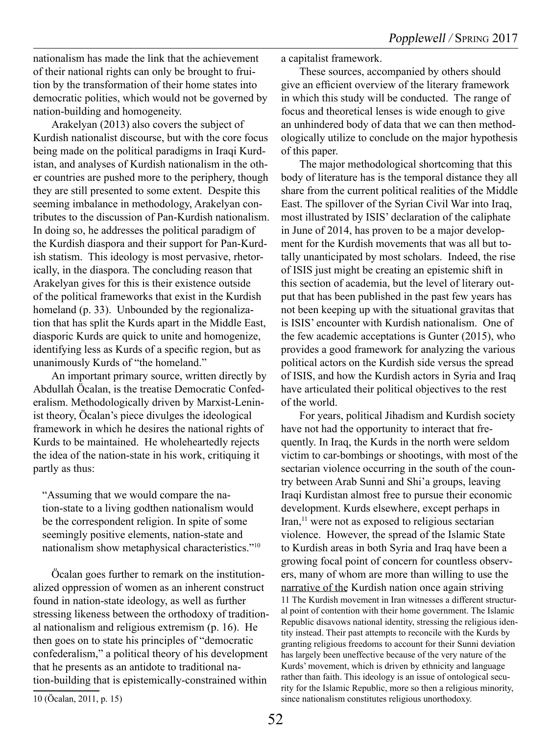nationalism has made the link that the achievement of their national rights can only be brought to fruition by the transformation of their home states into democratic polities, which would not be governed by nation-building and homogeneity.

Arakelyan (2013) also covers the subject of Kurdish nationalist discourse, but with the core focus being made on the political paradigms in Iraqi Kurdistan, and analyses of Kurdish nationalism in the other countries are pushed more to the periphery, though they are still presented to some extent. Despite this seeming imbalance in methodology, Arakelyan contributes to the discussion of Pan-Kurdish nationalism. In doing so, he addresses the political paradigm of the Kurdish diaspora and their support for Pan-Kurdish statism. This ideology is most pervasive, rhetorically, in the diaspora. The concluding reason that Arakelyan gives for this is their existence outside of the political frameworks that exist in the Kurdish homeland (p. 33). Unbounded by the regionalization that has split the Kurds apart in the Middle East, diasporic Kurds are quick to unite and homogenize, identifying less as Kurds of a specific region, but as unanimously Kurds of "the homeland."

An important primary source, written directly by Abdullah Öcalan, is the treatise Democratic Confederalism. Methodologically driven by Marxist-Leninist theory, Öcalan's piece divulges the ideological framework in which he desires the national rights of Kurds to be maintained. He wholeheartedly rejects the idea of the nation-state in his work, critiquing it partly as thus:

> "Assuming that we would compare the nation-state to a living godthen nationalism would be the correspondent religion. In spite of some seemingly positive elements, nation-state and nationalism show metaphysical characteristics."[10]

Öcalan goes further to remark on the institutionalized oppression of women as an inherent construct found in nation-state ideology, as well as further stressing likeness between the orthodoxy of traditional nationalism and religious extremism (p. 16). He then goes on to state his principles of "democratic confederalism," a political theory of his development that he presents as an antidote to traditional nation-building that is epistemically-constrained within a capitalist framework.

These sources, accompanied by others should give an efficient overview of the literary framework in which this study will be conducted. The range of focus and theoretical lenses is wide enough to give an unhindered body of data that we can then methodologically utilize to conclude on the major hypothesis of this paper.

The major methodological shortcoming that this body of literature has is the temporal distance they all share from the current political realities of the Middle East. The spillover of the Syrian Civil War into Iraq, most illustrated by ISIS' declaration of the caliphate in June of 2014, has proven to be a major development for the Kurdish movements that was all but totally unanticipated by most scholars. Indeed, the rise of ISIS just might be creating an epistemic shift in this section of academia, but the level of literary output that has been published in the past few years has not been keeping up with the situational gravitas that is ISIS' encounter with Kurdish nationalism. One of the few academic acceptations is Gunter (2015), who provides a good framework for analyzing the various political actors on the Kurdish side versus the spread of ISIS, and how the Kurdish actors in Syria and Iraq have articulated their political objectives to the rest of the world.

For years, political Jihadism and Kurdish society have not had the opportunity to interact that frequently. In Iraq, the Kurds in the north were seldom victim to car-bombings or shootings, with most of the sectarian violence occurring in the south of the country between Arab Sunni and Shi'a groups, leaving Iraqi Kurdistan almost free to pursue their economic development. Kurds elsewhere, except perhaps in Iran,[11] were not as exposed to religious sectarian violence. However, the spread of the Islamic State to Kurdish areas in both Syria and Iraq have been a growing focal point of concern for countless observers, many of whom are more than willing to use the narrative of the Kurdish nation once again striving

10 (Öcalan, 2011, p. 15)

11 The Kurdish movement in Iran witnesses a different structural point of contention with their home government. The Islamic Republic disavows national identity, stressing the religious identity instead. Their past attempts to reconcile with the Kurds by granting religious freedoms to account for their Sunni deviation has largely been uneffective because of the very nature of the Kurds' movement, which is driven by ethnicity and language rather than faith. This ideology is an issue of ontological security for the Islamic Republic, more so then a religious minority, since nationalism constitutes religious unorthodoxy.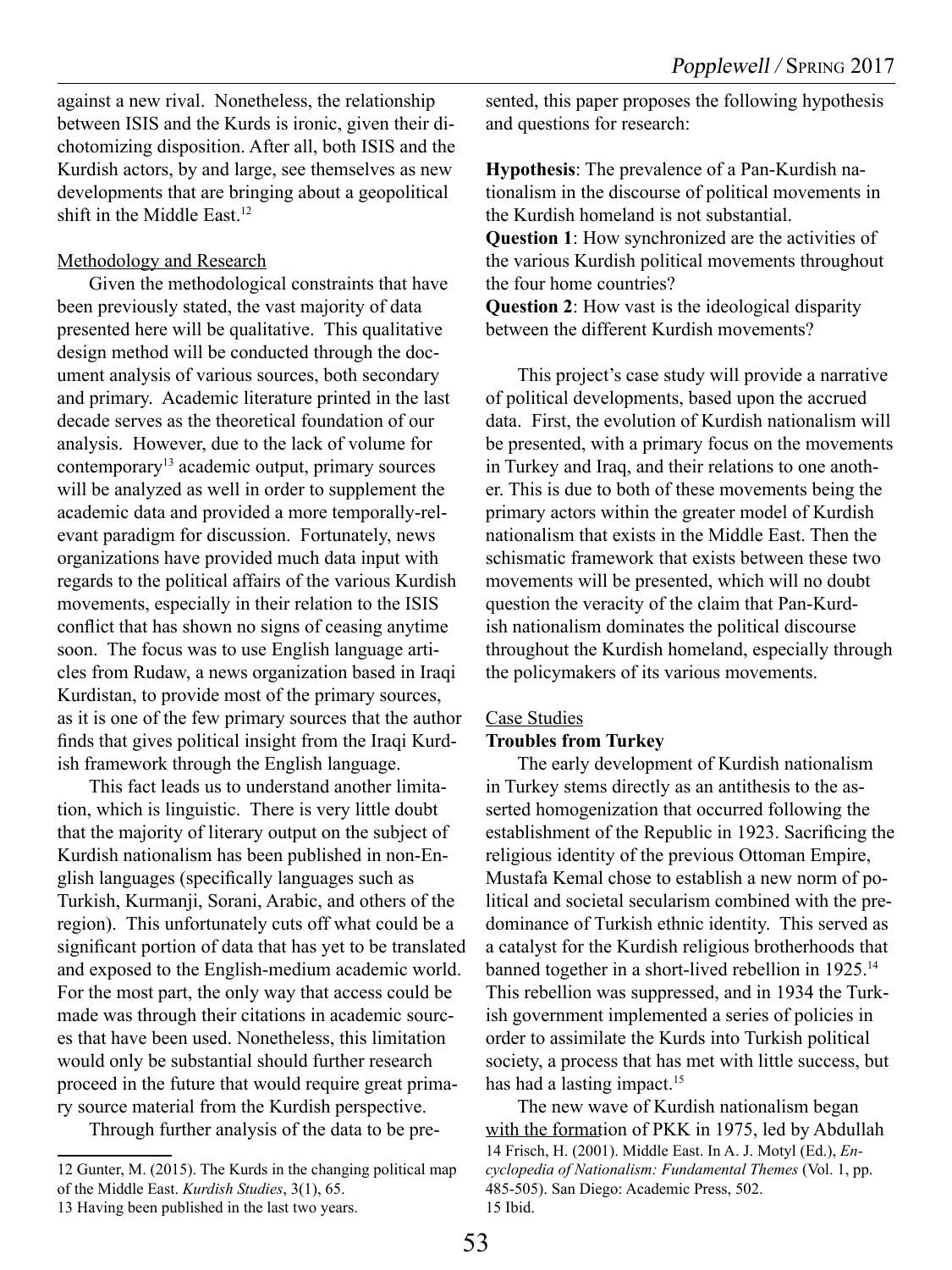against a new rival. Nonetheless, the relationship between ISIS and the Kurds is ironic, given their dichotomizing disposition. After all, both ISIS and the Kurdish actors, by and large, see themselves as new developments that are bringing about a geopolitical shift in the Middle East.[12]

Methodology and Research

Given the methodological constraints that have been previously stated, the vast majority of data presented here will be qualitative. This qualitative design method will be conducted through the document analysis of various sources, both secondary and primary. Academic literature printed in the last decade serves as the theoretical foundation of our analysis. However, due to the lack of volume for contemporary[13] academic output, primary sources will be analyzed as well in order to supplement the academic data and provided a more temporally-relevant paradigm for discussion. Fortunately, news organizations have provided much data input with regards to the political affairs of the various Kurdish movements, especially in their relation to the ISIS conflict that has shown no signs of ceasing anytime soon. The focus was to use English language articles from Rudaw, a news organization based in Iraqi Kurdistan, to provide most of the primary sources, as it is one of the few primary sources that the author finds that gives political insight from the Iraqi Kurdish framework through the English language.

This fact leads us to understand another limitation, which is linguistic. There is very little doubt that the majority of literary output on the subject of Kurdish nationalism has been published in non-English languages (specifically languages such as Turkish, Kurmanji, Sorani, Arabic, and others of the region). This unfortunately cuts off what could be a significant portion of data that has yet to be translated and exposed to the English-medium academic world. For the most part, the only way that access could be made was through their citations in academic sources that have been used. Nonetheless, this limitation would only be substantial should further research proceed in the future that would require great primary source material from the Kurdish perspective.

Through further analysis of the data to be presented, this paper proposes the following hypothesis and questions for research:

**Hypothesis**: The prevalence of a Pan-Kurdish nationalism in the discourse of political movements in the Kurdish homeland is not substantial.
**Question 1**: How synchronized are the activities of the various Kurdish political movements throughout the four home countries?
**Question 2**: How vast is the ideological disparity between the different Kurdish movements?

This project's case study will provide a narrative of political developments, based upon the accrued data. First, the evolution of Kurdish nationalism will be presented, with a primary focus on the movements in Turkey and Iraq, and their relations to one another. This is due to both of these movements being the primary actors within the greater model of Kurdish nationalism that exists in the Middle East. Then the schismatic framework that exists between these two movements will be presented, which will no doubt question the veracity of the claim that Pan-Kurdish nationalism dominates the political discourse throughout the Kurdish homeland, especially through the policymakers of its various movements.

Case Studies

**Troubles from Turkey**

The early development of Kurdish nationalism in Turkey stems directly as an antithesis to the asserted homogenization that occurred following the establishment of the Republic in 1923. Sacrificing the religious identity of the previous Ottoman Empire, Mustafa Kemal chose to establish a new norm of political and societal secularism combined with the predominance of Turkish ethnic identity. This served as a catalyst for the Kurdish religious brotherhoods that banned together in a short-lived rebellion in 1925.[14] This rebellion was suppressed, and in 1934 the Turkish government implemented a series of policies in order to assimilate the Kurds into Turkish political society, a process that has met with little success, but has had a lasting impact.[15]

The new wave of Kurdish nationalism began with the formation of PKK in 1975, led by Abdullah

---

12 Gunter, M. (2015). The Kurds in the changing political map of the Middle East. *Kurdish Studies*, 3(1), 65.

13 Having been published in the last two years.

14 Frisch, H. (2001). Middle East. In A. J. Motyl (Ed.), *Encyclopedia of Nationalism: Fundamental Themes* (Vol. 1, pp. 485-505). San Diego: Academic Press, 502.

15 Ibid.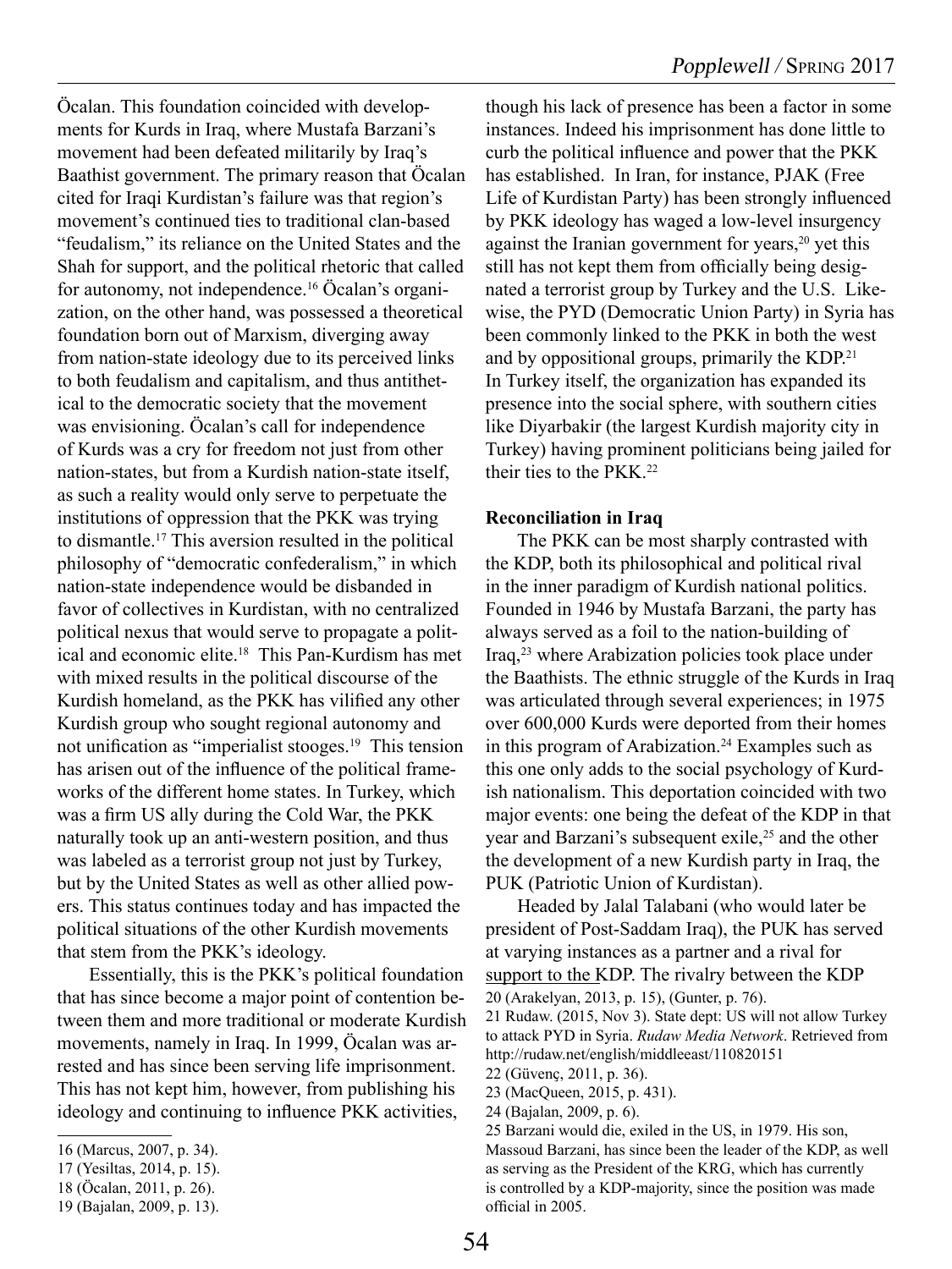Öcalan. This foundation coincided with developments for Kurds in Iraq, where Mustafa Barzani's movement had been defeated militarily by Iraq's Baathist government. The primary reason that Öcalan cited for Iraqi Kurdistan's failure was that region's movement's continued ties to traditional clan-based "feudalism," its reliance on the United States and the Shah for support, and the political rhetoric that called for autonomy, not independence.[16] Öcalan's organization, on the other hand, was possessed a theoretical foundation born out of Marxism, diverging away from nation-state ideology due to its perceived links to both feudalism and capitalism, and thus antithetical to the democratic society that the movement was envisioning. Öcalan's call for independence of Kurds was a cry for freedom not just from other nation-states, but from a Kurdish nation-state itself, as such a reality would only serve to perpetuate the institutions of oppression that the PKK was trying to dismantle.[17] This aversion resulted in the political philosophy of "democratic confederalism," in which nation-state independence would be disbanded in favor of collectives in Kurdistan, with no centralized political nexus that would serve to propagate a political and economic elite.[18] This Pan-Kurdism has met with mixed results in the political discourse of the Kurdish homeland, as the PKK has vilified any other Kurdish group who sought regional autonomy and not unification as "imperialist stooges.[19] This tension has arisen out of the influence of the political frameworks of the different home states. In Turkey, which was a firm US ally during the Cold War, the PKK naturally took up an anti-western position, and thus was labeled as a terrorist group not just by Turkey, but by the United States as well as other allied powers. This status continues today and has impacted the political situations of the other Kurdish movements that stem from the PKK's ideology.

Essentially, this is the PKK's political foundation that has since become a major point of contention between them and more traditional or moderate Kurdish movements, namely in Iraq. In 1999, Öcalan was arrested and has since been serving life imprisonment. This has not kept him, however, from publishing his ideology and continuing to influence PKK activities, though his lack of presence has been a factor in some instances. Indeed his imprisonment has done little to curb the political influence and power that the PKK has established. In Iran, for instance, PJAK (Free Life of Kurdistan Party) has been strongly influenced by PKK ideology has waged a low-level insurgency against the Iranian government for years,[20] yet this still has not kept them from officially being designated a terrorist group by Turkey and the U.S. Likewise, the PYD (Democratic Union Party) in Syria has been commonly linked to the PKK in both the west and by oppositional groups, primarily the KDP.[21] In Turkey itself, the organization has expanded its presence into the social sphere, with southern cities like Diyarbakir (the largest Kurdish majority city in Turkey) having prominent politicians being jailed for their ties to the PKK.[22]

**Reconciliation in Iraq**

The PKK can be most sharply contrasted with the KDP, both its philosophical and political rival in the inner paradigm of Kurdish national politics. Founded in 1946 by Mustafa Barzani, the party has always served as a foil to the nation-building of Iraq,[23] where Arabization policies took place under the Baathists. The ethnic struggle of the Kurds in Iraq was articulated through several experiences; in 1975 over 600,000 Kurds were deported from their homes in this program of Arabization.[24] Examples such as this one only adds to the social psychology of Kurdish nationalism. This deportation coincided with two major events: one being the defeat of the KDP in that year and Barzani's subsequent exile,[25] and the other the development of a new Kurdish party in Iraq, the PUK (Patriotic Union of Kurdistan).

Headed by Jalal Talabani (who would later be president of Post-Saddam Iraq), the PUK has served at varying instances as a partner and a rival for support to the KDP. The rivalry between the KDP

---

16 (Marcus, 2007, p. 34).

17 (Yesiltas, 2014, p. 15).

18 (Öcalan, 2011, p. 26).

19 (Bajalan, 2009, p. 13).

20 (Arakelyan, 2013, p. 15), (Gunter, p. 76).

21 Rudaw. (2015, Nov 3). State dept: US will not allow Turkey to attack PYD in Syria. *Rudaw Media Network*. Retrieved from http://rudaw.net/english/middleeast/110820151

22 (Güvenç, 2011, p. 36).

23 (MacQueen, 2015, p. 431).

24 (Bajalan, 2009, p. 6).

25 Barzani would die, exiled in the US, in 1979. His son, Massoud Barzani, has since been the leader of the KDP, as well as serving as the President of the KRG, which has currently is controlled by a KDP-majority, since the position was made official in 2005.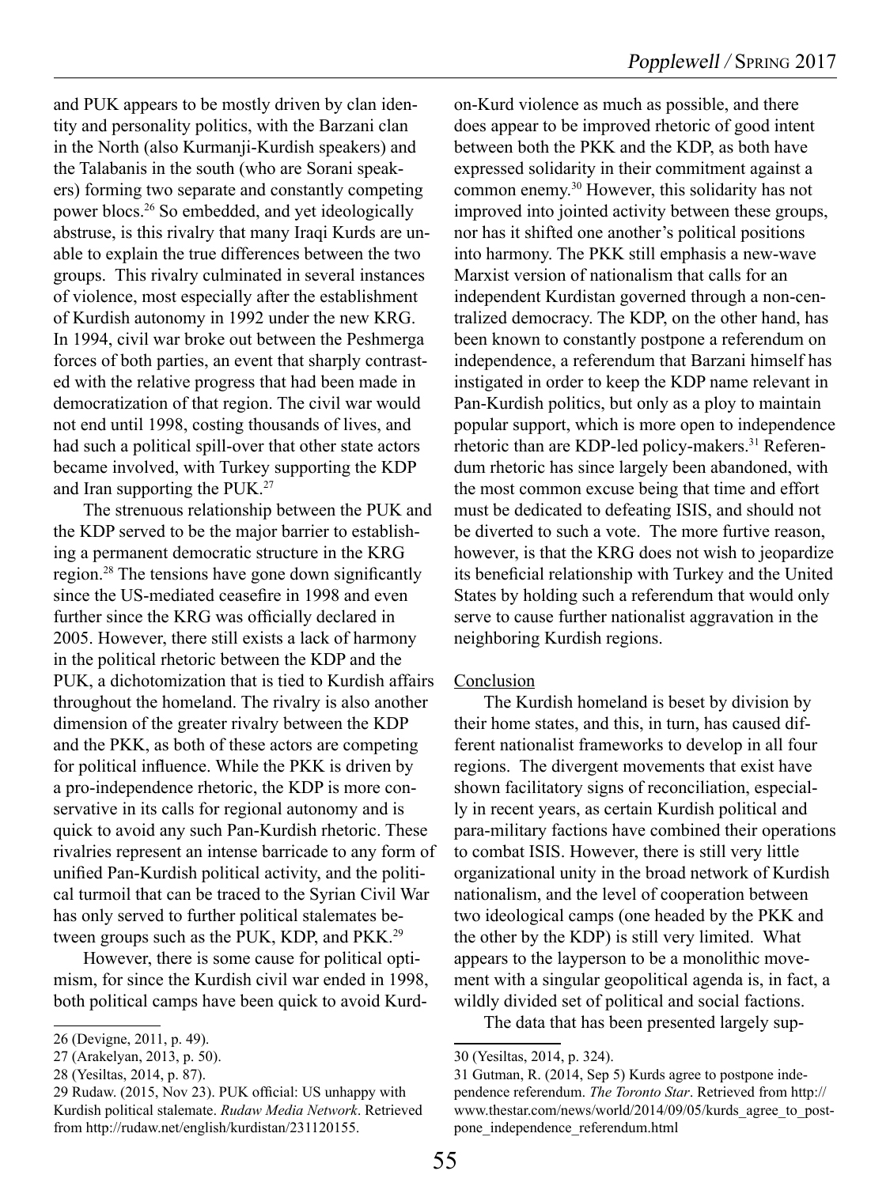and PUK appears to be mostly driven by clan identity and personality politics, with the Barzani clan in the North (also Kurmanji-Kurdish speakers) and the Talabanis in the south (who are Sorani speakers) forming two separate and constantly competing power blocs.[26] So embedded, and yet ideologically abstruse, is this rivalry that many Iraqi Kurds are unable to explain the true differences between the two groups. This rivalry culminated in several instances of violence, most especially after the establishment of Kurdish autonomy in 1992 under the new KRG. In 1994, civil war broke out between the Peshmerga forces of both parties, an event that sharply contrasted with the relative progress that had been made in democratization of that region. The civil war would not end until 1998, costing thousands of lives, and had such a political spill-over that other state actors became involved, with Turkey supporting the KDP and Iran supporting the PUK.[27]

The strenuous relationship between the PUK and the KDP served to be the major barrier to establishing a permanent democratic structure in the KRG region.[28] The tensions have gone down significantly since the US-mediated ceasefire in 1998 and even further since the KRG was officially declared in 2005. However, there still exists a lack of harmony in the political rhetoric between the KDP and the PUK, a dichotomization that is tied to Kurdish affairs throughout the homeland. The rivalry is also another dimension of the greater rivalry between the KDP and the PKK, as both of these actors are competing for political influence. While the PKK is driven by a pro-independence rhetoric, the KDP is more conservative in its calls for regional autonomy and is quick to avoid any such Pan-Kurdish rhetoric. These rivalries represent an intense barricade to any form of unified Pan-Kurdish political activity, and the political turmoil that can be traced to the Syrian Civil War has only served to further political stalemates between groups such as the PUK, KDP, and PKK.[29]

However, there is some cause for political optimism, for since the Kurdish civil war ended in 1998, both political camps have been quick to avoid Kurd-on-Kurd violence as much as possible, and there does appear to be improved rhetoric of good intent between both the PKK and the KDP, as both have expressed solidarity in their commitment against a common enemy.[30] However, this solidarity has not improved into jointed activity between these groups, nor has it shifted one another's political positions into harmony. The PKK still emphasis a new-wave Marxist version of nationalism that calls for an independent Kurdistan governed through a non-centralized democracy. The KDP, on the other hand, has been known to constantly postpone a referendum on independence, a referendum that Barzani himself has instigated in order to keep the KDP name relevant in Pan-Kurdish politics, but only as a ploy to maintain popular support, which is more open to independence rhetoric than are KDP-led policy-makers.[31] Referendum rhetoric has since largely been abandoned, with the most common excuse being that time and effort must be dedicated to defeating ISIS, and should not be diverted to such a vote. The more furtive reason, however, is that the KRG does not wish to jeopardize its beneficial relationship with Turkey and the United States by holding such a referendum that would only serve to cause further nationalist aggravation in the neighboring Kurdish regions.

## Conclusion

The Kurdish homeland is beset by division by their home states, and this, in turn, has caused different nationalist frameworks to develop in all four regions. The divergent movements that exist have shown facilitatory signs of reconciliation, especially in recent years, as certain Kurdish political and para-military factions have combined their operations to combat ISIS. However, there is still very little organizational unity in the broad network of Kurdish nationalism, and the level of cooperation between two ideological camps (one headed by the PKK and the other by the KDP) is still very limited. What appears to the layperson to be a monolithic movement with a singular geopolitical agenda is, in fact, a wildly divided set of political and social factions.

The data that has been presented largely sup-

---

26 (Devigne, 2011, p. 49).

27 (Arakelyan, 2013, p. 50).

28 (Yesiltas, 2014, p. 87).

29 Rudaw. (2015, Nov 23). PUK official: US unhappy with Kurdish political stalemate. *Rudaw Media Network*. Retrieved from http://rudaw.net/english/kurdistan/231120155.

30 (Yesiltas, 2014, p. 324).

31 Gutman, R. (2014, Sep 5) Kurds agree to postpone independence referendum. *The Toronto Star*. Retrieved from http://www.thestar.com/news/world/2014/09/05/kurds_agree_to_postpone_independence_referendum.html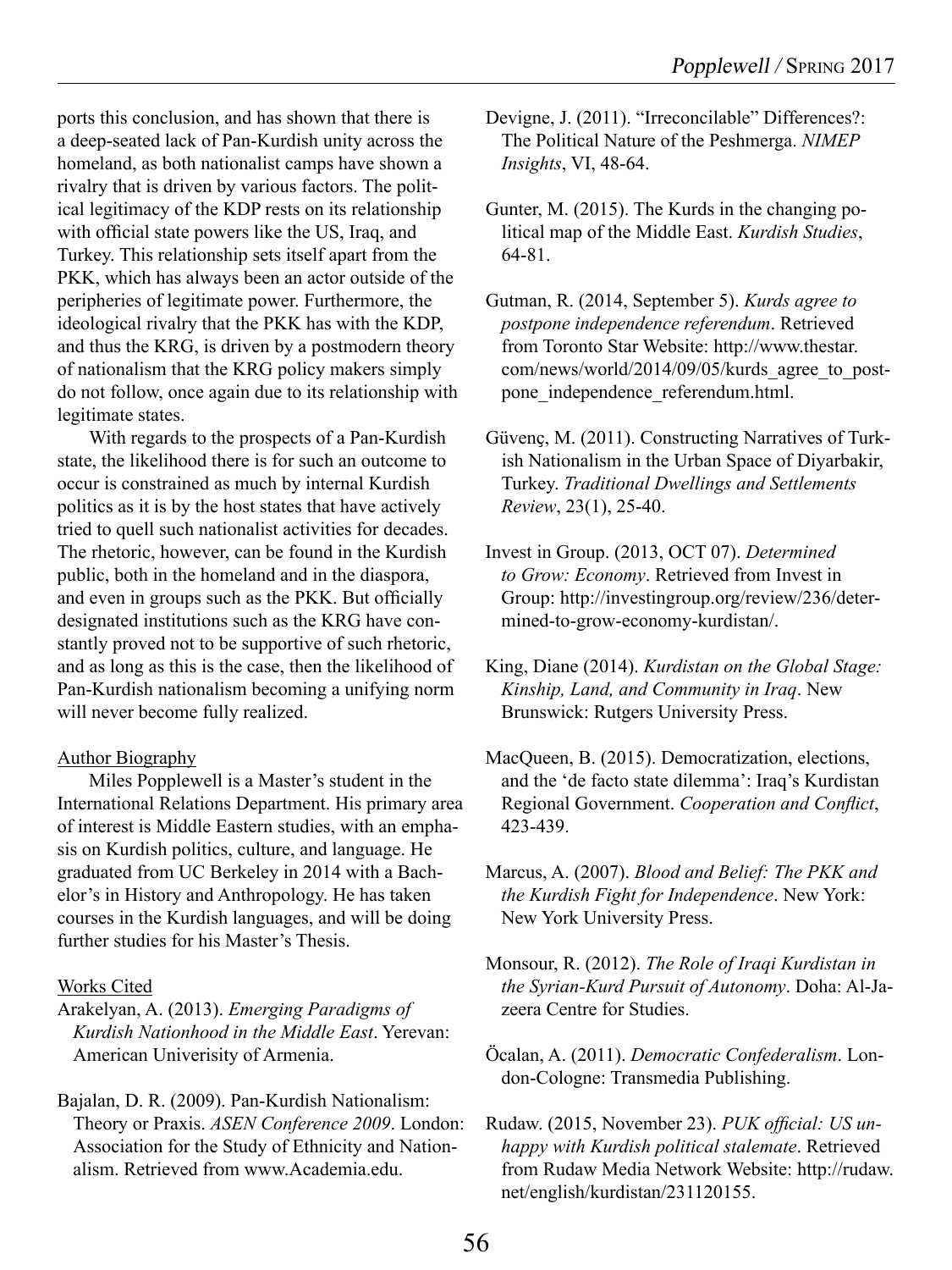ports this conclusion, and has shown that there is a deep-seated lack of Pan-Kurdish unity across the homeland, as both nationalist camps have shown a rivalry that is driven by various factors. The political legitimacy of the KDP rests on its relationship with official state powers like the US, Iraq, and Turkey. This relationship sets itself apart from the PKK, which has always been an actor outside of the peripheries of legitimate power. Furthermore, the ideological rivalry that the PKK has with the KDP, and thus the KRG, is driven by a postmodern theory of nationalism that the KRG policy makers simply do not follow, once again due to its relationship with legitimate states.

With regards to the prospects of a Pan-Kurdish state, the likelihood there is for such an outcome to occur is constrained as much by internal Kurdish politics as it is by the host states that have actively tried to quell such nationalist activities for decades. The rhetoric, however, can be found in the Kurdish public, both in the homeland and in the diaspora, and even in groups such as the PKK. But officially designated institutions such as the KRG have constantly proved not to be supportive of such rhetoric, and as long as this is the case, then the likelihood of Pan-Kurdish nationalism becoming a unifying norm will never become fully realized.

## Author Biography

Miles Popplewell is a Master's student in the International Relations Department. His primary area of interest is Middle Eastern studies, with an emphasis on Kurdish politics, culture, and language. He graduated from UC Berkeley in 2014 with a Bachelor's in History and Anthropology. He has taken courses in the Kurdish languages, and will be doing further studies for his Master's Thesis.

## Works Cited

Arakelyan, A. (2013). *Emerging Paradigms of Kurdish Nationhood in the Middle East*. Yerevan: American Univerisity of Armenia.

Bajalan, D. R. (2009). Pan-Kurdish Nationalism: Theory or Praxis. *ASEN Conference 2009*. London: Association for the Study of Ethnicity and Nationalism. Retrieved from www.Academia.edu.

Devigne, J. (2011). "Irreconcilable" Differences?: The Political Nature of the Peshmerga. *NIMEP Insights*, VI, 48-64.

Gunter, M. (2015). The Kurds in the changing political map of the Middle East. *Kurdish Studies*, 64-81.

Gutman, R. (2014, September 5). *Kurds agree to postpone independence referendum*. Retrieved from Toronto Star Website: http://www.thestar.com/news/world/2014/09/05/kurds_agree_to_postpone_independence_referendum.html.

Güvenç, M. (2011). Constructing Narratives of Turkish Nationalism in the Urban Space of Diyarbakir, Turkey. *Traditional Dwellings and Settlements Review*, 23(1), 25-40.

Invest in Group. (2013, OCT 07). *Determined to Grow: Economy*. Retrieved from Invest in Group: http://investingroup.org/review/236/determined-to-grow-economy-kurdistan/.

King, Diane (2014). *Kurdistan on the Global Stage: Kinship, Land, and Community in Iraq*. New Brunswick: Rutgers University Press.

MacQueen, B. (2015). Democratization, elections, and the 'de facto state dilemma': Iraq's Kurdistan Regional Government. *Cooperation and Conflict*, 423-439.

Marcus, A. (2007). *Blood and Belief: The PKK and the Kurdish Fight for Independence*. New York: New York University Press.

Monsour, R. (2012). *The Role of Iraqi Kurdistan in the Syrian-Kurd Pursuit of Autonomy*. Doha: Al-Jazeera Centre for Studies.

Öcalan, A. (2011). *Democratic Confederalism*. London-Cologne: Transmedia Publishing.

Rudaw. (2015, November 23). *PUK official: US unhappy with Kurdish political stalemate*. Retrieved from Rudaw Media Network Website: http://rudaw.net/english/kurdistan/231120155.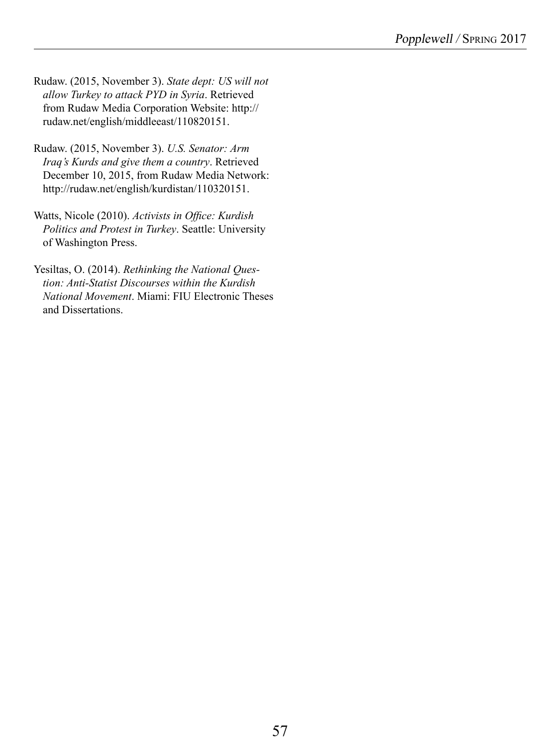Rudaw. (2015, November 3). *State dept: US will not allow Turkey to attack PYD in Syria*. Retrieved from Rudaw Media Corporation Website: http://rudaw.net/english/middleeast/110820151.

Rudaw. (2015, November 3). *U.S. Senator: Arm Iraq's Kurds and give them a country*. Retrieved December 10, 2015, from Rudaw Media Network: http://rudaw.net/english/kurdistan/110320151.

Watts, Nicole (2010). *Activists in Office: Kurdish Politics and Protest in Turkey*. Seattle: University of Washington Press.

Yesiltas, O. (2014). *Rethinking the National Question: Anti-Statist Discourses within the Kurdish National Movement*. Miami: FIU Electronic Theses and Dissertations.